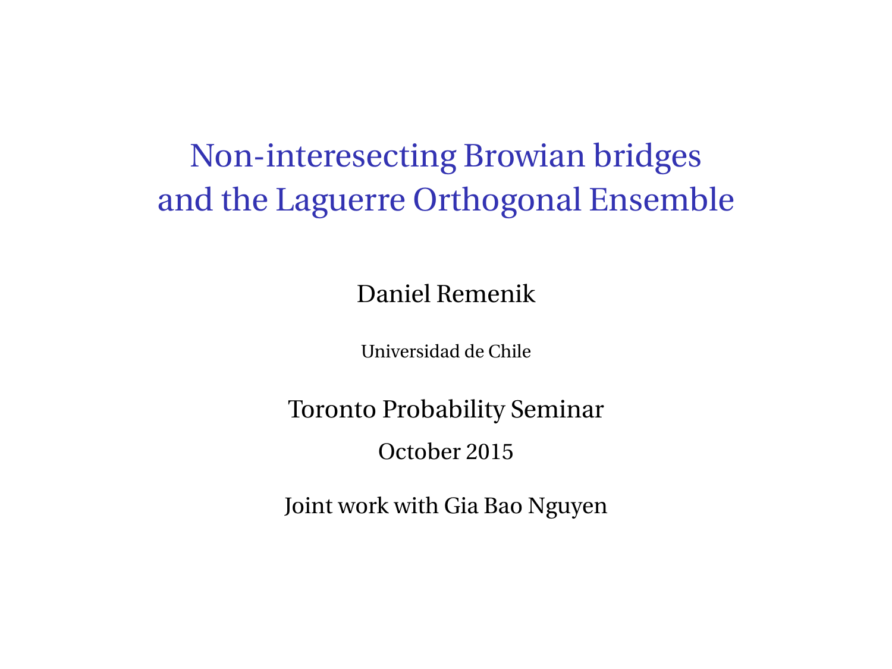# Non-interesecting Browian bridges and the Laguerre Orthogonal Ensemble

Daniel Remenik

Universidad de Chile

Toronto Probability Seminar

October 2015

Joint work with Gia Bao Nguyen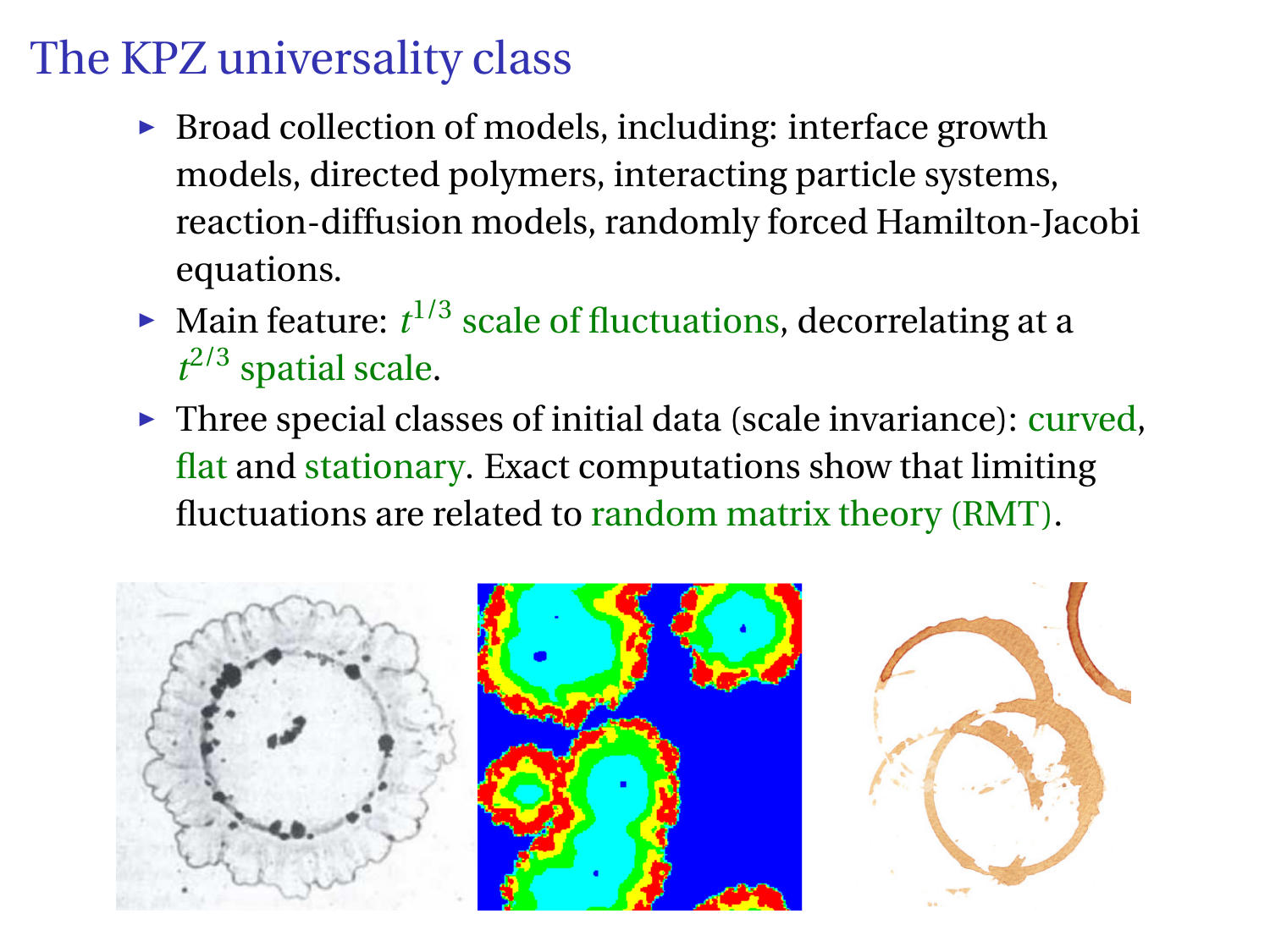# The KPZ universality class

- Broad collection of models, including: interface growth models, directed polymers, interacting particle systems, reaction-diffusion models, randomly forced Hamilton-Jacobi equations.
- Main feature: $t^{1/3}$ scale of fluctuations, decorrelating at a $t^{2/3}$ spatial scale.
- Three special classes of initial data (scale invariance): curved, flat and stationary. Exact computations show that limiting fluctuations are related to random matrix theory (RMT).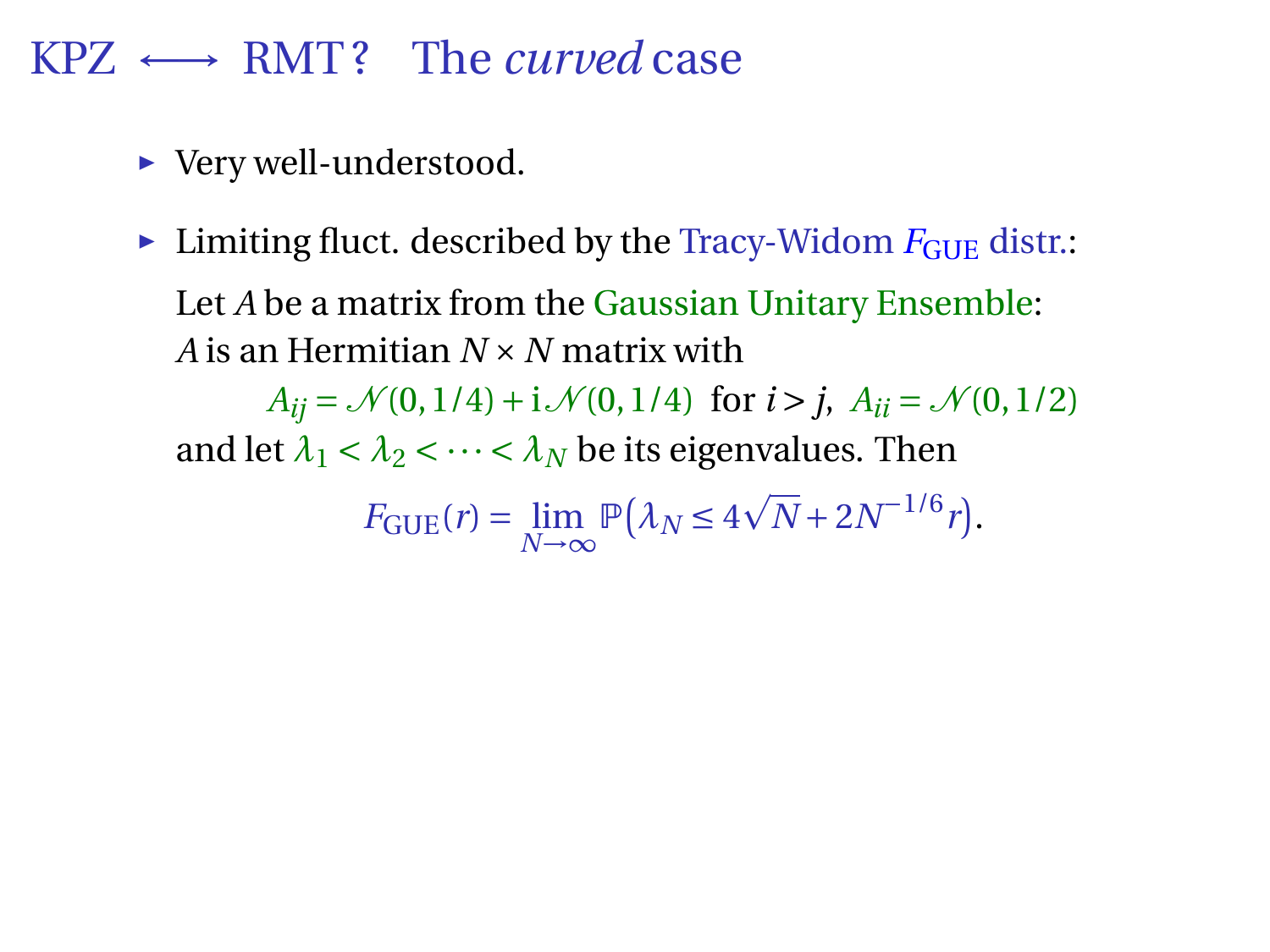# KPZ $\longleftrightarrow$ RMT? The *curved* case

- Very well-understood.
- Limiting fluct. described by the Tracy-Widom $F_{\mathrm{GUE}}$ distr.:

  Let $A$ be a matrix from the Gaussian Unitary Ensemble:
  $A$ is an Hermitian $N \times N$ matrix with

  $$A_{ij} = \mathcal{N}(0,1/4) + \mathrm{i}\mathcal{N}(0,1/4) \ \text{ for } i > j, \ A_{ii} = \mathcal{N}(0,1/2)$$

  and let $\lambda_1 < \lambda_2 < \cdots < \lambda_N$ be its eigenvalues. Then

  $$F_{\mathrm{GUE}}(r) = \lim_{N\to\infty} \mathbb{P}\big(\lambda_N \leq 4\sqrt{N} + 2N^{-1/6} r\big).$$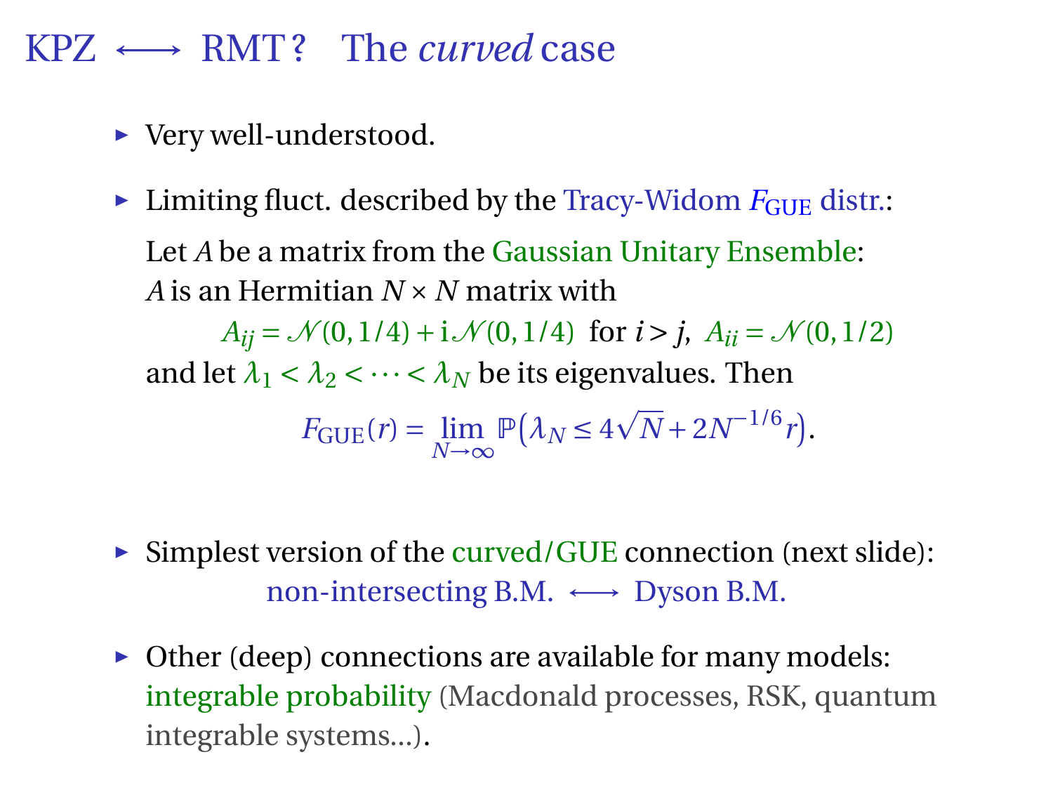# KPZ $\longleftrightarrow$ RMT ? The *curved* case

- Very well-understood.
- Limiting fluct. described by the Tracy-Widom $F_{\text{GUE}}$ distr.:

  Let $A$ be a matrix from the Gaussian Unitary Ensemble:
  $A$ is an Hermitian $N \times N$ matrix with

  $$A_{ij} = \mathcal{N}(0,1/4) + \mathrm{i}\,\mathcal{N}(0,1/4) \ \text{ for } i > j, \ A_{ii} = \mathcal{N}(0,1/2)$$

  and let $\lambda_1 < \lambda_2 < \cdots < \lambda_N$ be its eigenvalues. Then

  $$F_{\text{GUE}}(r) = \lim_{N\to\infty} \mathbb{P}\big(\lambda_N \le 4\sqrt{N} + 2N^{-1/6} r\big).$$

- Simplest version of the curved/GUE connection (next slide):

  non-intersecting B.M. $\longleftrightarrow$ Dyson B.M.

- Other (deep) connections are available for many models: integrable probability (Macdonald processes, RSK, quantum integrable systems...).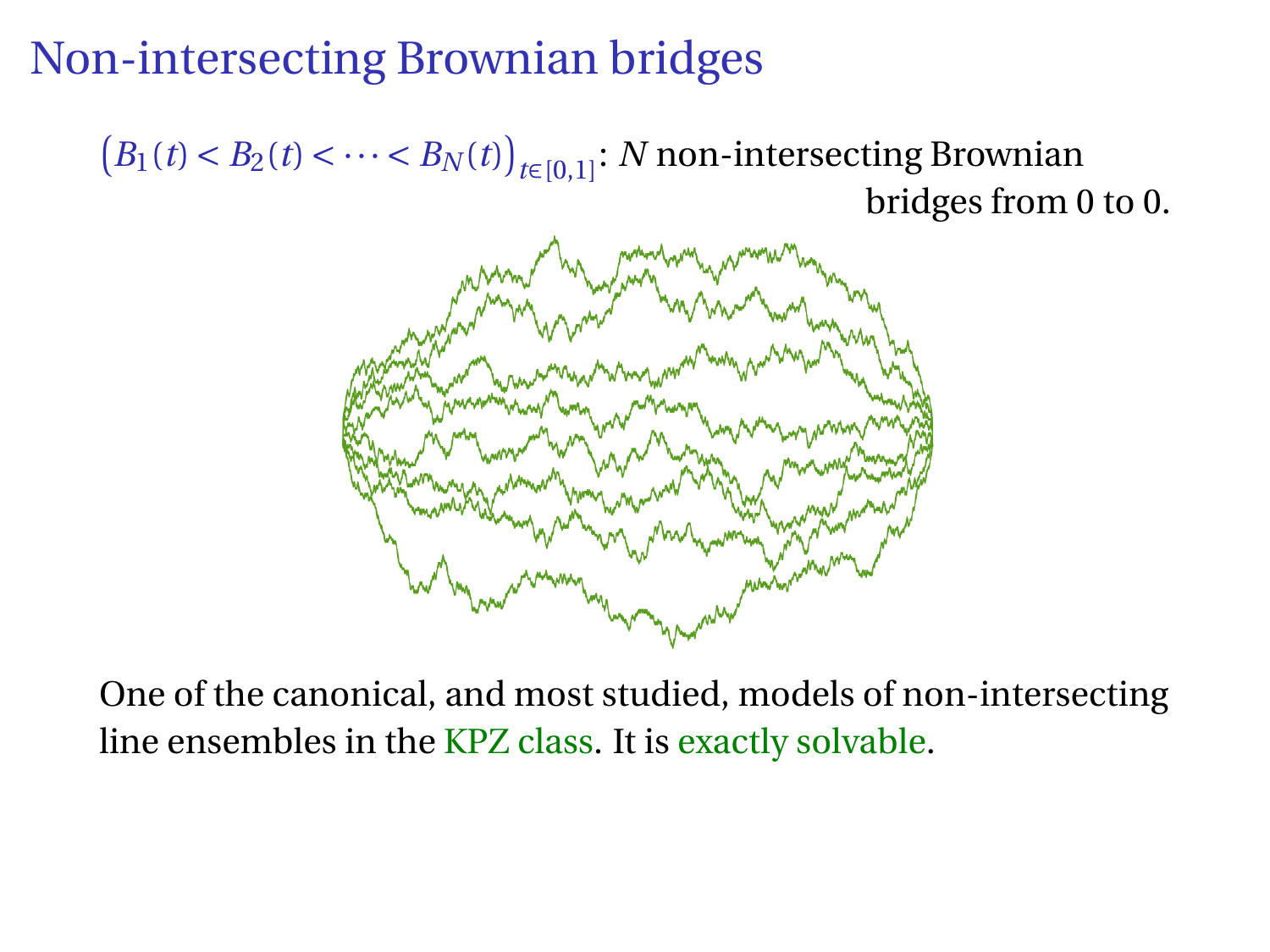# Non-intersecting Brownian bridges

$\big(B_1(t) < B_2(t) < \cdots < B_N(t)\big)_{t\in[0,1]}$: $N$ non-intersecting Brownian bridges from 0 to 0.

One of the canonical, and most studied, models of non-intersecting line ensembles in the KPZ class. It is exactly solvable.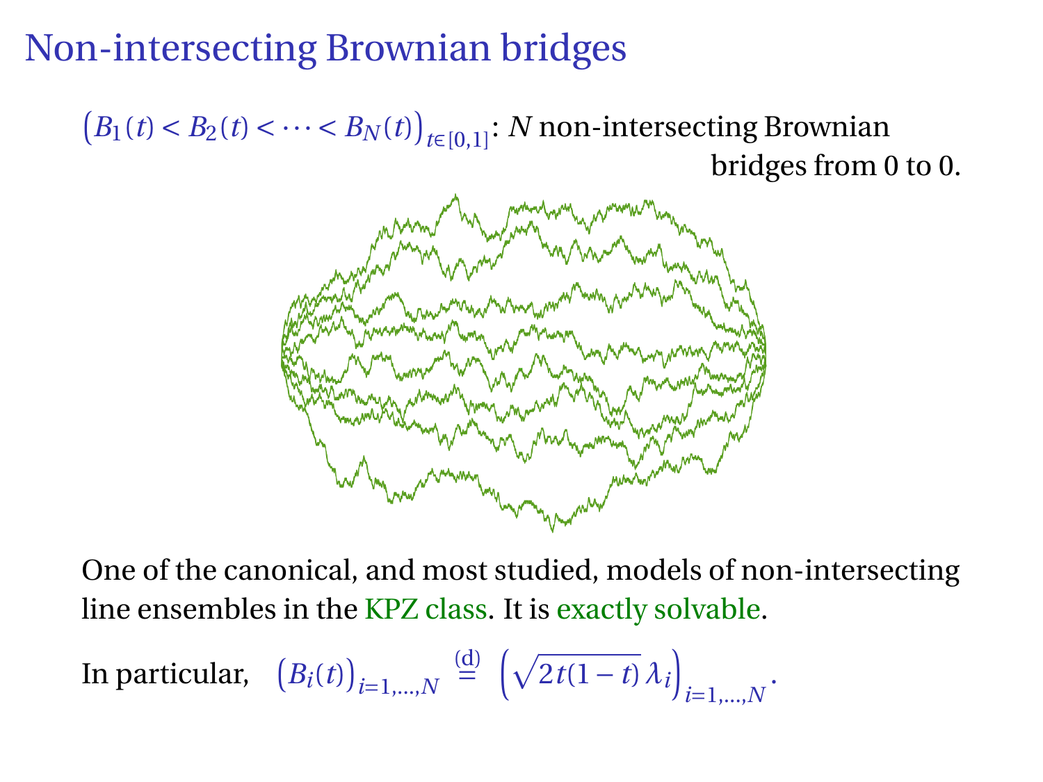# Non-intersecting Brownian bridges

$\big(B_1(t) < B_2(t) < \cdots < B_N(t)\big)_{t\in[0,1]}$: $N$ non-intersecting Brownian bridges from 0 to 0.

One of the canonical, and most studied, models of non-intersecting line ensembles in the KPZ class. It is exactly solvable.

In particular, $\big(B_i(t)\big)_{i=1,\ldots,N} \overset{(d)}{=} \Big(\sqrt{2t(1-t)}\,\lambda_i\Big)_{i=1,\ldots,N}$.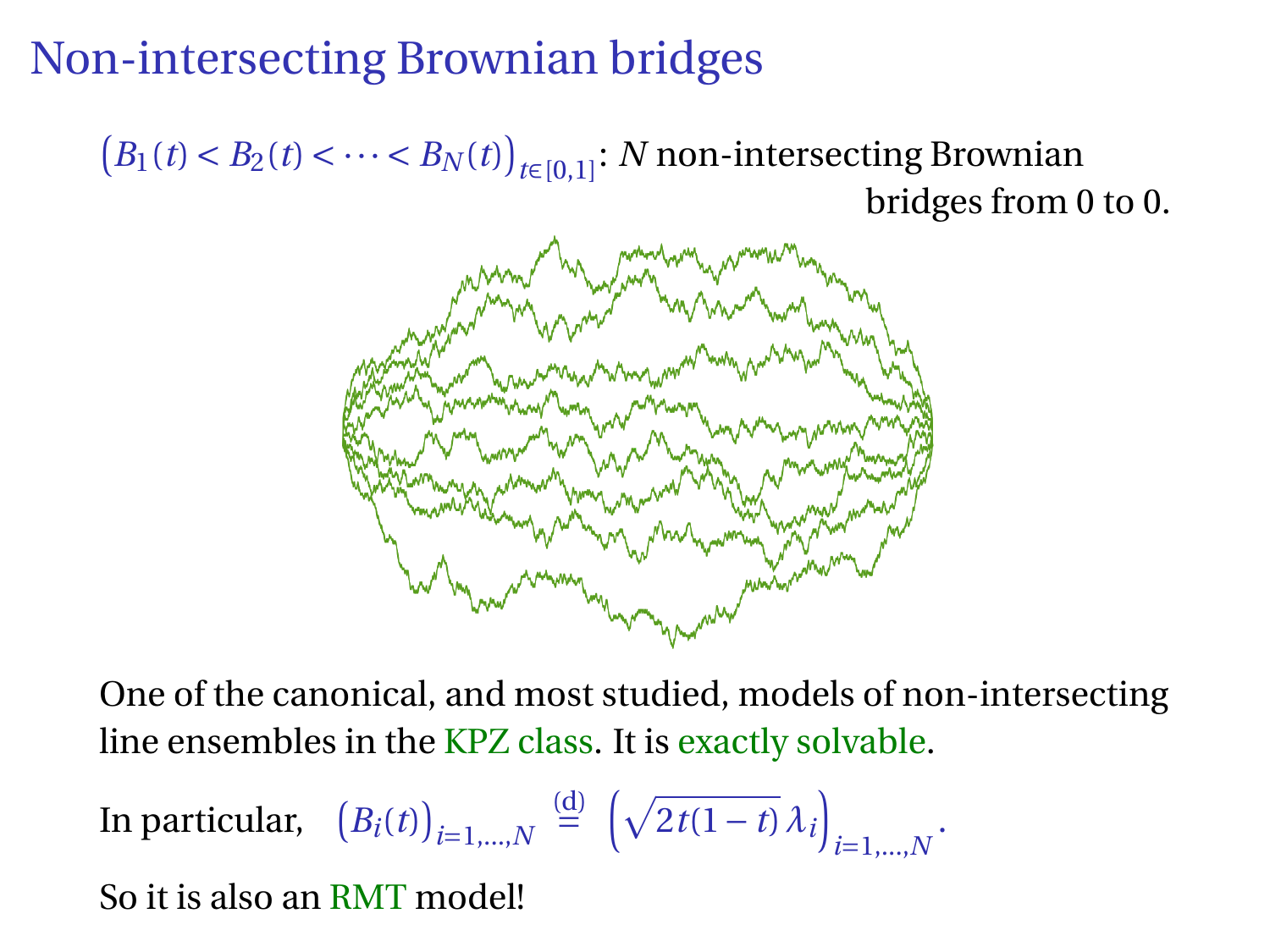# Non-intersecting Brownian bridges

$\big(B_1(t) < B_2(t) < \cdots < B_N(t)\big)_{t\in[0,1]}$: $N$ non-intersecting Brownian bridges from 0 to 0.

One of the canonical, and most studied, models of non-intersecting line ensembles in the KPZ class. It is exactly solvable.

In particular, $\big(B_i(t)\big)_{i=1,\dots,N} \overset{(d)}{=} \Big(\sqrt{2t(1-t)}\,\lambda_i\Big)_{i=1,\dots,N}$.

So it is also an RMT model!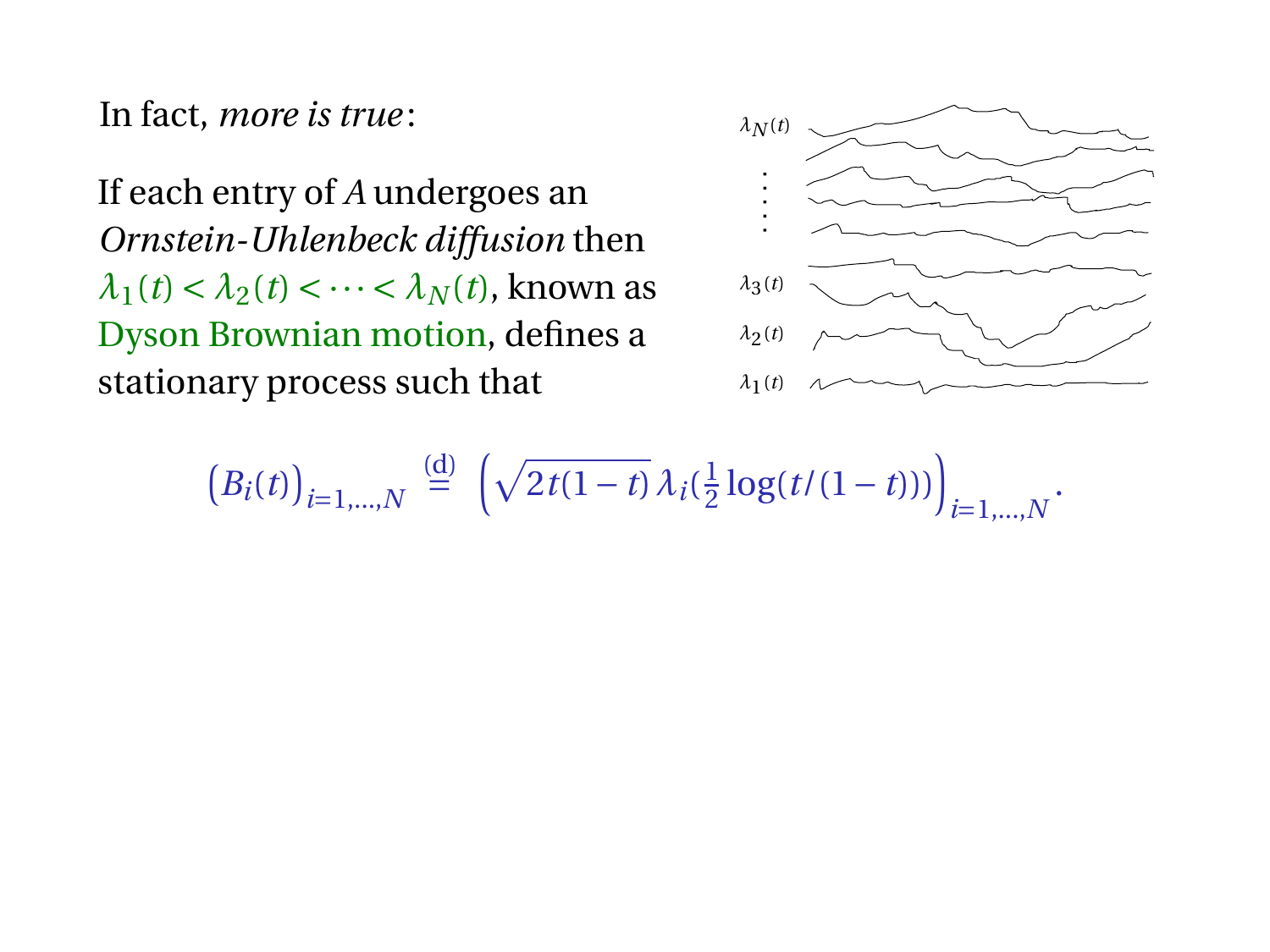In fact, *more is true*:

If each entry of $A$ undergoes an *Ornstein-Uhlenbeck diffusion* then $\lambda_1(t) < \lambda_2(t) < \cdots < \lambda_N(t)$, known as Dyson Brownian motion, defines a stationary process such that

$$\big(B_i(t)\big)_{i=1,\ldots,N} \overset{(d)}{=} \left(\sqrt{2t(1-t)}\,\lambda_i(\tfrac{1}{2}\log(t/(1-t)))\right)_{i=1,\ldots,N}.$$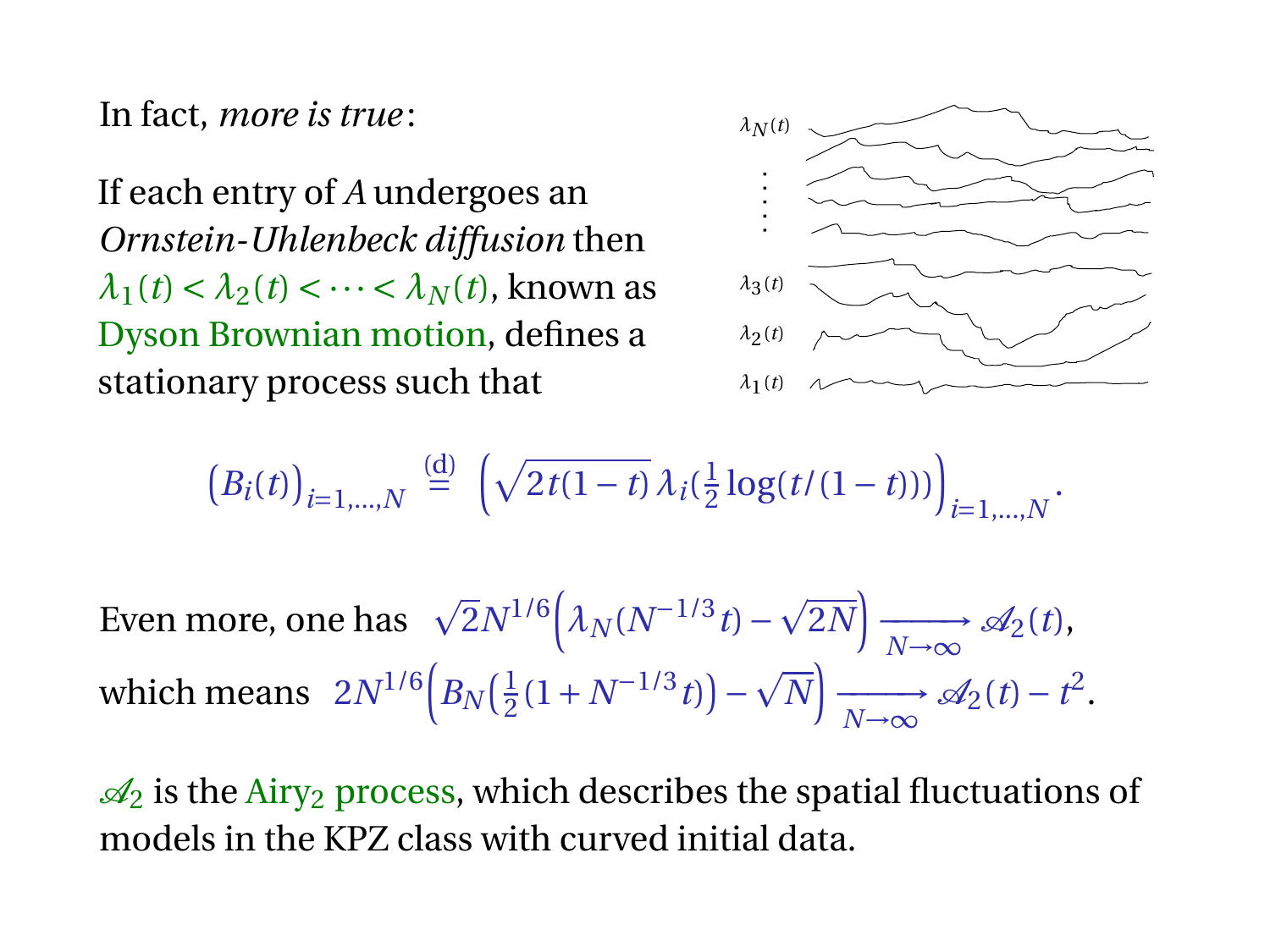In fact, *more is true*:

If each entry of $A$ undergoes an *Ornstein-Uhlenbeck diffusion* then $\lambda_1(t) < \lambda_2(t) < \cdots < \lambda_N(t)$, known as Dyson Brownian motion, defines a stationary process such that

$$\big(B_i(t)\big)_{i=1,\dots,N} \stackrel{\text{(d)}}{=} \left(\sqrt{2t(1-t)}\,\lambda_i\big(\tfrac{1}{2}\log(t/(1-t))\big)\right)_{i=1,\dots,N}.$$

Even more, one has $\sqrt{2}N^{1/6}\Big(\lambda_N(N^{-1/3}t) - \sqrt{2N}\Big) \xrightarrow[N\to\infty]{} \mathscr{A}_2(t)$,

which means $2N^{1/6}\Big(B_N\big(\tfrac{1}{2}(1+N^{-1/3}t)\big) - \sqrt{N}\Big) \xrightarrow[N\to\infty]{} \mathscr{A}_2(t) - t^2$.

$\mathscr{A}_2$ is the Airy$_2$ process, which describes the spatial fluctuations of models in the KPZ class with curved initial data.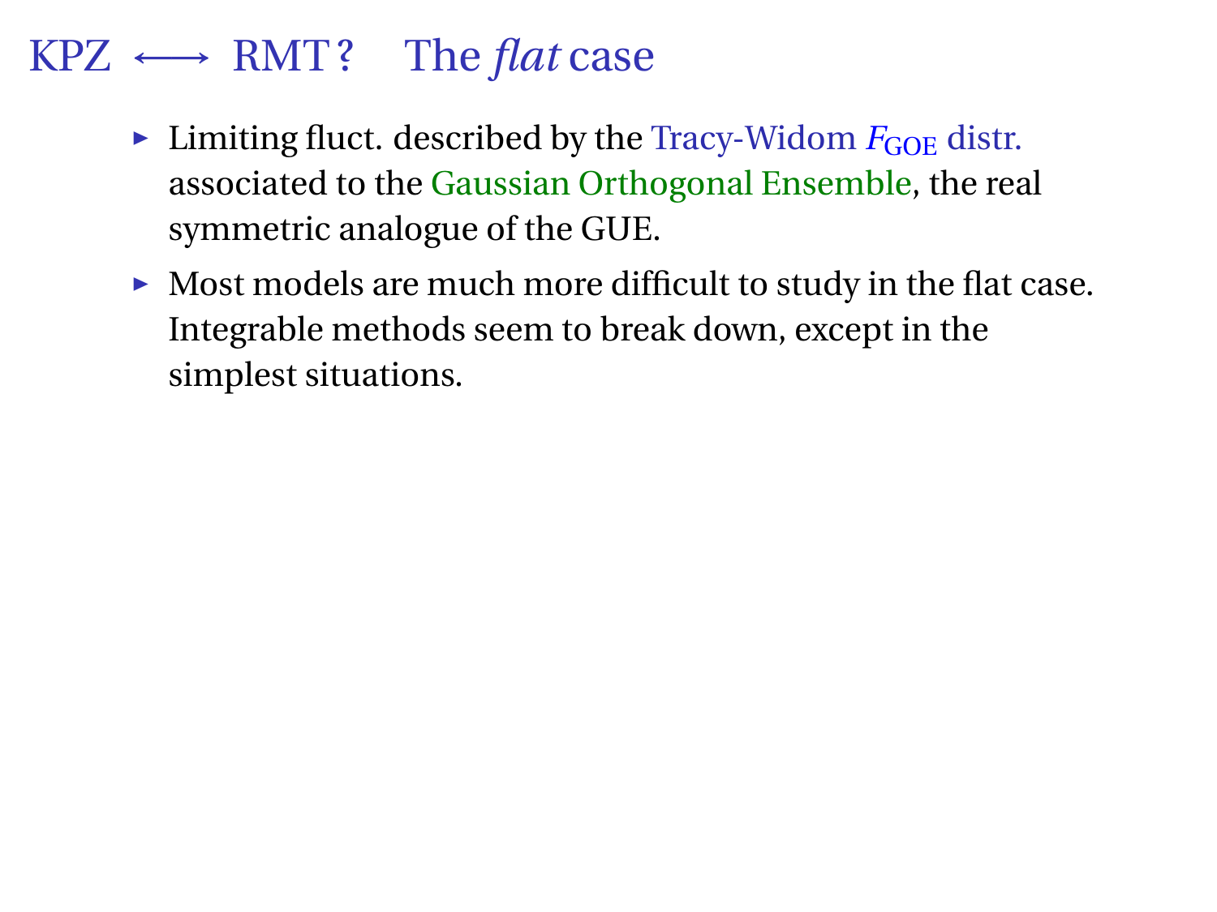# KPZ $\longleftrightarrow$ RMT ? The *flat* case

- Limiting fluct. described by the Tracy-Widom $F_{\text{GOE}}$ distr. associated to the Gaussian Orthogonal Ensemble, the real symmetric analogue of the GUE.
- Most models are much more difficult to study in the flat case. Integrable methods seem to break down, except in the simplest situations.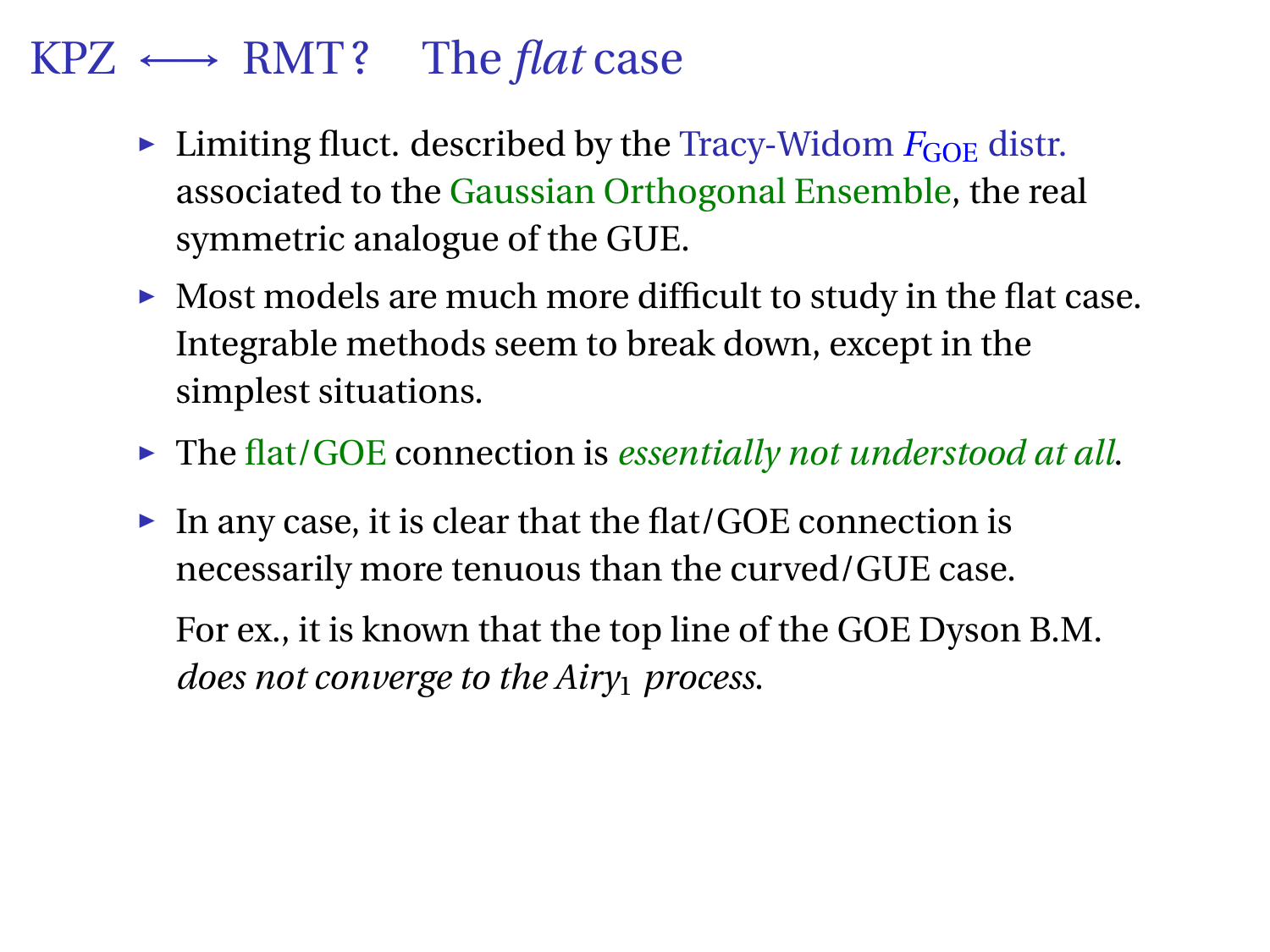# KPZ $\longleftrightarrow$ RMT ? The *flat* case

- Limiting fluct. described by the Tracy-Widom $F_{\text{GOE}}$ distr. associated to the Gaussian Orthogonal Ensemble, the real symmetric analogue of the GUE.
- Most models are much more difficult to study in the flat case. Integrable methods seem to break down, except in the simplest situations.
- The flat/GOE connection is *essentially not understood at all*.
- In any case, it is clear that the flat/GOE connection is necessarily more tenuous than the curved/GUE case.

  For ex., it is known that the top line of the GOE Dyson B.M. *does not converge to the Airy*$_1$ *process*.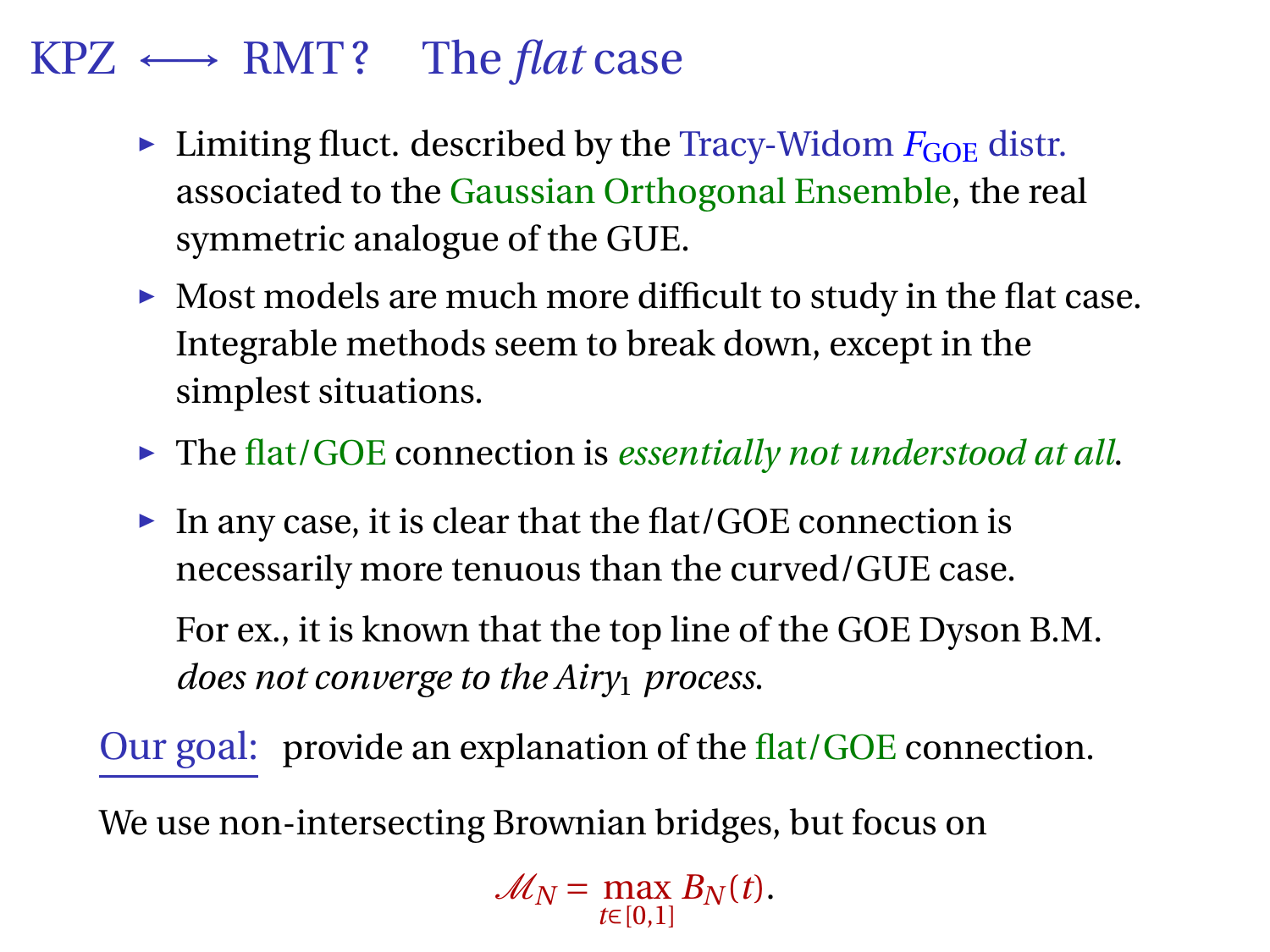# KPZ ⟷ RMT? The *flat* case

- Limiting fluct. described by the Tracy-Widom $F_{\mathrm{GOE}}$ distr. associated to the Gaussian Orthogonal Ensemble, the real symmetric analogue of the GUE.
- Most models are much more difficult to study in the flat case. Integrable methods seem to break down, except in the simplest situations.
- The flat/GOE connection is *essentially not understood at all*.
- In any case, it is clear that the flat/GOE connection is necessarily more tenuous than the curved/GUE case.

  For ex., it is known that the top line of the GOE Dyson B.M. *does not converge to the Airy$_1$ process*.

Our goal: provide an explanation of the flat/GOE connection.

We use non-intersecting Brownian bridges, but focus on

$$\mathcal{M}_N = \max_{t\in[0,1]} B_N(t).$$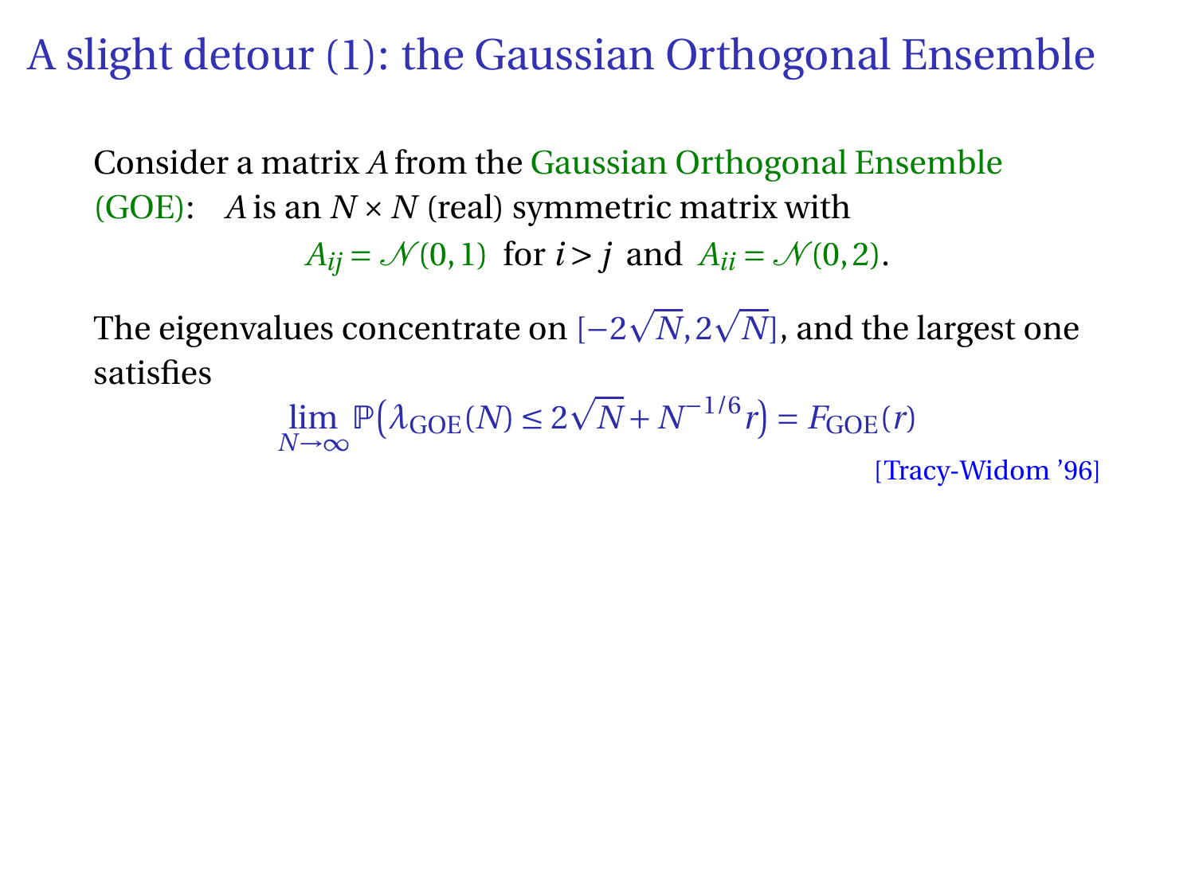# A slight detour (1): the Gaussian Orthogonal Ensemble

Consider a matrix $A$ from the Gaussian Orthogonal Ensemble (GOE): $A$ is an $N \times N$ (real) symmetric matrix with

$$A_{ij} = \mathcal{N}(0,1) \text{ for } i > j \text{ and } A_{ii} = \mathcal{N}(0,2).$$

The eigenvalues concentrate on $[-2\sqrt{N}, 2\sqrt{N}]$, and the largest one satisfies

$$\lim_{N \to \infty} \mathbb{P}\left(\lambda_{\mathrm{GOE}}(N) \leq 2\sqrt{N} + N^{-1/6} r\right) = F_{\mathrm{GOE}}(r)$$

[Tracy-Widom '96]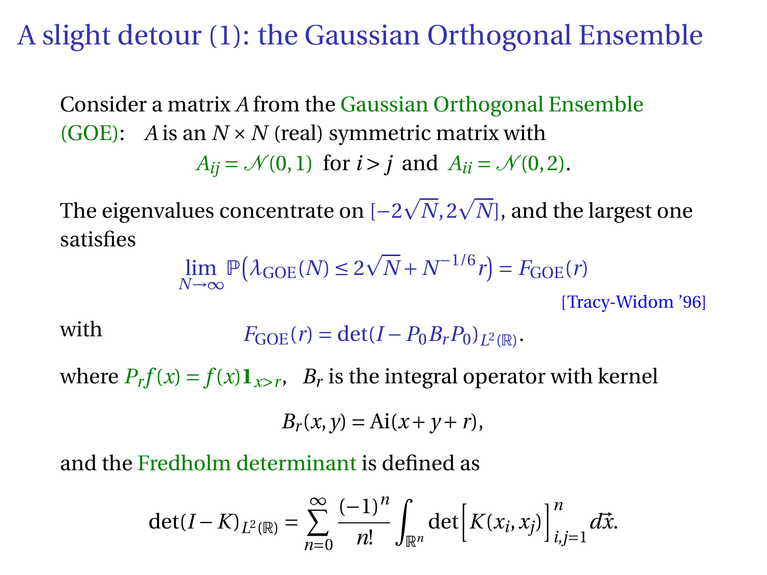# A slight detour (1): the Gaussian Orthogonal Ensemble

Consider a matrix $A$ from the Gaussian Orthogonal Ensemble (GOE): $A$ is an $N \times N$ (real) symmetric matrix with

$$A_{ij} = \mathcal{N}(0,1) \text{ for } i > j \text{ and } A_{ii} = \mathcal{N}(0,2).$$

The eigenvalues concentrate on $[-2\sqrt{N}, 2\sqrt{N}]$, and the largest one satisfies

$$\lim_{N\to\infty} \mathbb{P}\big(\lambda_{\mathrm{GOE}}(N) \leq 2\sqrt{N} + N^{-1/6} r\big) = F_{\mathrm{GOE}}(r)$$

[Tracy-Widom '96]

with

$$F_{\mathrm{GOE}}(r) = \det(I - P_0 B_r P_0)_{L^2(\mathbb{R})}.$$

where $P_r f(x) = f(x)\mathbf{1}_{x>r}$, $B_r$ is the integral operator with kernel

$$B_r(x,y) = \mathrm{Ai}(x+y+r),$$

and the Fredholm determinant is defined as

$$\det(I-K)_{L^2(\mathbb{R})} = \sum_{n=0}^{\infty} \frac{(-1)^n}{n!} \int_{\mathbb{R}^n} \det\Big[K(x_i,x_j)\Big]_{i,j=1}^{n} d\vec{x}.$$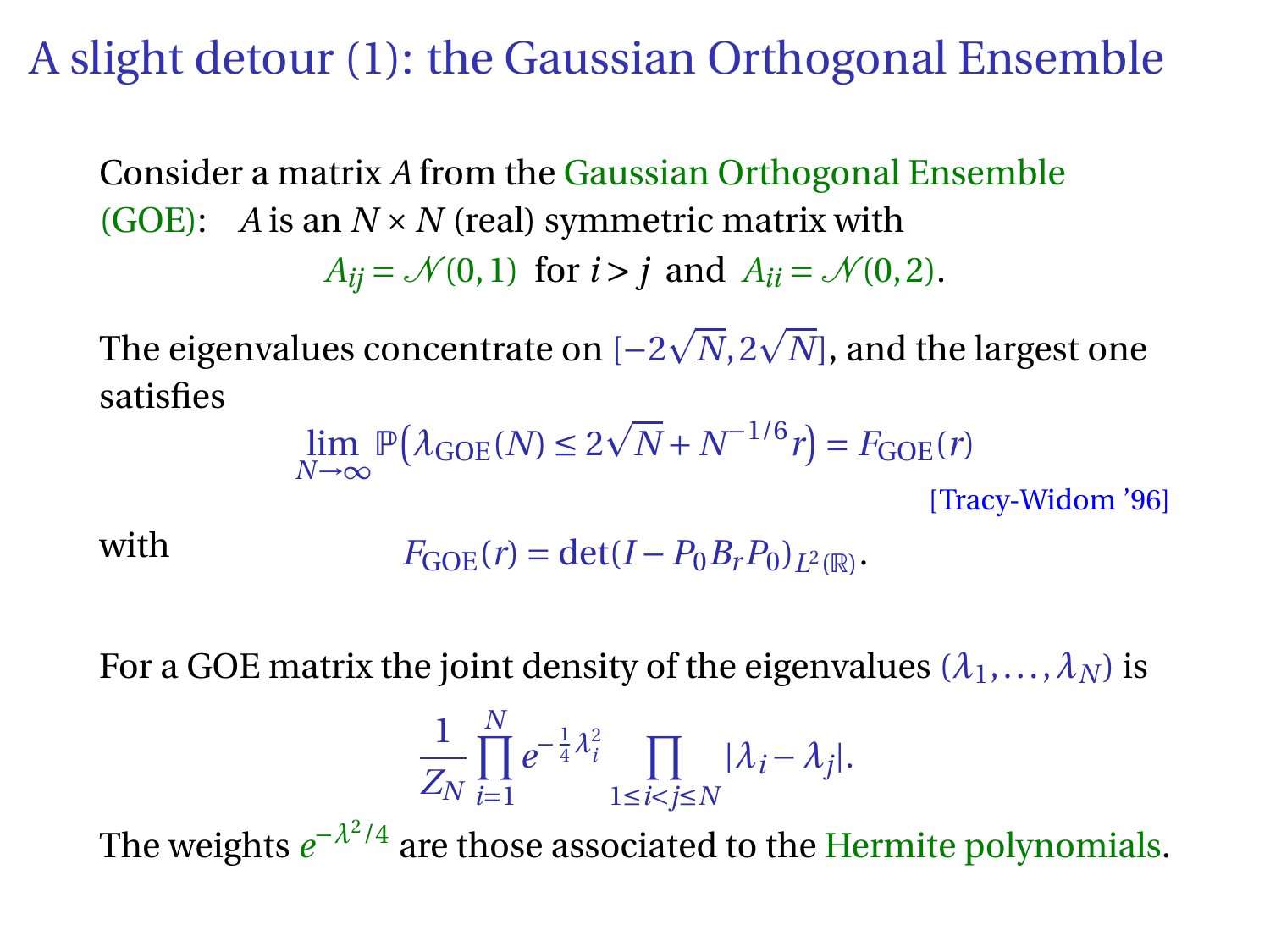# A slight detour (1): the Gaussian Orthogonal Ensemble

Consider a matrix $A$ from the Gaussian Orthogonal Ensemble (GOE): $A$ is an $N \times N$ (real) symmetric matrix with

$$A_{ij} = \mathcal{N}(0,1) \text{ for } i > j \text{ and } A_{ii} = \mathcal{N}(0,2).$$

The eigenvalues concentrate on $[-2\sqrt{N}, 2\sqrt{N}]$, and the largest one satisfies

$$\lim_{N\to\infty} \mathbb{P}\big(\lambda_{\text{GOE}}(N) \leq 2\sqrt{N} + N^{-1/6} r\big) = F_{\text{GOE}}(r)$$

[Tracy-Widom '96]

with

$$F_{\text{GOE}}(r) = \det(I - P_0 B_r P_0)_{L^2(\mathbb{R})}.$$

For a GOE matrix the joint density of the eigenvalues $(\lambda_1, \ldots, \lambda_N)$ is

$$\frac{1}{Z_N} \prod_{i=1}^{N} e^{-\frac{1}{4}\lambda_i^2} \prod_{1\leq i<j\leq N} |\lambda_i - \lambda_j|.$$

The weights $e^{-\lambda^2/4}$ are those associated to the Hermite polynomials.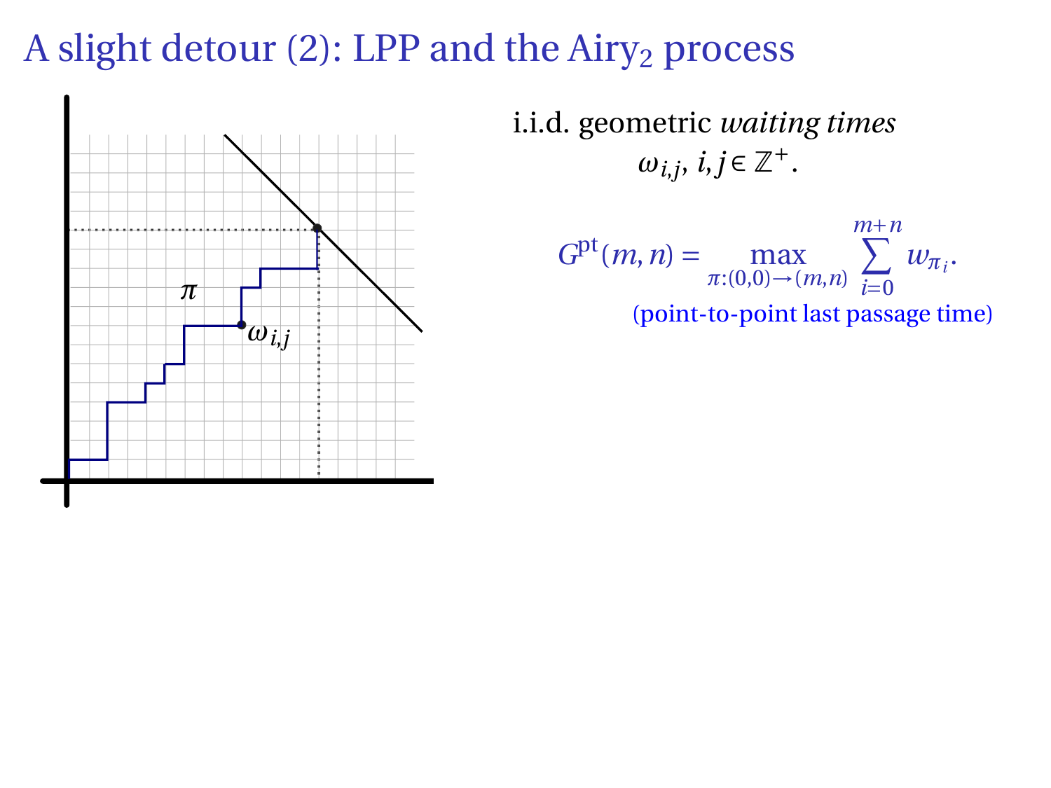# A slight detour (2): LPP and the Airy$_2$ process

i.i.d. geometric *waiting times*

$\omega_{i,j},\ i,j \in \mathbb{Z}^+$.

$$G^{\mathrm{pt}}(m,n) = \max_{\pi:(0,0)\to(m,n)} \sum_{i=0}^{m+n} w_{\pi_i}.$$

(point-to-point last passage time)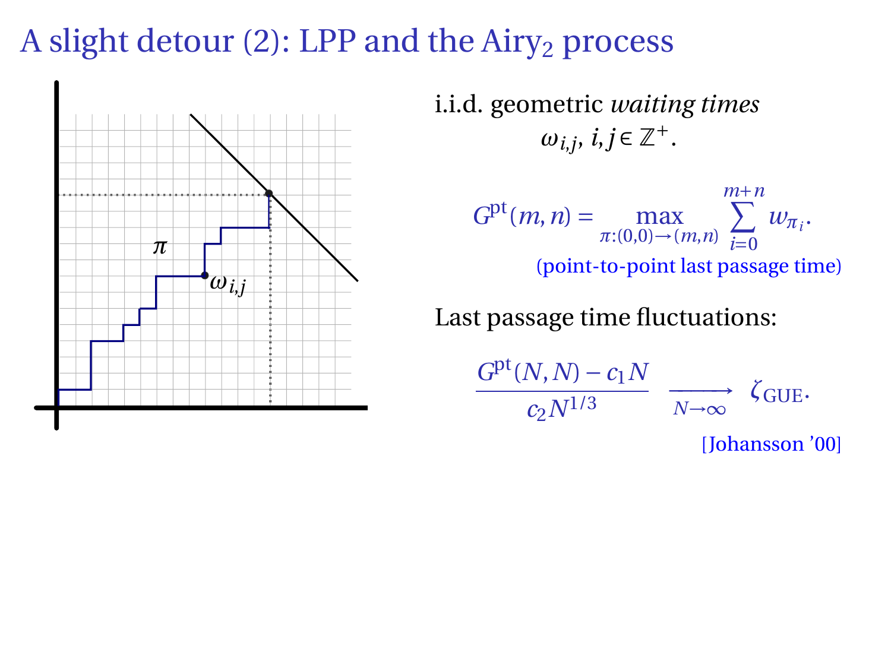# A slight detour (2): LPP and the Airy$_2$ process

i.i.d. geometric *waiting times*

$$\omega_{i,j},\ i,j \in \mathbb{Z}^+.$$

$$G^{\text{pt}}(m,n) = \max_{\pi:(0,0)\to(m,n)} \sum_{i=0}^{m+n} w_{\pi_i}.$$

(point-to-point last passage time)

Last passage time fluctuations:

$$\frac{G^{\text{pt}}(N,N) - c_1 N}{c_2 N^{1/3}} \xrightarrow[N\to\infty]{} \zeta_{\text{GUE}}.$$

[Johansson '00]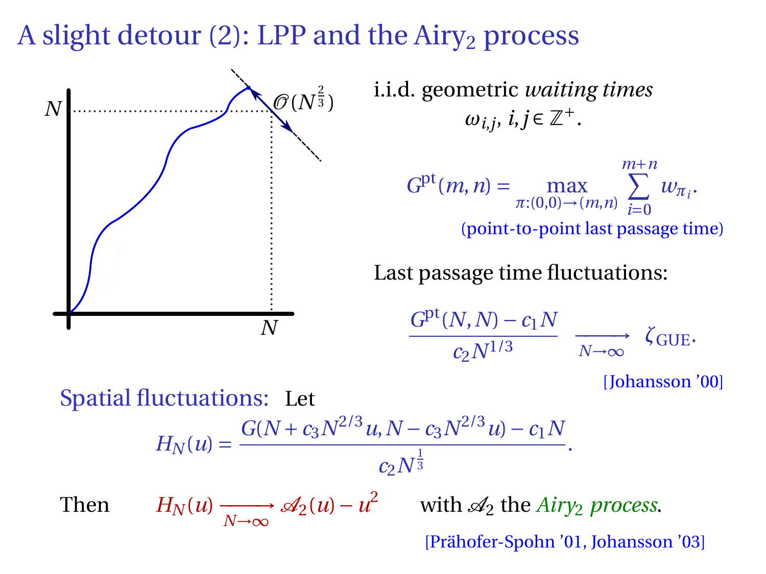# A slight detour (2): LPP and the Airy$_2$ process

i.i.d. geometric *waiting times*

$$\omega_{i,j},\ i,j \in \mathbb{Z}^+.$$

$$G^{\mathrm{pt}}(m,n) = \max_{\pi:(0,0)\to(m,n)} \sum_{i=0}^{m+n} w_{\pi_i}.$$

(point-to-point last passage time)

Last passage time fluctuations:

$$\frac{G^{\mathrm{pt}}(N,N) - c_1 N}{c_2 N^{1/3}} \xrightarrow[N\to\infty]{} \zeta_{\mathrm{GUE}}.$$

[Johansson '00]

Spatial fluctuations: Let

$$H_N(u) = \frac{G(N + c_3 N^{2/3} u, N - c_3 N^{2/3} u) - c_1 N}{c_2 N^{\frac{1}{3}}}.$$

Then $H_N(u) \xrightarrow[N\to\infty]{} \mathscr{A}_2(u) - u^2$ with $\mathscr{A}_2$ the *Airy$_2$ process*.

[Prähofer-Spohn '01, Johansson '03]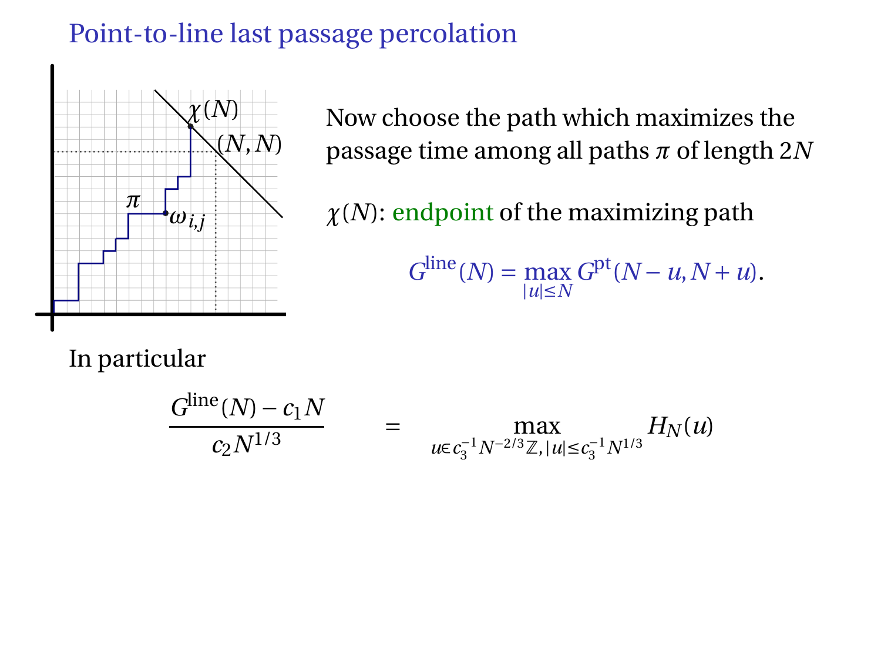# Point-to-line last passage percolation

Now choose the path which maximizes the passage time among all paths $\pi$ of length $2N$

$\chi(N)$: endpoint of the maximizing path

$$G^{\text{line}}(N) = \max_{|u|\leq N} G^{\text{pt}}(N-u, N+u).$$

In particular

$$\frac{G^{\text{line}}(N) - c_1 N}{c_2 N^{1/3}} = \max_{u \in c_3^{-1} N^{-2/3}\mathbb{Z}, |u| \leq c_3^{-1} N^{1/3}} H_N(u)$$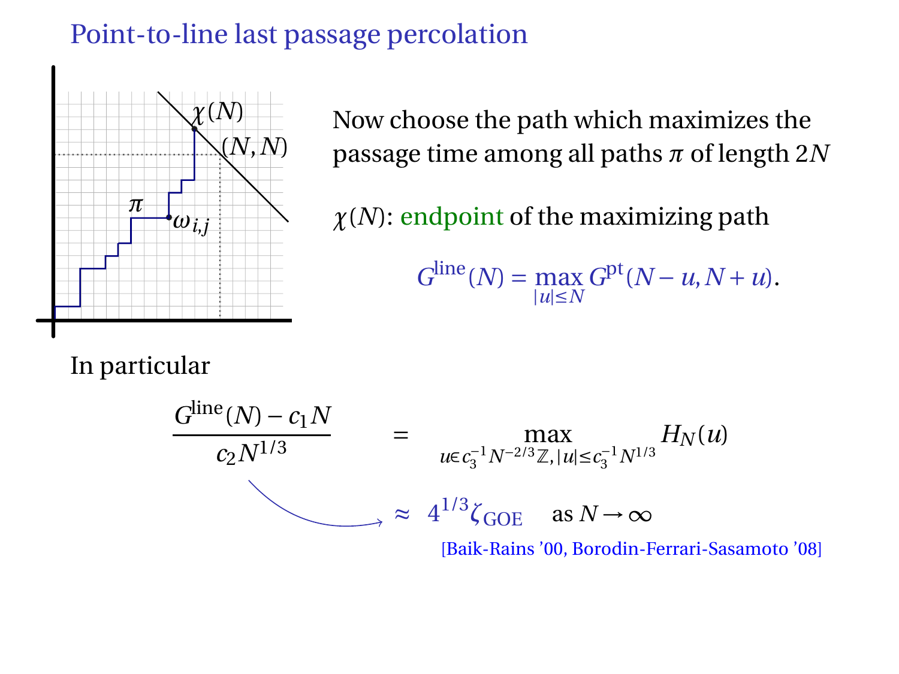# Point-to-line last passage percolation

Now choose the path which maximizes the passage time among all paths $\pi$ of length $2N$

$\chi(N)$: endpoint of the maximizing path

$$G^{\text{line}}(N) = \max_{|u| \le N} G^{\text{pt}}(N-u, N+u).$$

In particular

$$\frac{G^{\text{line}}(N) - c_1 N}{c_2 N^{1/3}} = \max_{u \in c_3^{-1} N^{-2/3}\mathbb{Z}, |u| \le c_3^{-1} N^{1/3}} H_N(u)$$

$$\approx 4^{1/3} \zeta_{\text{GOE}} \quad \text{as } N \to \infty$$

[Baik-Rains ’00, Borodin-Ferrari-Sasamoto ’08]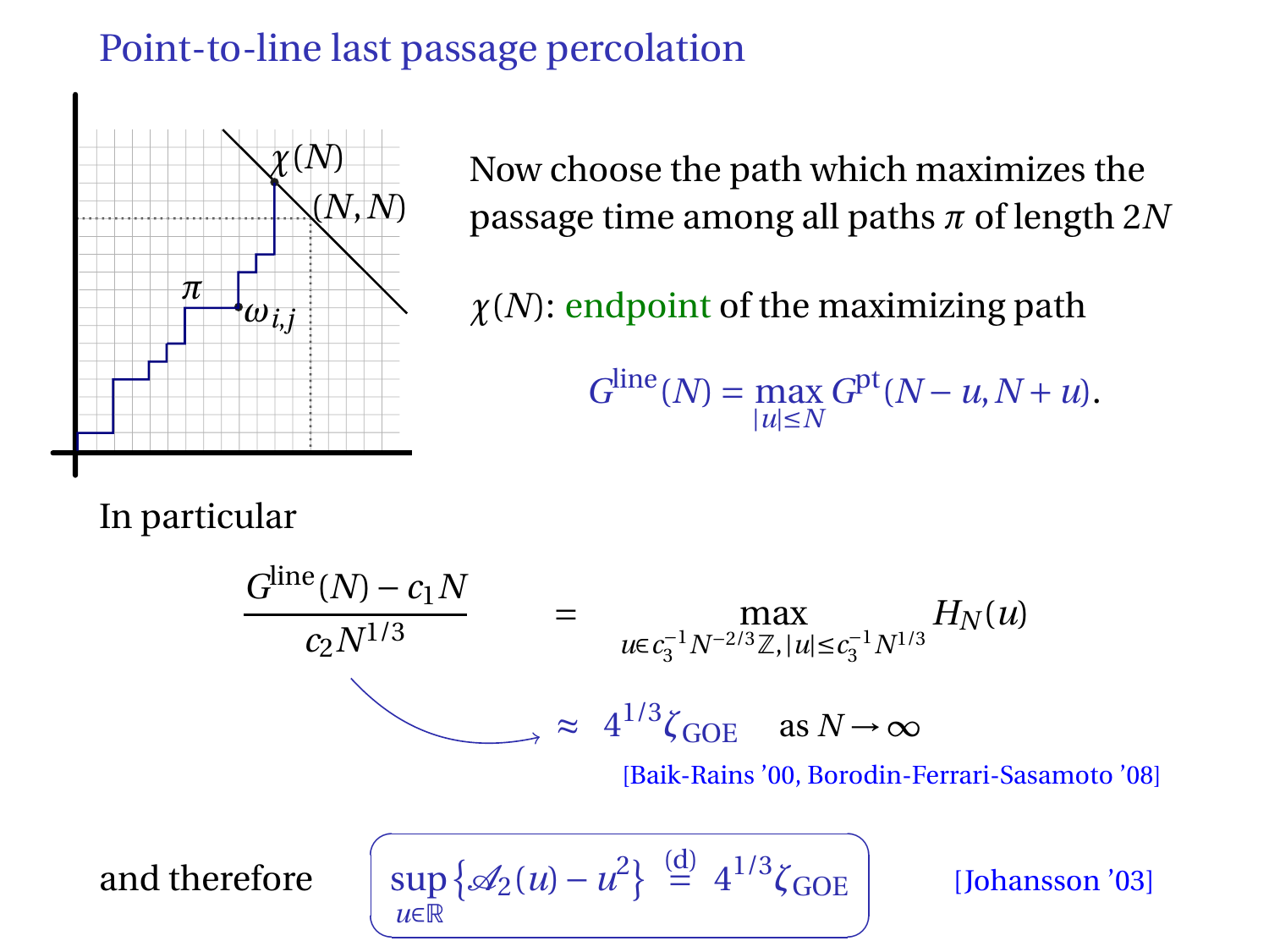# Point-to-line last passage percolation

Now choose the path which maximizes the passage time among all paths $\pi$ of length $2N$

$\chi(N)$: endpoint of the maximizing path

$$G^{\text{line}}(N) = \max_{|u|\le N} G^{\text{pt}}(N-u, N+u).$$

In particular

$$\frac{G^{\text{line}}(N) - c_1 N}{c_2 N^{1/3}} = \max_{u \in c_3^{-1} N^{-2/3}\mathbb{Z}, |u| \le c_3^{-1} N^{1/3}} H_N(u)$$

$$\approx 4^{1/3} \zeta_{\text{GOE}} \quad \text{as } N \to \infty$$

[Baik-Rains '00, Borodin-Ferrari-Sasamoto '08]

and therefore

$$\sup_{u \in \mathbb{R}} \left\{ \mathscr{A}_2(u) - u^2 \right\} \overset{(\text{d})}{=} 4^{1/3} \zeta_{\text{GOE}}$$

[Johansson '03]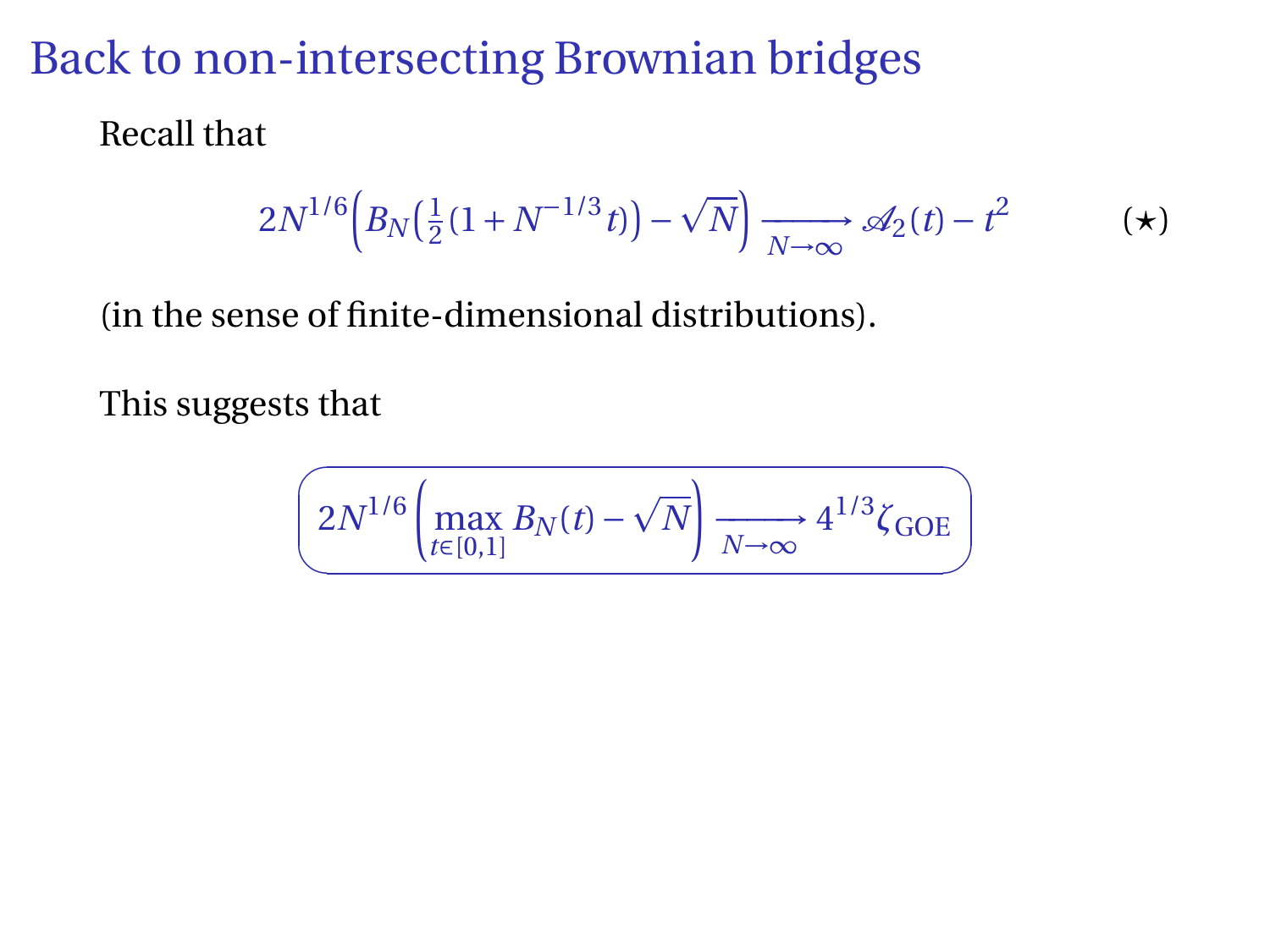# Back to non-intersecting Brownian bridges

Recall that

$$2N^{1/6}\Big(B_N\big(\tfrac{1}{2}(1+N^{-1/3}t)\big)-\sqrt{N}\Big)\xrightarrow[N\to\infty]{}\mathscr{A}_2(t)-t^2 \qquad (\star)$$

(in the sense of finite-dimensional distributions).

This suggests that

$$\boxed{2N^{1/6}\left(\max_{t\in[0,1]}B_N(t)-\sqrt{N}\right)\xrightarrow[N\to\infty]{}4^{1/3}\zeta_{\text{GOE}}}$$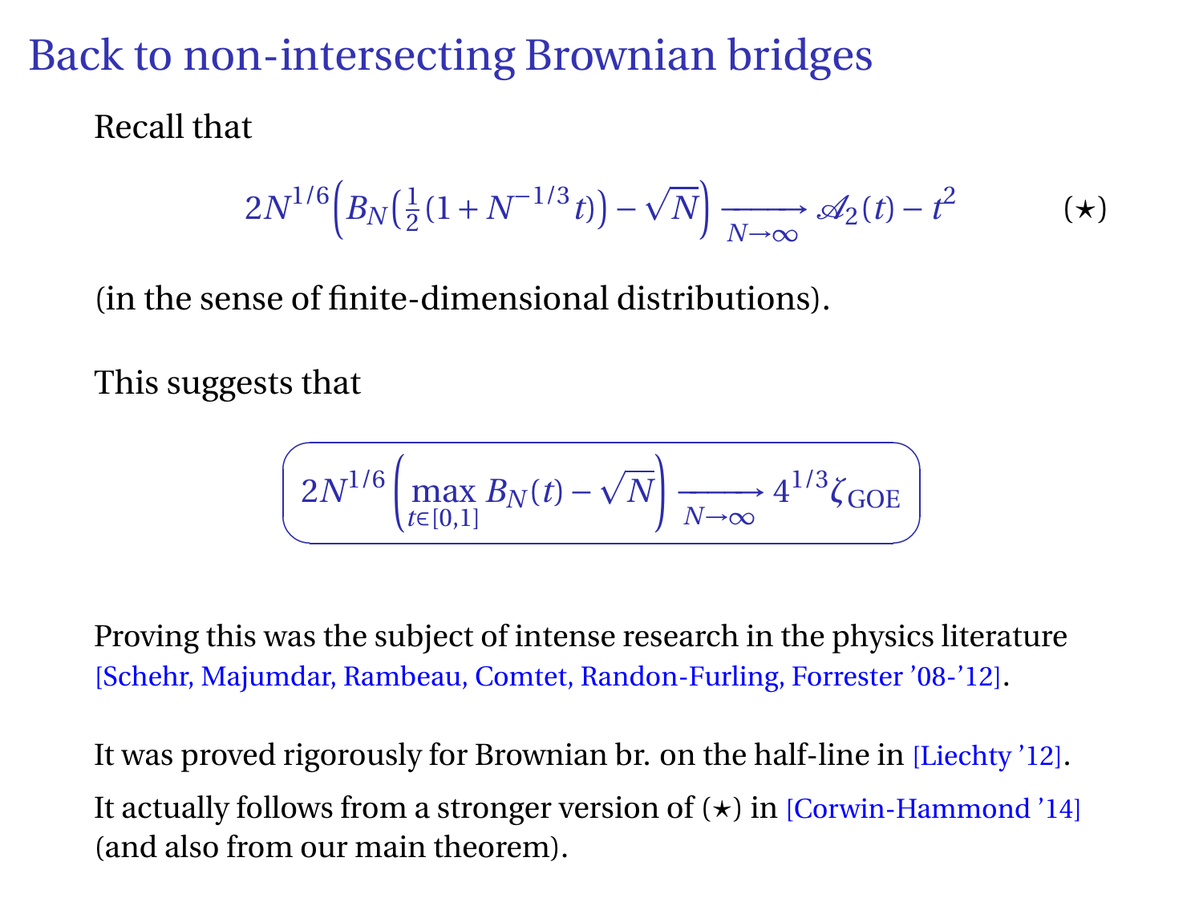# Back to non-intersecting Brownian bridges

Recall that

$$2N^{1/6}\Big(B_N\big(\tfrac{1}{2}(1+N^{-1/3}t)\big)-\sqrt{N}\Big)\xrightarrow[N\to\infty]{}\mathscr{A}_2(t)-t^2 \qquad (\star)$$

(in the sense of finite-dimensional distributions).

This suggests that

$$\boxed{2N^{1/6}\Big(\max_{t\in[0,1]} B_N(t)-\sqrt{N}\Big)\xrightarrow[N\to\infty]{}4^{1/3}\zeta_{\mathrm{GOE}}}$$

Proving this was the subject of intense research in the physics literature [Schehr, Majumdar, Rambeau, Comtet, Randon-Furling, Forrester '08-'12].

It was proved rigorously for Brownian br. on the half-line in [Liechty '12].

It actually follows from a stronger version of $(\star)$ in [Corwin-Hammond '14] (and also from our main theorem).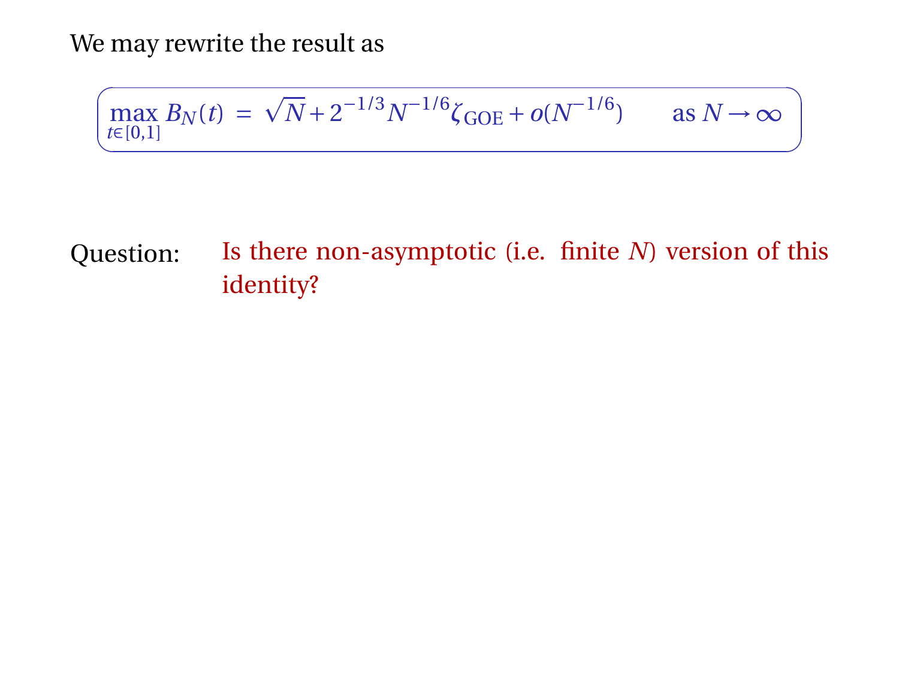We may rewrite the result as

$$\max_{t\in[0,1]} B_N(t) \;=\; \sqrt{N} + 2^{-1/3} N^{-1/6} \zeta_{\mathrm{GOE}} + o(N^{-1/6}) \qquad \text{as } N \to \infty$$

Question: Is there non-asymptotic (i.e. finite $N$) version of this identity?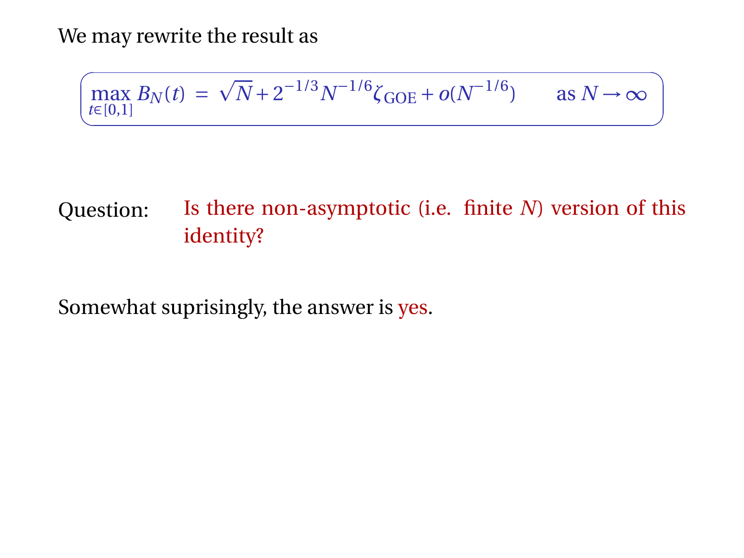We may rewrite the result as

$$\max_{t\in[0,1]} B_N(t) \;=\; \sqrt{N} + 2^{-1/3} N^{-1/6} \zeta_{\mathrm{GOE}} + o(N^{-1/6}) \qquad \text{as } N \to \infty$$

Question: Is there non-asymptotic (i.e. finite $N$) version of this identity?

Somewhat suprisingly, the answer is yes.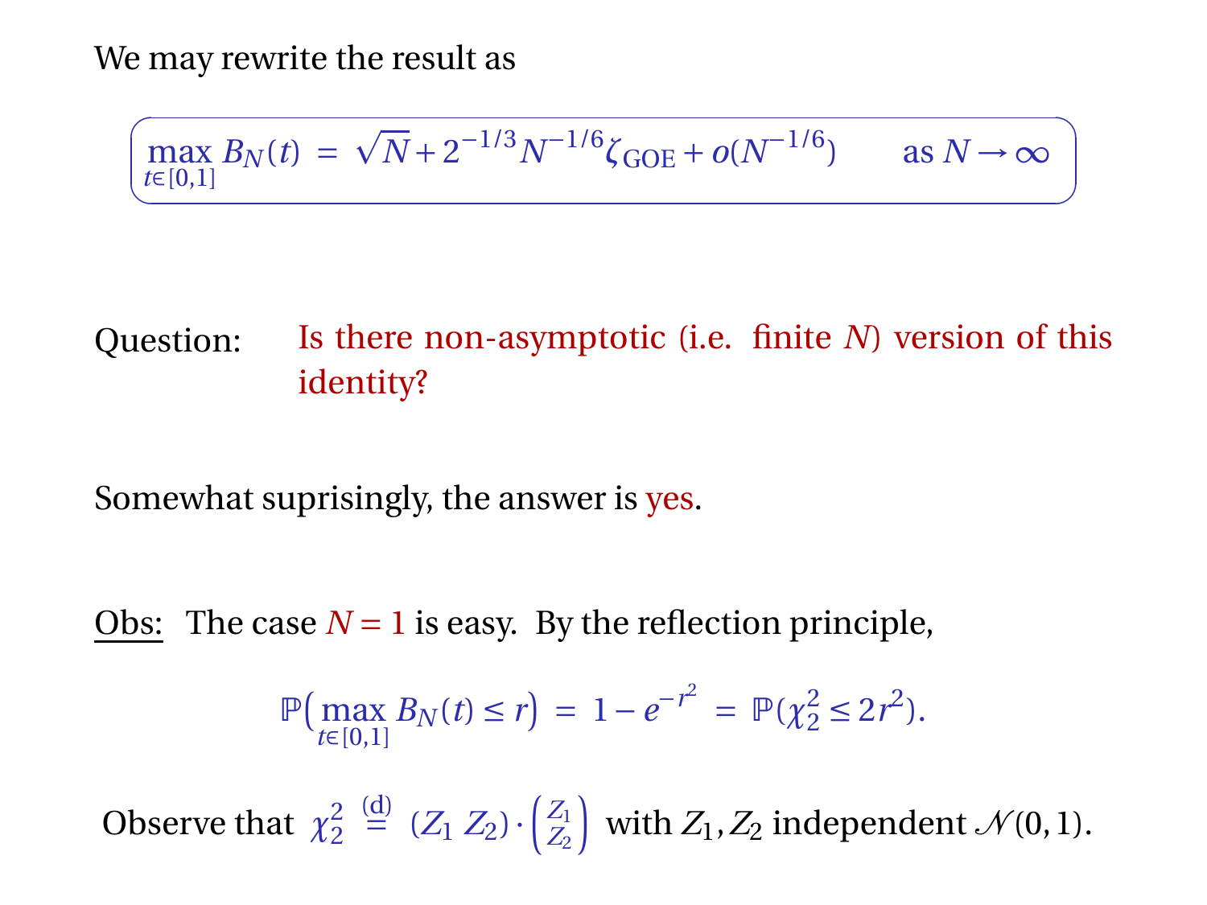We may rewrite the result as

$$\max_{t\in[0,1]} B_N(t) \;=\; \sqrt{N} + 2^{-1/3}N^{-1/6}\zeta_{\text{GOE}} + o(N^{-1/6}) \qquad \text{as } N\to\infty$$

Question: Is there non-asymptotic (i.e. finite $N$) version of this identity?

Somewhat suprisingly, the answer is yes.

Obs: The case $N=1$ is easy. By the reflection principle,

$$\mathbb{P}\Big(\max_{t\in[0,1]} B_N(t) \le r\Big) \;=\; 1-e^{-r^2} \;=\; \mathbb{P}(\chi_2^2 \le 2r^2).$$

Observe that $\chi_2^2 \overset{(\text{d})}{=} (Z_1\ Z_2)\cdot\binom{Z_1}{Z_2}$ with $Z_1, Z_2$ independent $\mathcal{N}(0,1)$.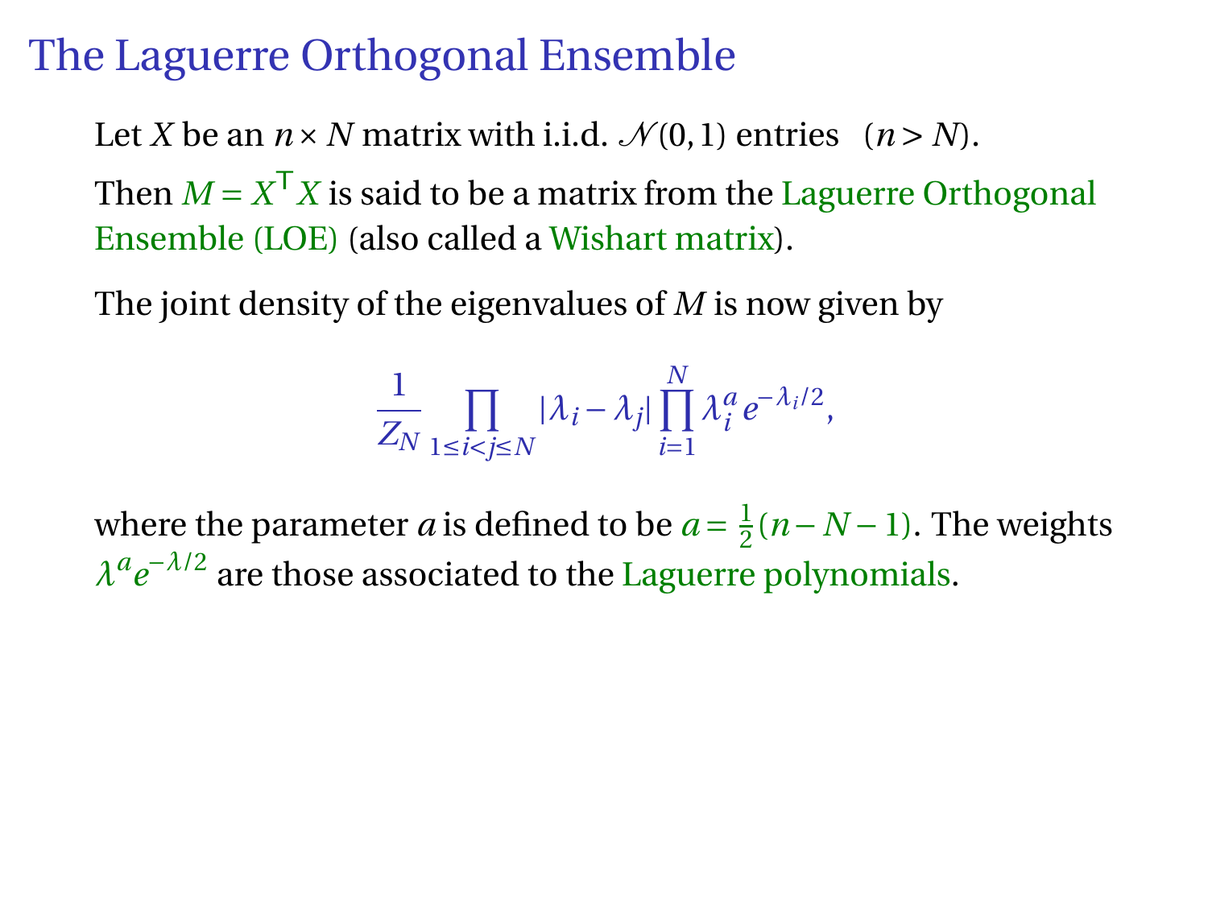# The Laguerre Orthogonal Ensemble

Let $X$ be an $n \times N$ matrix with i.i.d. $\mathcal{N}(0,1)$ entries $(n > N)$.

Then $M = X^\top X$ is said to be a matrix from the Laguerre Orthogonal Ensemble (LOE) (also called a Wishart matrix).

The joint density of the eigenvalues of $M$ is now given by

$$\frac{1}{Z_N} \prod_{1 \le i < j \le N} |\lambda_i - \lambda_j| \prod_{i=1}^{N} \lambda_i^a e^{-\lambda_i/2},$$

where the parameter $a$ is defined to be $a = \frac{1}{2}(n - N - 1)$. The weights $\lambda^a e^{-\lambda/2}$ are those associated to the Laguerre polynomials.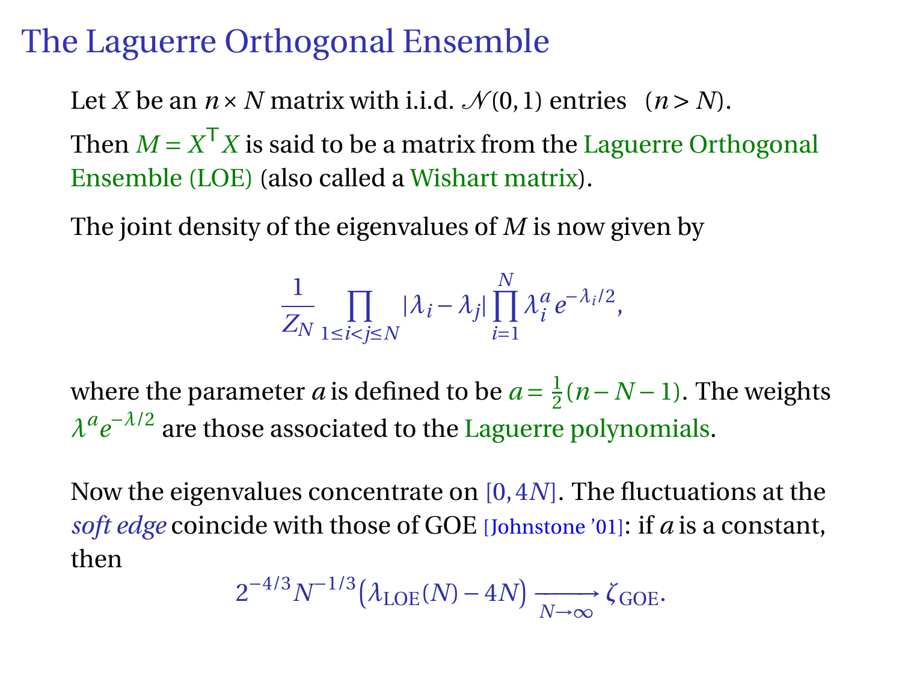# The Laguerre Orthogonal Ensemble

Let $X$ be an $n \times N$ matrix with i.i.d. $\mathcal{N}(0,1)$ entries $\quad (n > N)$.

Then $M = X^{\mathsf{T}} X$ is said to be a matrix from the Laguerre Orthogonal Ensemble (LOE) (also called a Wishart matrix).

The joint density of the eigenvalues of $M$ is now given by

$$\frac{1}{Z_N} \prod_{1 \le i < j \le N} |\lambda_i - \lambda_j| \prod_{i=1}^{N} \lambda_i^a e^{-\lambda_i/2},$$

where the parameter $a$ is defined to be $a = \frac{1}{2}(n - N - 1)$. The weights $\lambda^a e^{-\lambda/2}$ are those associated to the Laguerre polynomials.

Now the eigenvalues concentrate on $[0, 4N]$. The fluctuations at the *soft edge* coincide with those of GOE [Johnstone '01]: if $a$ is a constant, then

$$2^{-4/3} N^{-1/3} \big(\lambda_{\mathrm{LOE}}(N) - 4N\big) \xrightarrow[N \to \infty]{} \zeta_{\mathrm{GOE}}.$$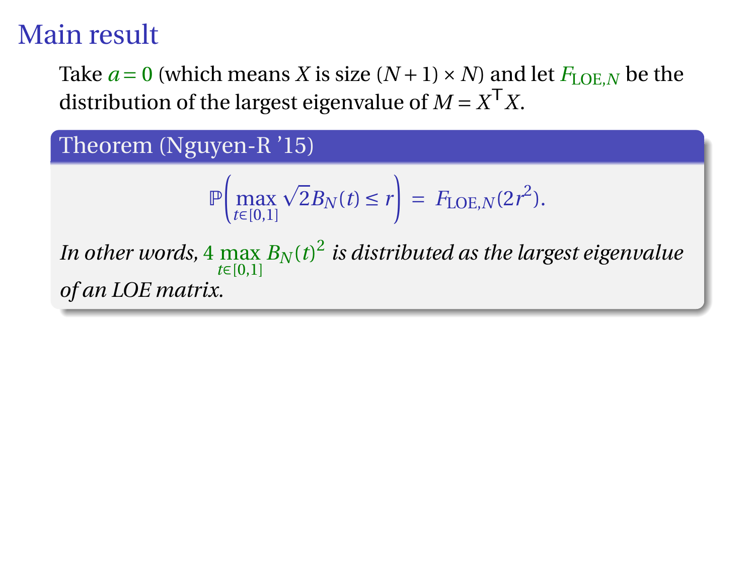# Main result

Take $a = 0$ (which means $X$ is size $(N+1) \times N$) and let $F_{\text{LOE},N}$ be the distribution of the largest eigenvalue of $M = X^{\mathsf{T}} X$.

**Theorem (Nguyen-R '15)**

$$\mathbb{P}\left( \max_{t \in [0,1]} \sqrt{2} B_N(t) \le r \right) = F_{\text{LOE},N}(2r^2).$$

*In other words,* $4 \max_{t \in [0,1]} B_N(t)^2$ *is distributed as the largest eigenvalue of an LOE matrix.*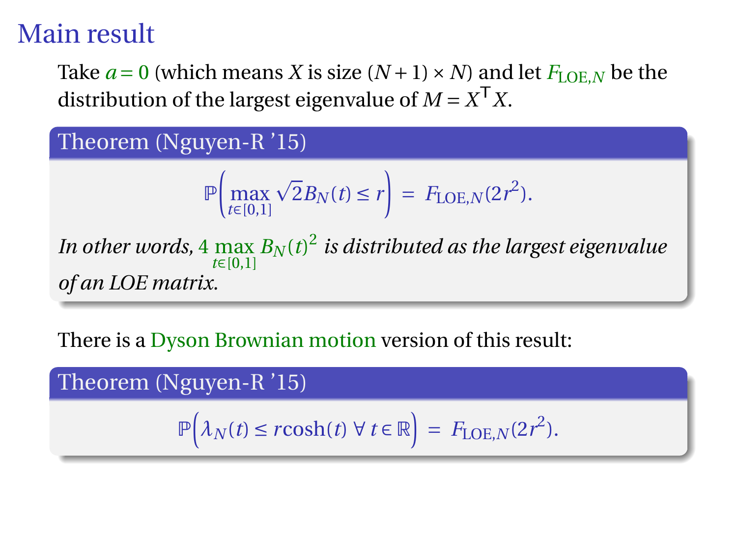# Main result

Take $a = 0$ (which means $X$ is size $(N+1) \times N$) and let $F_{\text{LOE},N}$ be the distribution of the largest eigenvalue of $M = X^{\mathsf{T}} X$.

**Theorem (Nguyen-R '15)**

$$\mathbb{P}\left( \max_{t \in [0,1]} \sqrt{2} B_N(t) \leq r \right) = F_{\text{LOE},N}(2r^2).$$

*In other words,* $4 \max_{t \in [0,1]} B_N(t)^2$ *is distributed as the largest eigenvalue of an LOE matrix.*

There is a Dyson Brownian motion version of this result:

**Theorem (Nguyen-R '15)**

$$\mathbb{P}\Big( \lambda_N(t) \leq r \cosh(t) \;\forall\, t \in \mathbb{R} \Big) = F_{\text{LOE},N}(2r^2).$$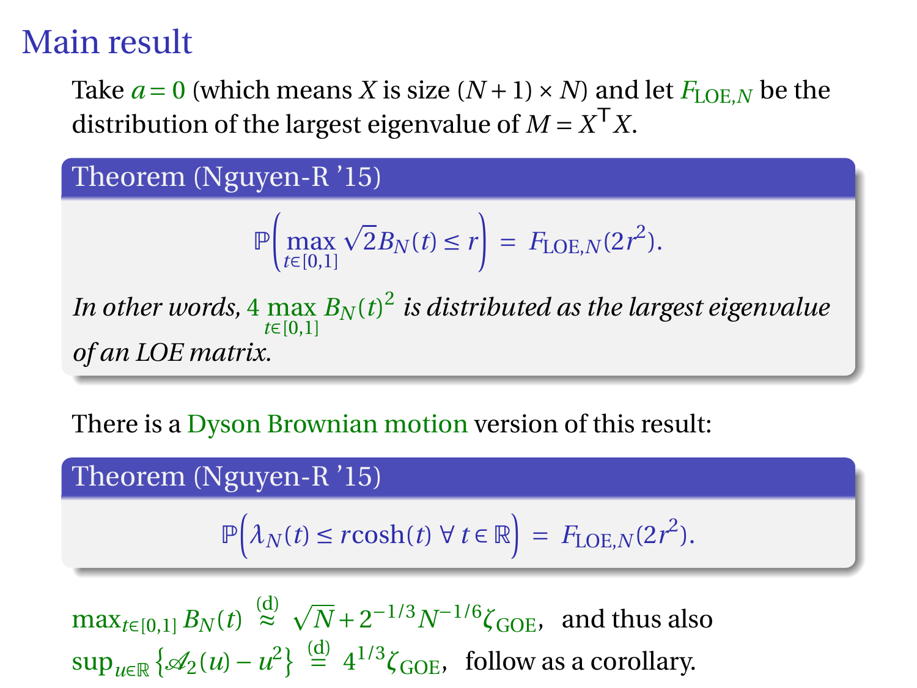# Main result

Take $a = 0$ (which means $X$ is size $(N+1) \times N$) and let $F_{\mathrm{LOE},N}$ be the distribution of the largest eigenvalue of $M = X^{\mathsf{T}} X$.

**Theorem (Nguyen-R '15)**

$$\mathbb{P}\left( \max_{t \in [0,1]} \sqrt{2} B_N(t) \le r \right) = F_{\mathrm{LOE},N}(2r^2).$$

*In other words,* $4 \max_{t \in [0,1]} B_N(t)^2$ *is distributed as the largest eigenvalue of an LOE matrix.*

There is a Dyson Brownian motion version of this result:

**Theorem (Nguyen-R '15)**

$$\mathbb{P}\Big( \lambda_N(t) \le r\cosh(t) \ \forall\, t \in \mathbb{R} \Big) = F_{\mathrm{LOE},N}(2r^2).$$

$\max_{t \in [0,1]} B_N(t) \overset{(\mathrm{d})}{\approx} \sqrt{N} + 2^{-1/3} N^{-1/6} \zeta_{\mathrm{GOE}}$, and thus also $\sup_{u \in \mathbb{R}} \left\{ \mathscr{A}_2(u) - u^2 \right\} \overset{(\mathrm{d})}{=} 4^{1/3} \zeta_{\mathrm{GOE}}$, follow as a corollary.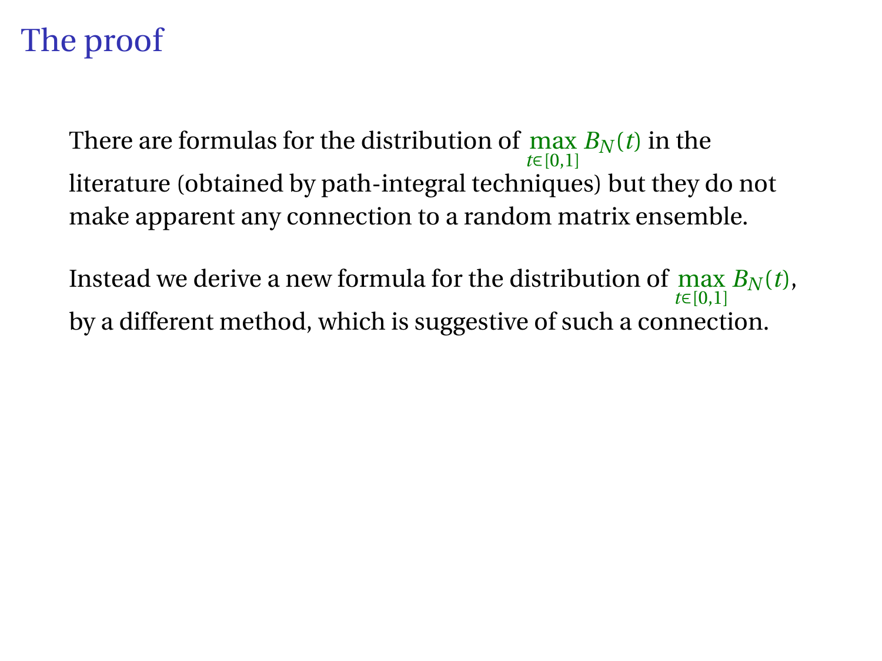# The proof

There are formulas for the distribution of $\max_{t\in[0,1]} B_N(t)$ in the literature (obtained by path-integral techniques) but they do not make apparent any connection to a random matrix ensemble.

Instead we derive a new formula for the distribution of $\max_{t\in[0,1]} B_N(t)$, by a different method, which is suggestive of such a connection.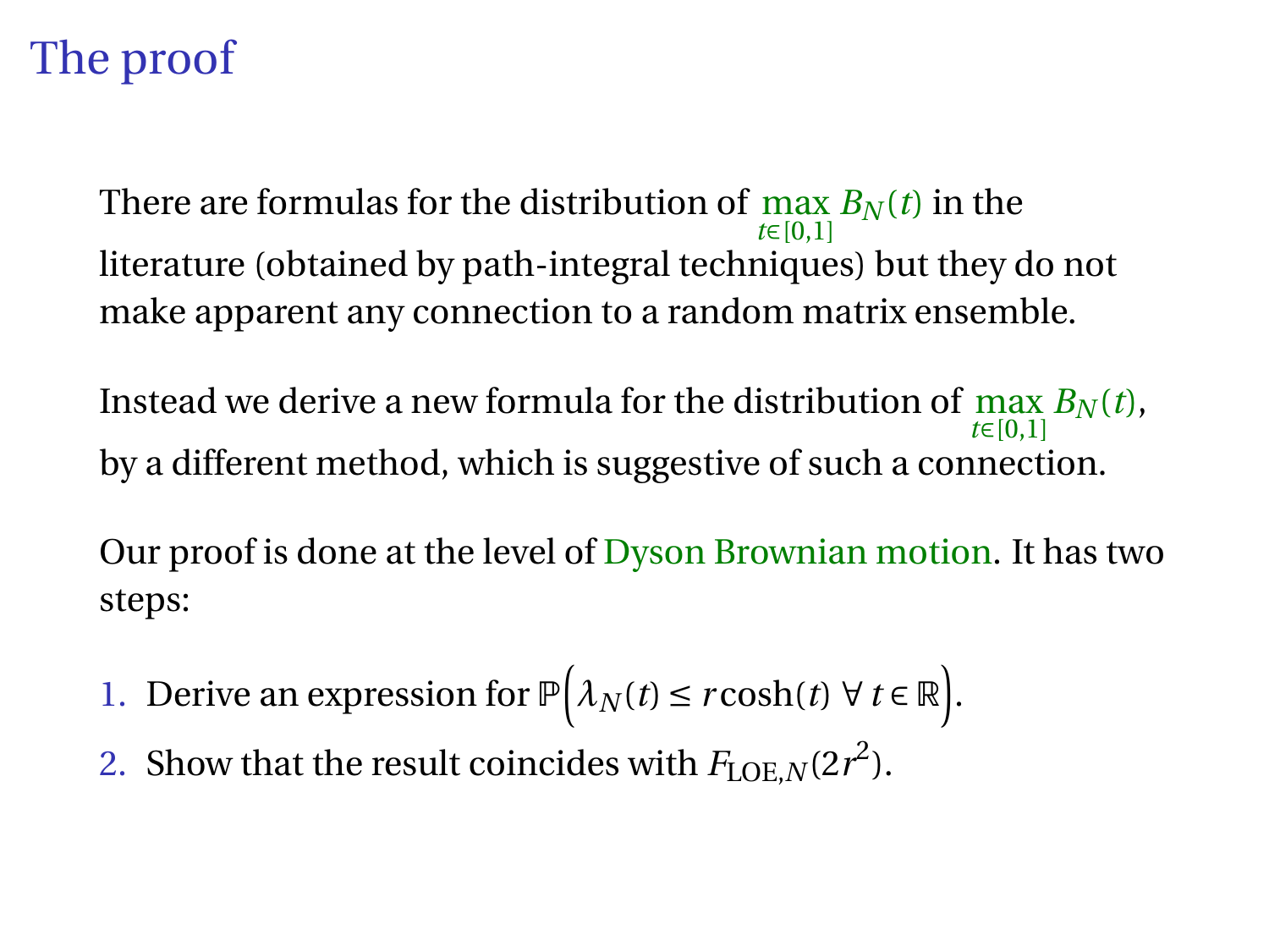# The proof

There are formulas for the distribution of $\max_{t\in[0,1]} B_N(t)$ in the literature (obtained by path-integral techniques) but they do not make apparent any connection to a random matrix ensemble.

Instead we derive a new formula for the distribution of $\max_{t\in[0,1]} B_N(t)$, by a different method, which is suggestive of such a connection.

Our proof is done at the level of Dyson Brownian motion. It has two steps:

1. Derive an expression for $\mathbb{P}\Big(\lambda_N(t) \leq r\cosh(t) \ \forall\, t \in \mathbb{R}\Big)$.
2. Show that the result coincides with $F_{\mathrm{LOE},N}(2r^2)$.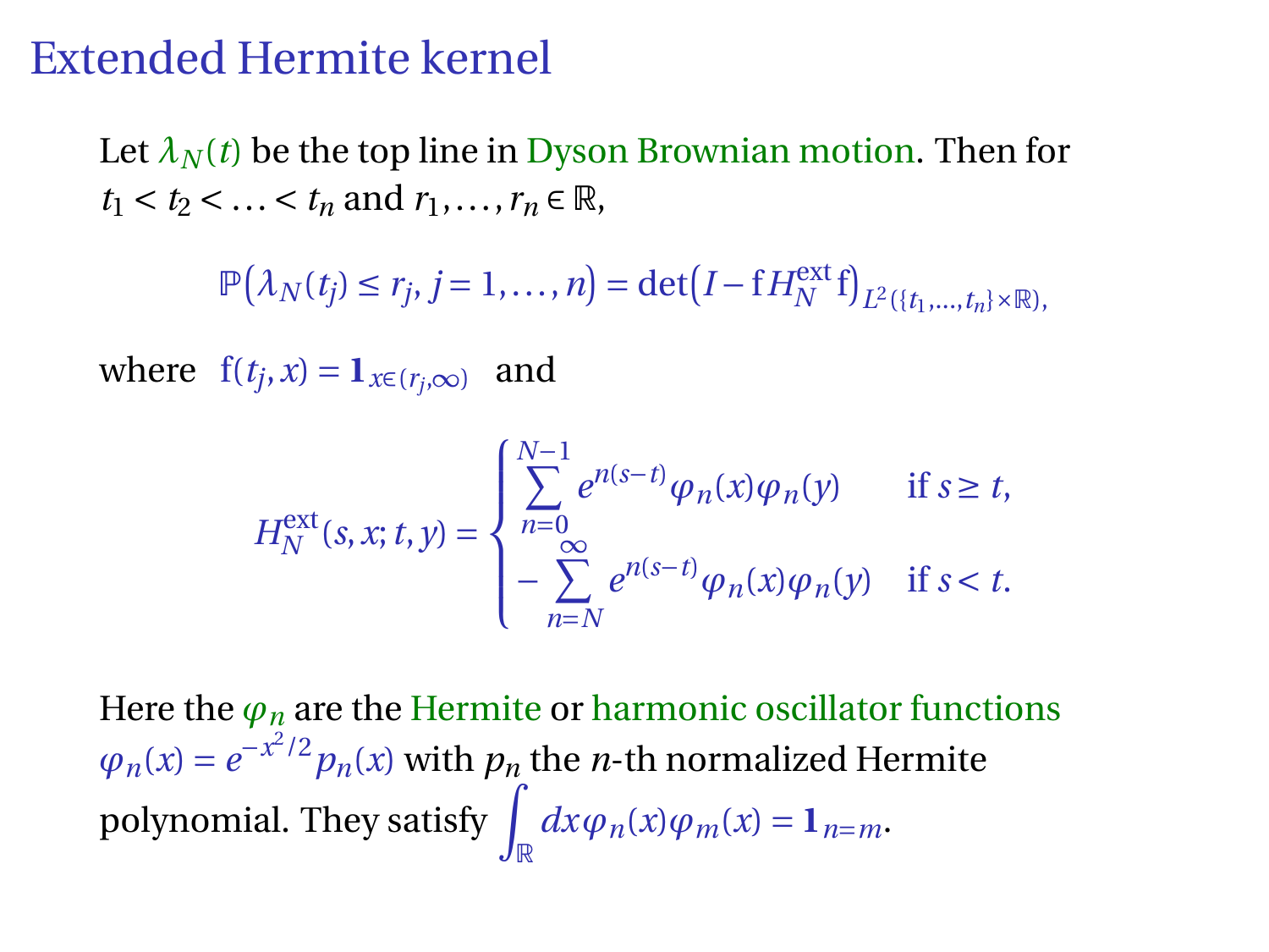# Extended Hermite kernel

Let $\lambda_N(t)$ be the top line in Dyson Brownian motion. Then for $t_1 < t_2 < \ldots < t_n$ and $r_1, \ldots, r_n \in \mathbb{R}$,

$$\mathbb{P}\big(\lambda_N(t_j) \le r_j, j = 1, \ldots, n\big) = \det\big(I - \mathrm{f} H_N^{\mathrm{ext}} \mathrm{f}\big)_{L^2(\{t_1,\ldots,t_n\}\times\mathbb{R})},$$

where $\mathrm{f}(t_j, x) = \mathbf{1}_{x\in(r_j,\infty)}$ and

$$H_N^{\mathrm{ext}}(s,x;t,y) = \begin{cases} \displaystyle\sum_{n=0}^{N-1} e^{n(s-t)} \varphi_n(x)\varphi_n(y) & \text{if } s \ge t, \\ \displaystyle-\sum_{n=N}^{\infty} e^{n(s-t)} \varphi_n(x)\varphi_n(y) & \text{if } s < t. \end{cases}$$

Here the $\varphi_n$ are the Hermite or harmonic oscillator functions $\varphi_n(x) = e^{-x^2/2} p_n(x)$ with $p_n$ the $n$-th normalized Hermite polynomial. They satisfy $\int_{\mathbb{R}} dx \varphi_n(x)\varphi_m(x) = \mathbf{1}_{n=m}$.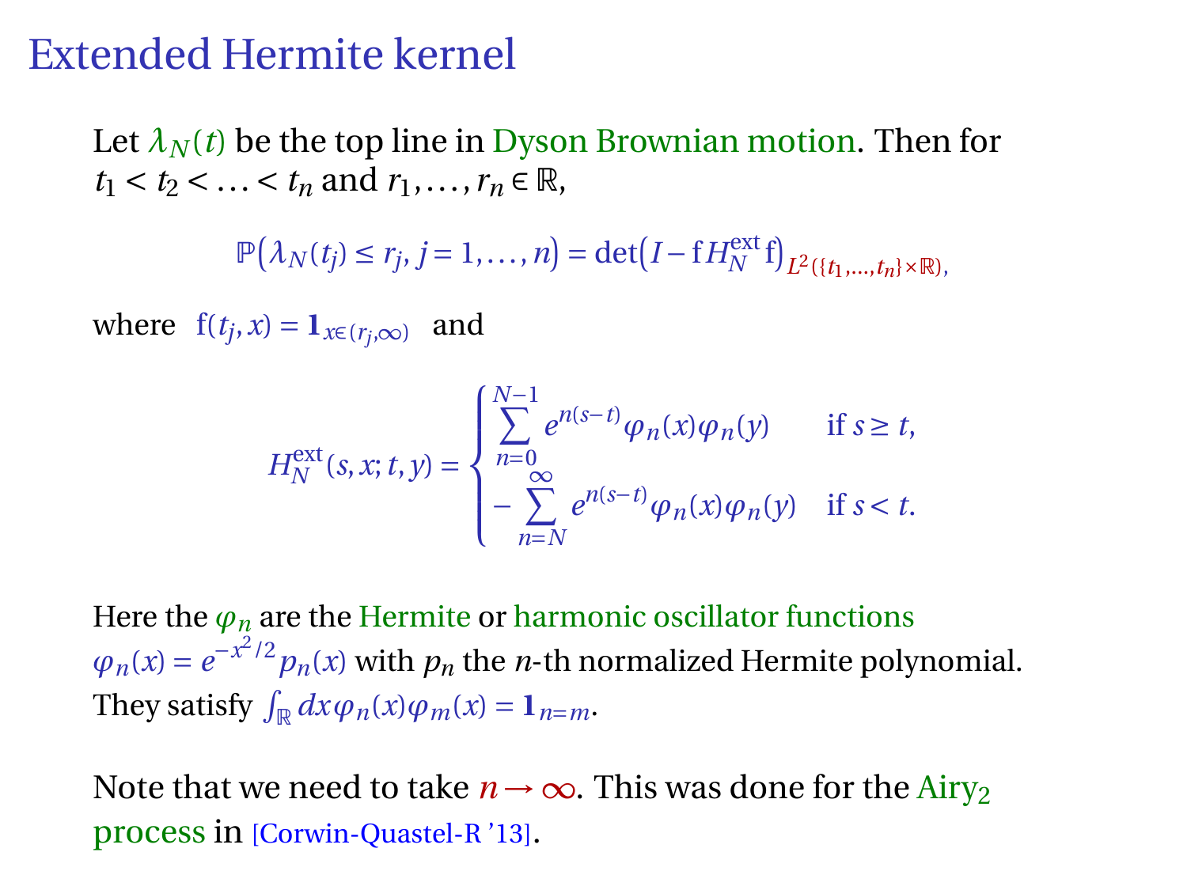# Extended Hermite kernel

Let $\lambda_N(t)$ be the top line in Dyson Brownian motion. Then for $t_1 < t_2 < \ldots < t_n$ and $r_1, \ldots, r_n \in \mathbb{R}$,

$$\mathbb{P}\big(\lambda_N(t_j) \leq r_j, j = 1, \ldots, n\big) = \det\big(I - \mathrm{f} H_N^{\mathrm{ext}} \mathrm{f}\big)_{L^2(\{t_1,\ldots,t_n\}\times\mathbb{R})},$$

where $\mathrm{f}(t_j, x) = \mathbf{1}_{x\in(r_j,\infty)}$ and

$$H_N^{\mathrm{ext}}(s,x;t,y) = \begin{cases} \displaystyle\sum_{n=0}^{N-1} e^{n(s-t)} \varphi_n(x)\varphi_n(y) & \text{if } s \geq t, \\ \displaystyle -\sum_{n=N}^{\infty} e^{n(s-t)} \varphi_n(x)\varphi_n(y) & \text{if } s < t. \end{cases}$$

Here the $\varphi_n$ are the Hermite or harmonic oscillator functions $\varphi_n(x) = e^{-x^2/2} p_n(x)$ with $p_n$ the $n$-th normalized Hermite polynomial. They satisfy $\int_{\mathbb{R}} dx\, \varphi_n(x)\varphi_m(x) = \mathbf{1}_{n=m}$.

Note that we need to take $n \to \infty$. This was done for the Airy$_2$ process in [Corwin-Quastel-R '13].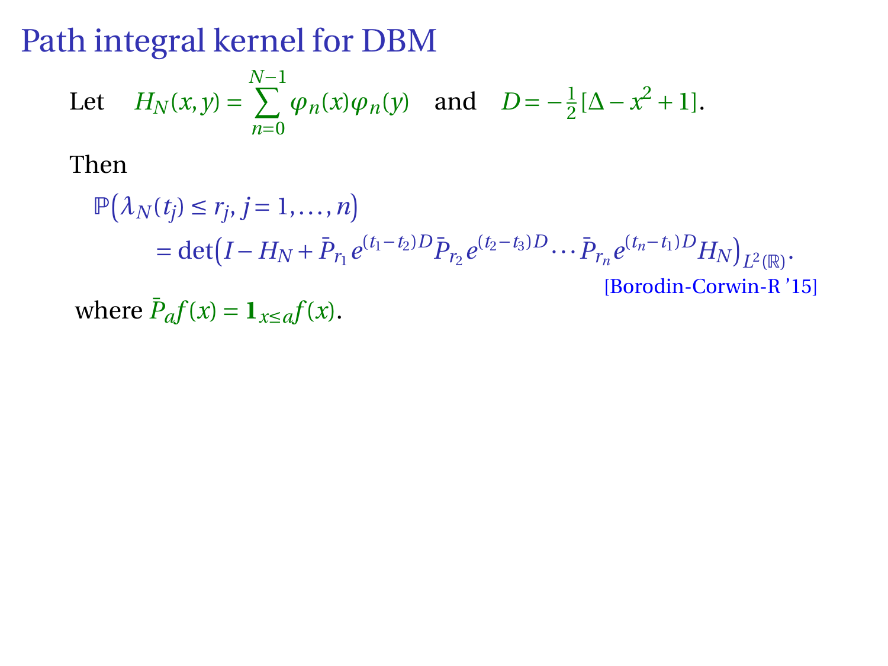# Path integral kernel for DBM

Let $H_N(x,y) = \sum_{n=0}^{N-1} \varphi_n(x)\varphi_n(y)$ and $D = -\frac{1}{2}[\Delta - x^2 + 1]$.

Then

$$\mathbb{P}\big(\lambda_N(t_j) \le r_j, j = 1, \ldots, n\big)$$
$$= \det\big(I - H_N + \bar{P}_{r_1} e^{(t_1 - t_2)D} \bar{P}_{r_2} e^{(t_2 - t_3)D} \cdots \bar{P}_{r_n} e^{(t_n - t_1)D} H_N\big)_{L^2(\mathbb{R})}.$$

[Borodin-Corwin-R '15]

where $\bar{P}_a f(x) = \mathbf{1}_{x \le a} f(x)$.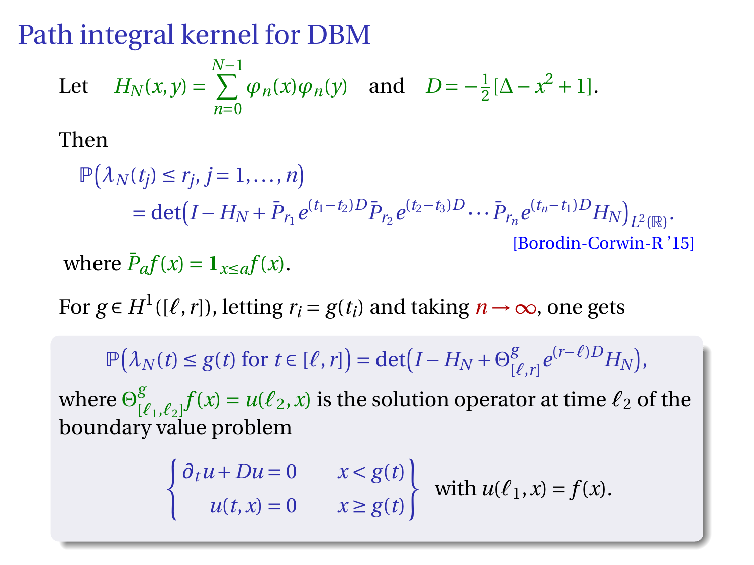# Path integral kernel for DBM

Let $\quad H_N(x,y) = \sum_{n=0}^{N-1} \varphi_n(x)\varphi_n(y) \quad$ and $\quad D = -\frac{1}{2}[\Delta - x^2 + 1]$.

Then

$$
\begin{aligned}
&\mathbb{P}\big(\lambda_N(t_j) \le r_j, j = 1, \ldots, n\big) \\
&\qquad = \det\big(I - H_N + \bar{P}_{r_1} e^{(t_1-t_2)D} \bar{P}_{r_2} e^{(t_2-t_3)D} \cdots \bar{P}_{r_n} e^{(t_n-t_1)D} H_N\big)_{L^2(\mathbb{R})}.
\end{aligned}
$$

[Borodin-Corwin-R '15]

where $\bar{P}_a f(x) = \mathbf{1}_{x \le a} f(x)$.

For $g \in H^1([\ell, r])$, letting $r_i = g(t_i)$ and taking $n \to \infty$, one gets

$$
\mathbb{P}\big(\lambda_N(t) \le g(t) \text{ for } t \in [\ell, r]\big) = \det\big(I - H_N + \Theta^g_{[\ell,r]} e^{(r-\ell)D} H_N\big),
$$

where $\Theta^g_{[\ell_1,\ell_2]} f(x) = u(\ell_2, x)$ is the solution operator at time $\ell_2$ of the boundary value problem

$$
\left\{
\begin{array}{ll}
\partial_t u + Du = 0 & x < g(t) \\
u(t,x) = 0 & x \ge g(t)
\end{array}
\right\} \quad \text{with } u(\ell_1, x) = f(x).
$$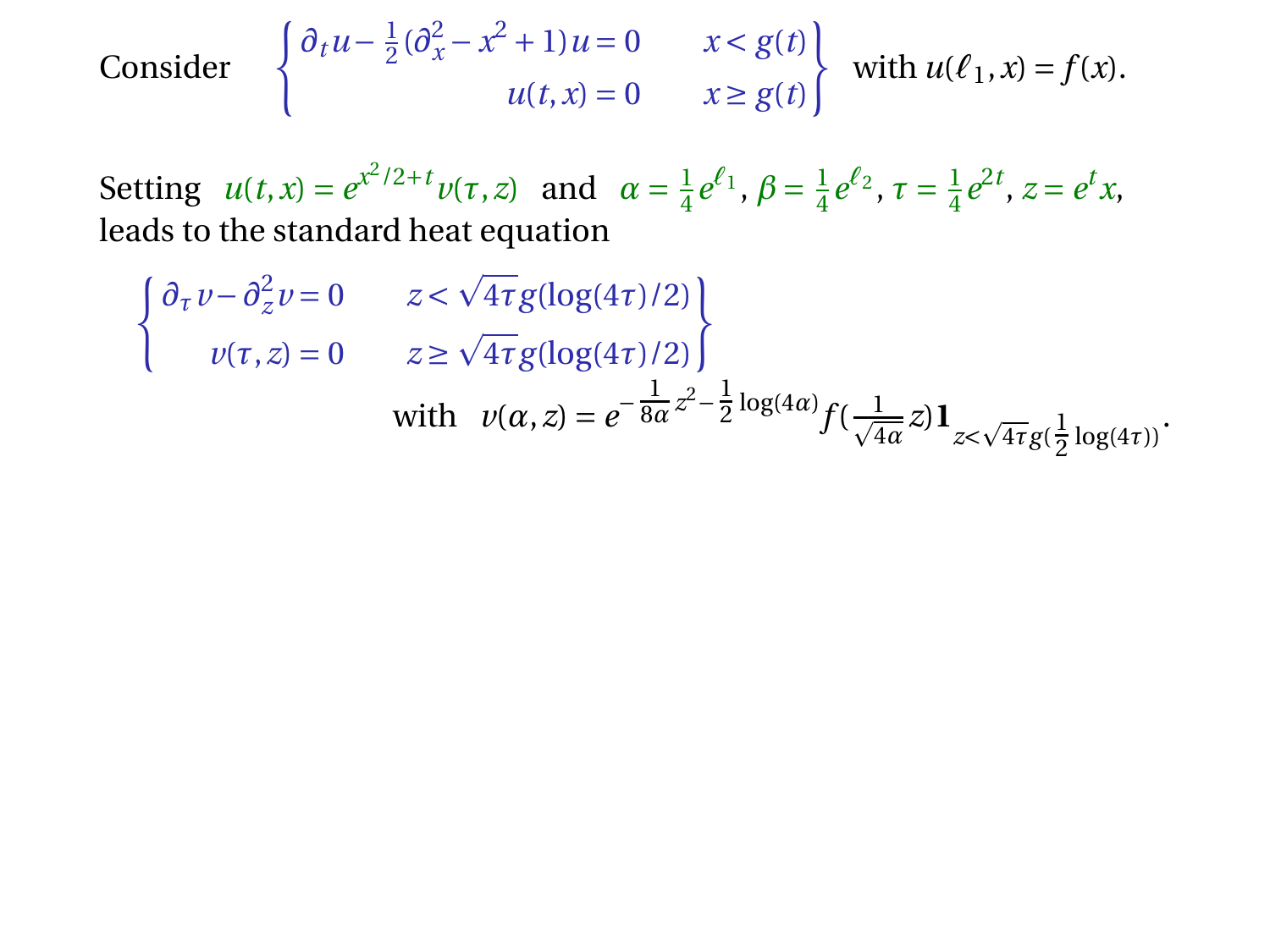Consider

$$\left\{\begin{array}{rr} \partial_t u - \frac{1}{2}(\partial_x^2 - x^2 + 1)u = 0 & x < g(t) \\ u(t,x) = 0 & x \geq g(t) \end{array}\right\} \quad \text{with } u(\ell_1, x) = f(x).$$

Setting $u(t,x) = e^{x^2/2+t} v(\tau, z)$ and $\alpha = \frac{1}{4}e^{\ell_1}$, $\beta = \frac{1}{4}e^{\ell_2}$, $\tau = \frac{1}{4}e^{2t}$, $z = e^t x$, leads to the standard heat equation

$$\left\{\begin{array}{rr} \partial_\tau v - \partial_z^2 v = 0 & z < \sqrt{4\tau}\, g(\log(4\tau)/2) \\ v(\tau, z) = 0 & z \geq \sqrt{4\tau}\, g(\log(4\tau)/2) \end{array}\right\}$$

$$\text{with} \quad v(\alpha, z) = e^{-\frac{1}{8\alpha}z^2 - \frac{1}{2}\log(4\alpha)} f\left(\frac{1}{\sqrt{4\alpha}} z\right) \mathbf{1}_{z < \sqrt{4\tau}\, g(\frac{1}{2}\log(4\tau))}.$$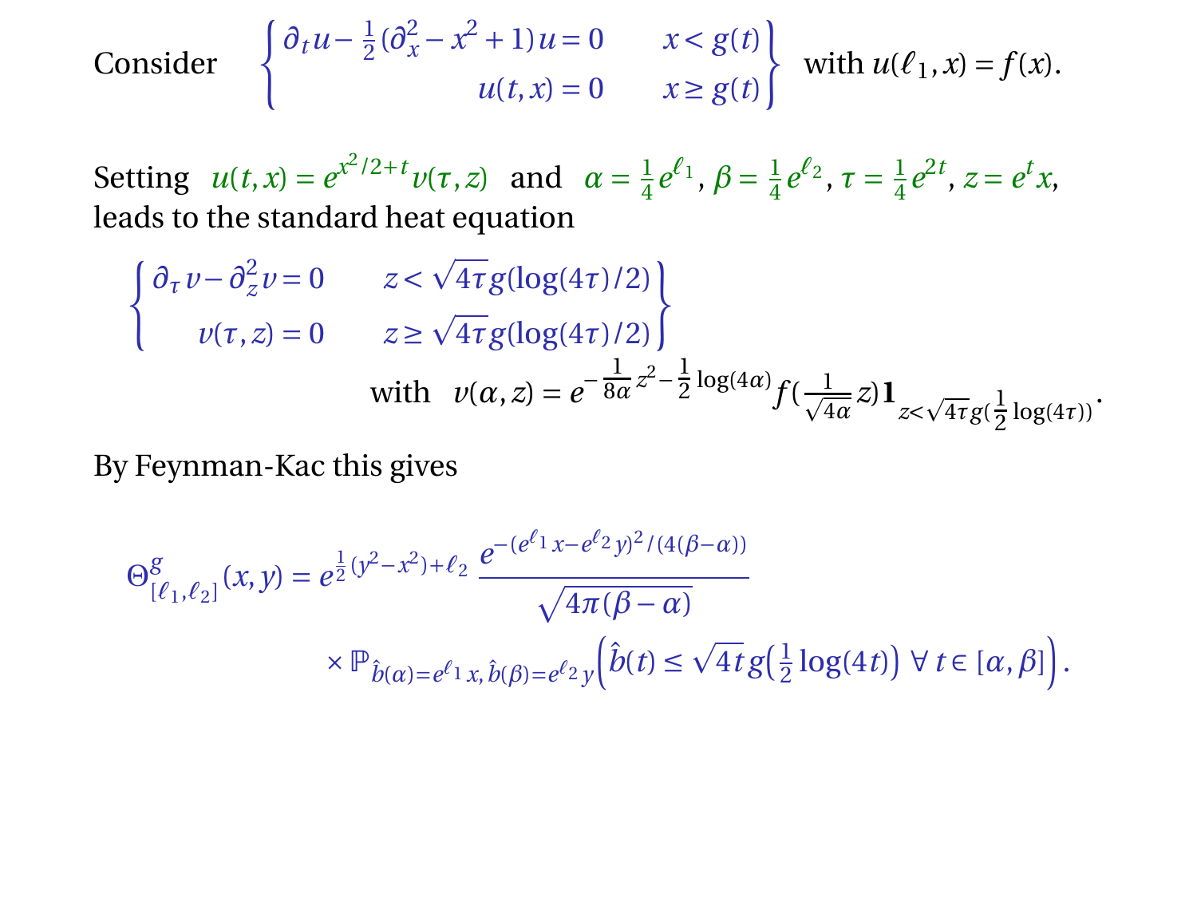Consider

$$\left\{\begin{array}{ll} \partial_t u - \frac{1}{2}(\partial_x^2 - x^2 + 1)u = 0 & x < g(t) \\ u(t,x) = 0 & x \geq g(t) \end{array}\right\} \quad \text{with } u(\ell_1, x) = f(x).$$

Setting $u(t,x) = e^{x^2/2+t} v(\tau, z)$ and $\alpha = \frac{1}{4}e^{\ell_1}$, $\beta = \frac{1}{4}e^{\ell_2}$, $\tau = \frac{1}{4}e^{2t}$, $z = e^t x$, leads to the standard heat equation

$$\left\{\begin{array}{ll} \partial_\tau v - \partial_z^2 v = 0 & z < \sqrt{4\tau}\, g(\log(4\tau)/2) \\ v(\tau, z) = 0 & z \geq \sqrt{4\tau}\, g(\log(4\tau)/2) \end{array}\right\}$$

$$\text{with } \quad v(\alpha, z) = e^{-\frac{1}{8\alpha}z^2 - \frac{1}{2}\log(4\alpha)} f\!\left(\tfrac{1}{\sqrt{4\alpha}} z\right) \mathbf{1}_{z < \sqrt{4\tau}\, g(\frac{1}{2}\log(4\tau))}.$$

By Feynman-Kac this gives

$$\Theta^g_{[\ell_1,\ell_2]}(x,y) = e^{\frac{1}{2}(y^2 - x^2) + \ell_2}\, \frac{e^{-(e^{\ell_1}x - e^{\ell_2}y)^2/(4(\beta-\alpha))}}{\sqrt{4\pi(\beta-\alpha)}}$$

$$\times\, \mathbb{P}_{\hat{b}(\alpha) = e^{\ell_1}x,\, \hat{b}(\beta) = e^{\ell_2}y}\Big(\hat{b}(t) \leq \sqrt{4t}\, g\big(\tfrac{1}{2}\log(4t)\big) \ \forall\, t \in [\alpha, \beta]\Big).$$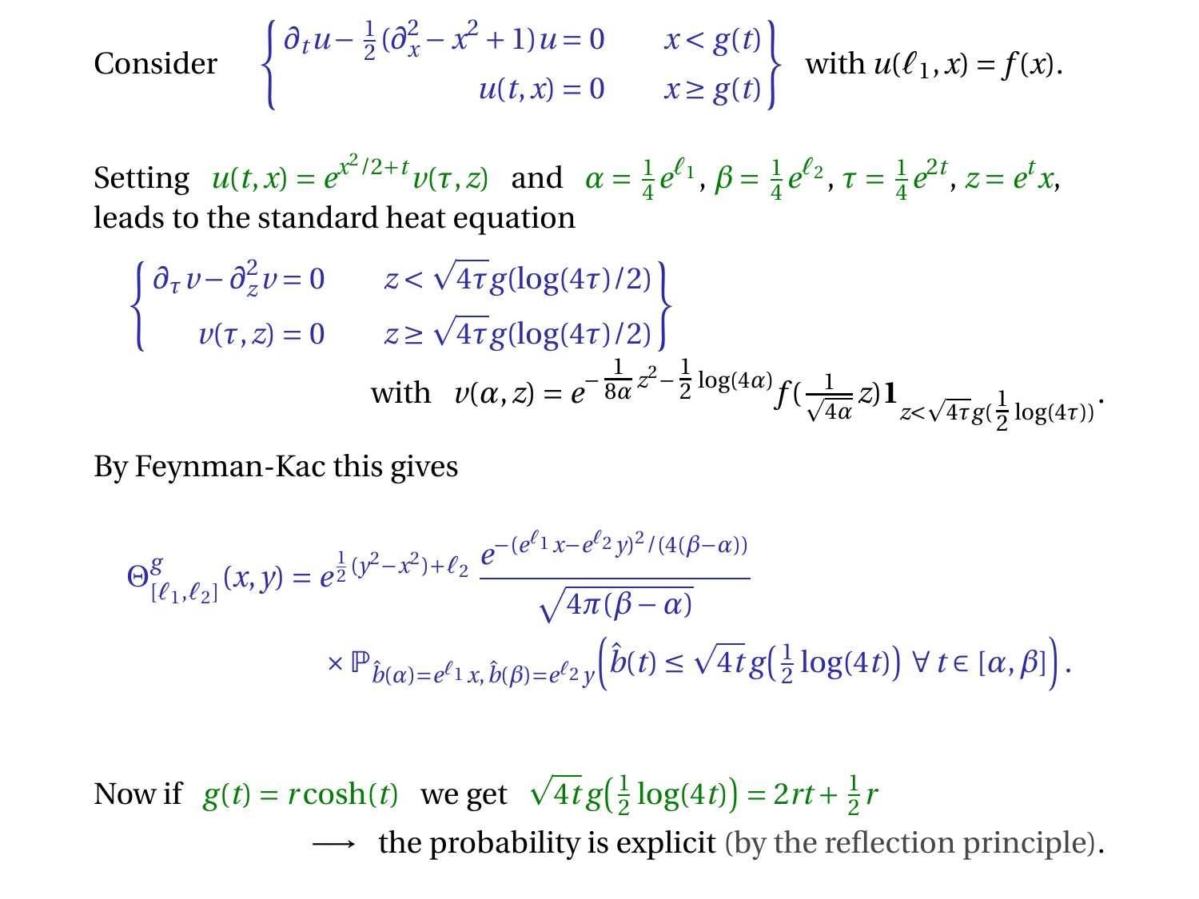Consider $\left\{ \begin{array}{ll} \partial_t u - \frac{1}{2}(\partial_x^2 - x^2 + 1)u = 0 & x < g(t) \\ u(t,x) = 0 & x \geq g(t) \end{array} \right\}$ with $u(\ell_1, x) = f(x)$.

Setting $u(t,x) = e^{x^2/2+t} v(\tau, z)$ and $\alpha = \frac{1}{4}e^{\ell_1}$, $\beta = \frac{1}{4}e^{\ell_2}$, $\tau = \frac{1}{4}e^{2t}$, $z = e^t x$, leads to the standard heat equation

$$\left\{ \begin{array}{ll} \partial_\tau v - \partial_z^2 v = 0 & z < \sqrt{4\tau}\, g(\log(4\tau)/2) \\ v(\tau, z) = 0 & z \geq \sqrt{4\tau}\, g(\log(4\tau)/2) \end{array} \right\}$$

$$\text{with} \quad v(\alpha, z) = e^{-\frac{1}{8\alpha}z^2 - \frac{1}{2}\log(4\alpha)} f\left(\frac{1}{\sqrt{4\alpha}}z\right) \mathbf{1}_{z < \sqrt{4\tau}\, g(\frac{1}{2}\log(4\tau))}.$$

By Feynman-Kac this gives

$$\Theta^g_{[\ell_1,\ell_2]}(x,y) = e^{\frac{1}{2}(y^2 - x^2) + \ell_2} \frac{e^{-(e^{\ell_1}x - e^{\ell_2}y)^2/(4(\beta-\alpha))}}{\sqrt{4\pi(\beta-\alpha)}}$$

$$\times \mathbb{P}_{\hat{b}(\alpha) = e^{\ell_1}x,\, \hat{b}(\beta) = e^{\ell_2}y}\left(\hat{b}(t) \leq \sqrt{4t}\, g\left(\tfrac{1}{2}\log(4t)\right)\ \forall\, t \in [\alpha, \beta]\right).$$

Now if $g(t) = r\cosh(t)$ we get $\sqrt{4t}\, g\left(\frac{1}{2}\log(4t)\right) = 2rt + \frac{1}{2}r$

$\longrightarrow$ the probability is explicit (by the reflection principle).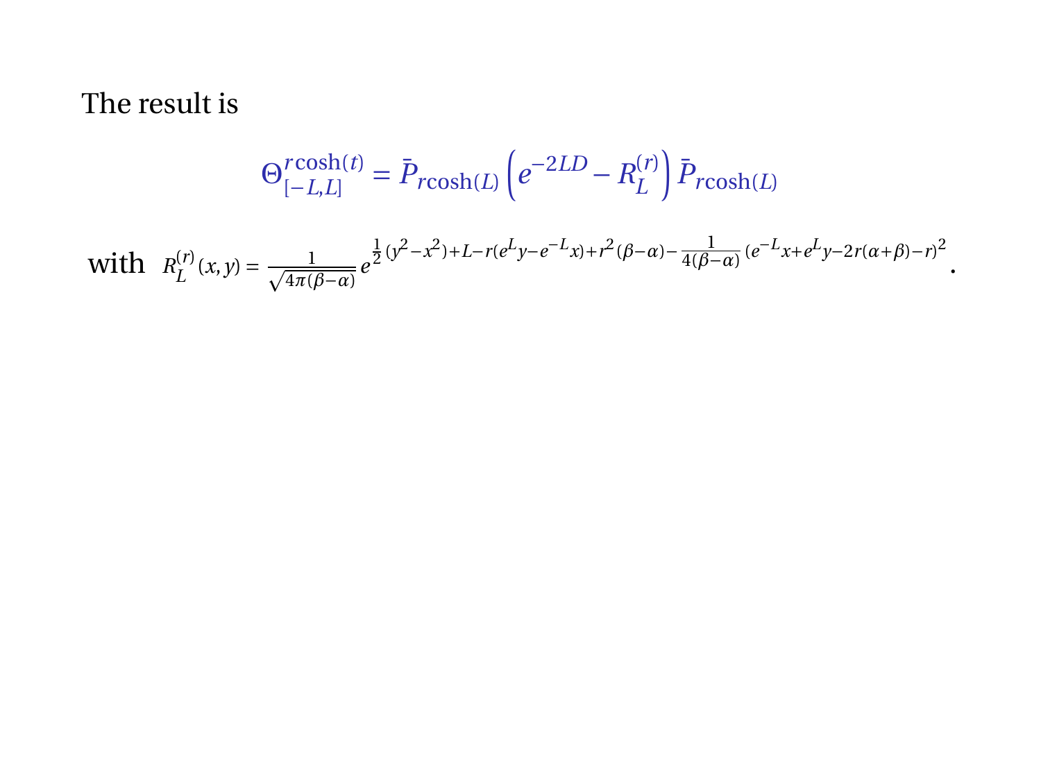The result is

$$\Theta_{[-L,L]}^{r\cosh(t)} = \bar{P}_{r\cosh(L)} \left( e^{-2LD} - R_L^{(r)} \right) \bar{P}_{r\cosh(L)}$$

with $R_L^{(r)}(x,y) = \frac{1}{\sqrt{4\pi(\beta-\alpha)}} e^{\frac{1}{2}(y^2-x^2)+L-r(e^L y-e^{-L}x)+r^2(\beta-\alpha)-\frac{1}{4(\beta-\alpha)}(e^{-L}x+e^L y-2r(\alpha+\beta)-r)^2}$.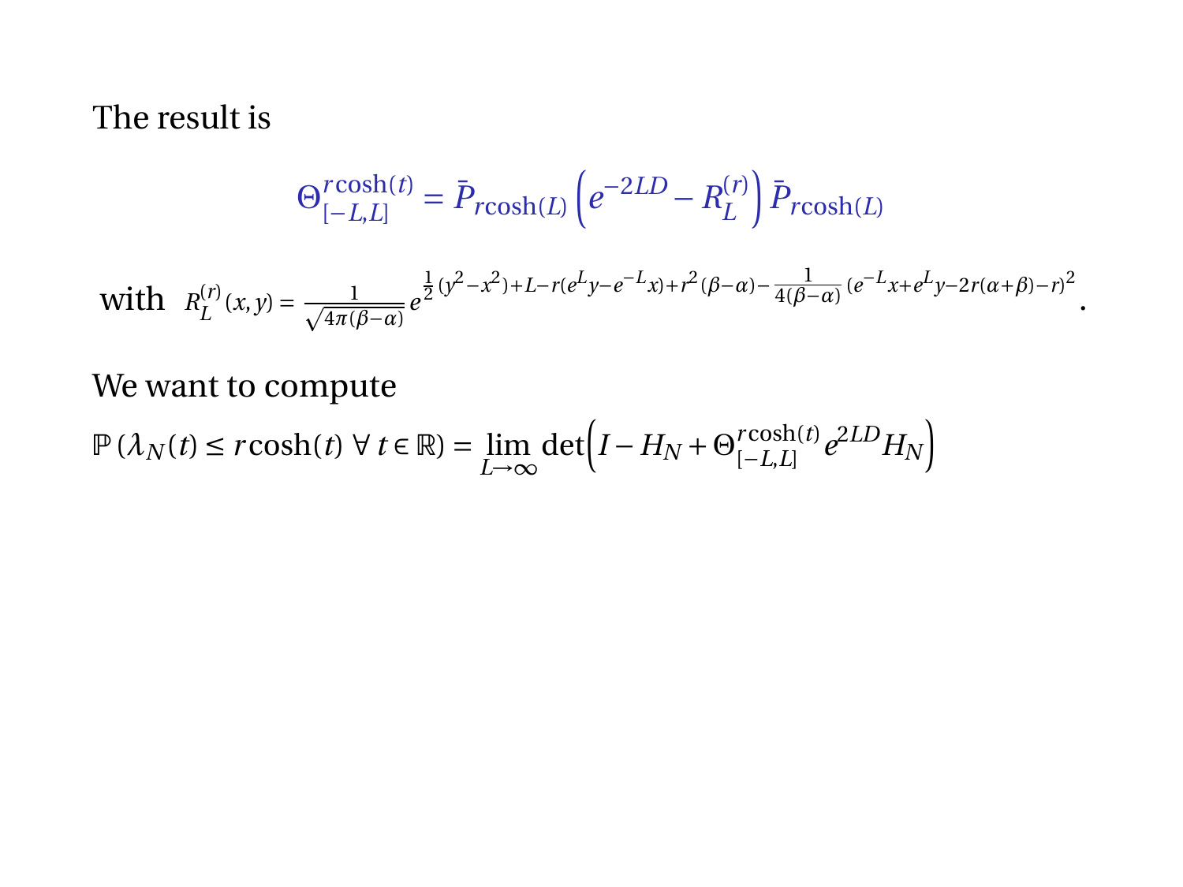The result is

$$\Theta^{r\cosh(t)}_{[-L,L]} = \bar{P}_{r\cosh(L)} \left( e^{-2LD} - R^{(r)}_L \right) \bar{P}_{r\cosh(L)}$$

with $R^{(r)}_L(x,y) = \frac{1}{\sqrt{4\pi(\beta-\alpha)}} e^{\frac{1}{2}(y^2-x^2)+L-r(e^L y - e^{-L}x)+r^2(\beta-\alpha)-\frac{1}{4(\beta-\alpha)}(e^{-L}x+e^L y-2r(\alpha+\beta)-r)^2}$.

We want to compute

$$\mathbb{P}\left(\lambda_N(t) \le r\cosh(t) \ \forall\, t \in \mathbb{R}\right) = \lim_{L\to\infty} \det\left( I - H_N + \Theta^{r\cosh(t)}_{[-L,L]} e^{2LD} H_N \right)$$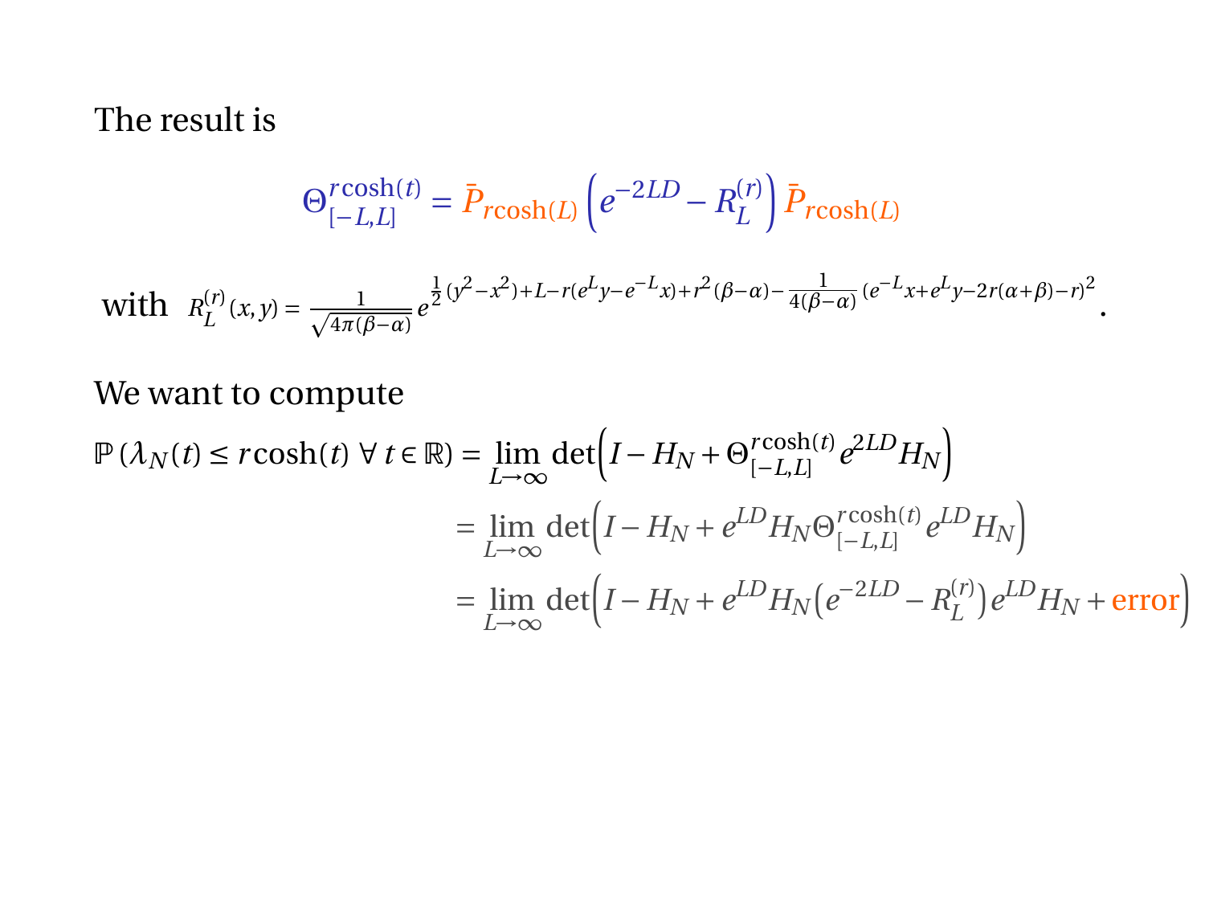The result is

$$\Theta^{r\cosh(t)}_{[-L,L]} = \bar{P}_{r\cosh(L)} \left( e^{-2LD} - R^{(r)}_L \right) \bar{P}_{r\cosh(L)}$$

with $R^{(r)}_L(x,y) = \frac{1}{\sqrt{4\pi(\beta-\alpha)}} e^{\frac{1}{2}(y^2-x^2)+L-r(e^L y - e^{-L}x)+r^2(\beta-\alpha)-\frac{1}{4(\beta-\alpha)}(e^{-L}x+e^L y-2r(\alpha+\beta)-r)^2}$.

We want to compute

$$\begin{aligned}
\mathbb{P}\left(\lambda_N(t) \leq r\cosh(t)\ \forall\, t \in \mathbb{R}\right) &= \lim_{L\to\infty} \det\left(I - H_N + \Theta^{r\cosh(t)}_{[-L,L]} e^{2LD} H_N\right) \\
&= \lim_{L\to\infty} \det\left(I - H_N + e^{LD} H_N \Theta^{r\cosh(t)}_{[-L,L]} e^{LD} H_N\right) \\
&= \lim_{L\to\infty} \det\left(I - H_N + e^{LD} H_N \left(e^{-2LD} - R^{(r)}_L\right) e^{LD} H_N + \text{error}\right)
\end{aligned}$$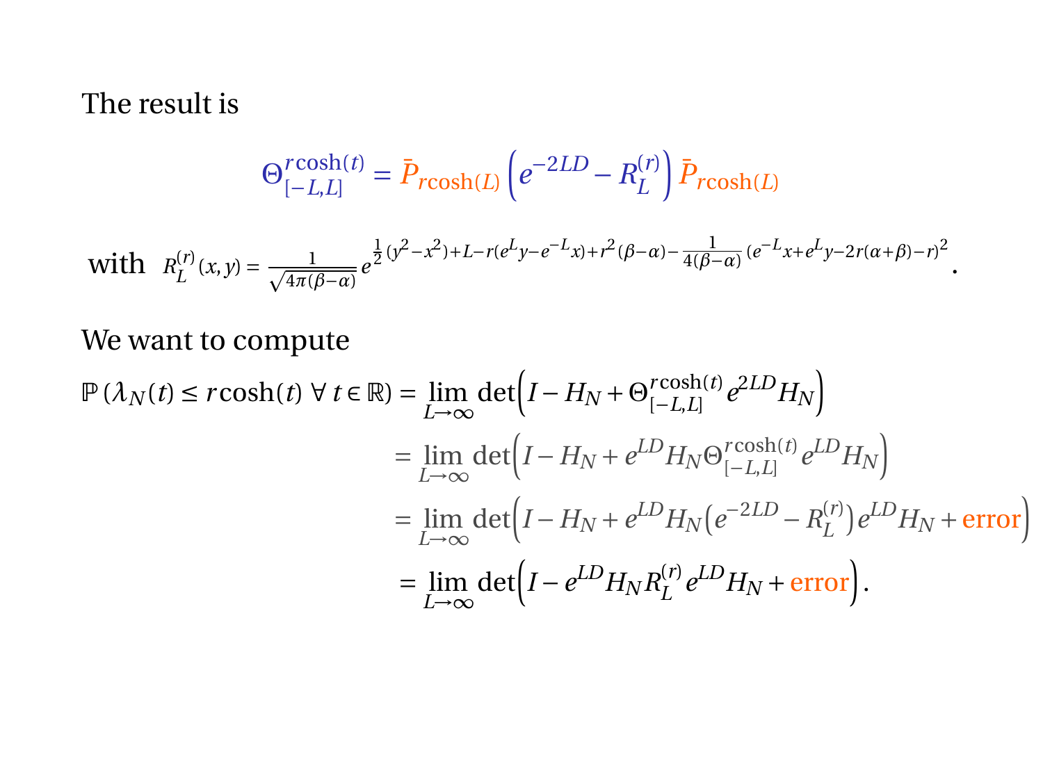The result is

$$\Theta^{r\cosh(t)}_{[-L,L]} = \bar{P}_{r\cosh(L)} \left( e^{-2LD} - R^{(r)}_L \right) \bar{P}_{r\cosh(L)}$$

with $R^{(r)}_L(x,y) = \frac{1}{\sqrt{4\pi(\beta-\alpha)}} e^{\frac{1}{2}(y^2-x^2)+L-r(e^L y - e^{-L}x)+r^2(\beta-\alpha)-\frac{1}{4(\beta-\alpha)}(e^{-L}x+e^L y-2r(\alpha+\beta)-r)^2}$.

We want to compute

$$\begin{aligned}
\mathbb{P}\left(\lambda_N(t) \le r\cosh(t)\ \forall\, t \in \mathbb{R}\right) &= \lim_{L\to\infty} \det\left( I - H_N + \Theta^{r\cosh(t)}_{[-L,L]} e^{2LD} H_N \right) \\
&= \lim_{L\to\infty} \det\left( I - H_N + e^{LD} H_N \Theta^{r\cosh(t)}_{[-L,L]} e^{LD} H_N \right) \\
&= \lim_{L\to\infty} \det\left( I - H_N + e^{LD} H_N \left( e^{-2LD} - R^{(r)}_L \right) e^{LD} H_N + \text{error} \right) \\
&= \lim_{L\to\infty} \det\left( I - e^{LD} H_N R^{(r)}_L e^{LD} H_N + \text{error} \right).
\end{aligned}$$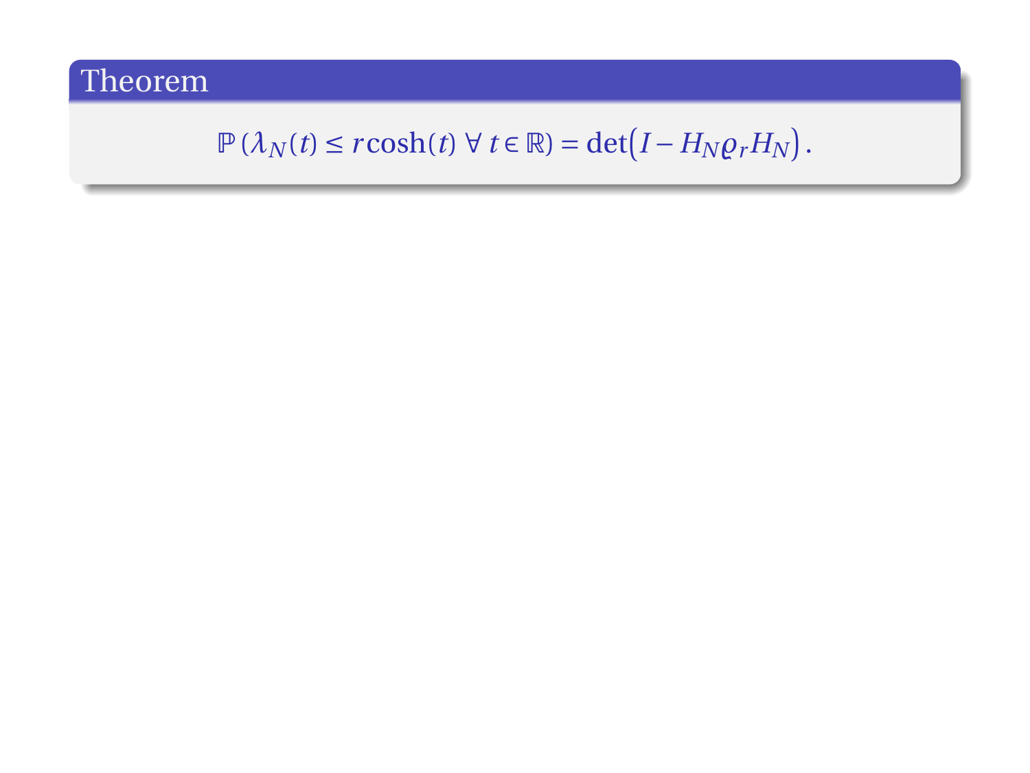**Theorem**

$$\mathbb{P}\left(\lambda_N(t) \leq r\cosh(t)\ \forall\, t \in \mathbb{R}\right) = \det\left(I - H_N \varrho_r H_N\right).$$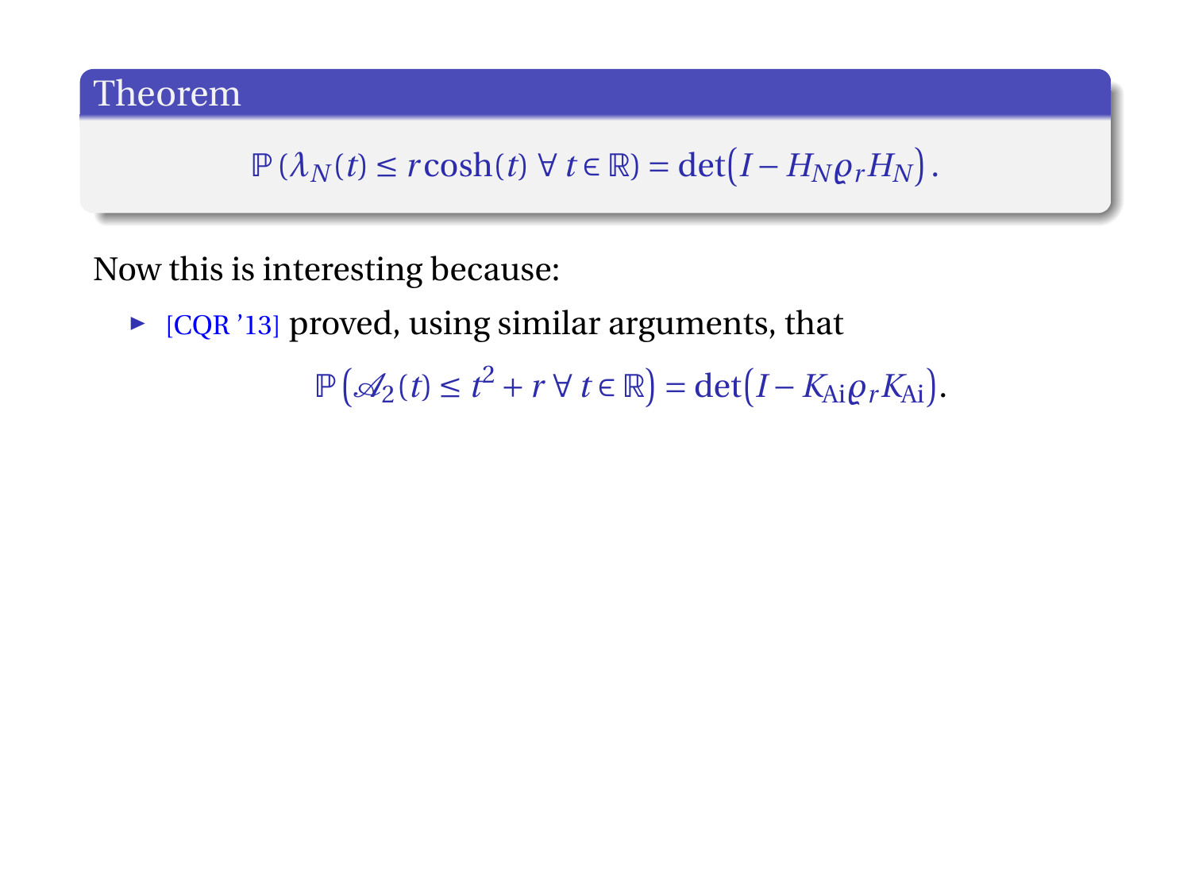**Theorem**

$$\mathbb{P}\left(\lambda_N(t) \leq r\cosh(t)\ \forall\, t \in \mathbb{R}\right) = \det\left(I - H_N \varrho_r H_N\right).$$

Now this is interesting because:

- [CQR '13] proved, using similar arguments, that

$$\mathbb{P}\left(\mathscr{A}_2(t) \leq t^2 + r\ \forall\, t \in \mathbb{R}\right) = \det\left(I - K_{\mathrm{Ai}} \varrho_r K_{\mathrm{Ai}}\right).$$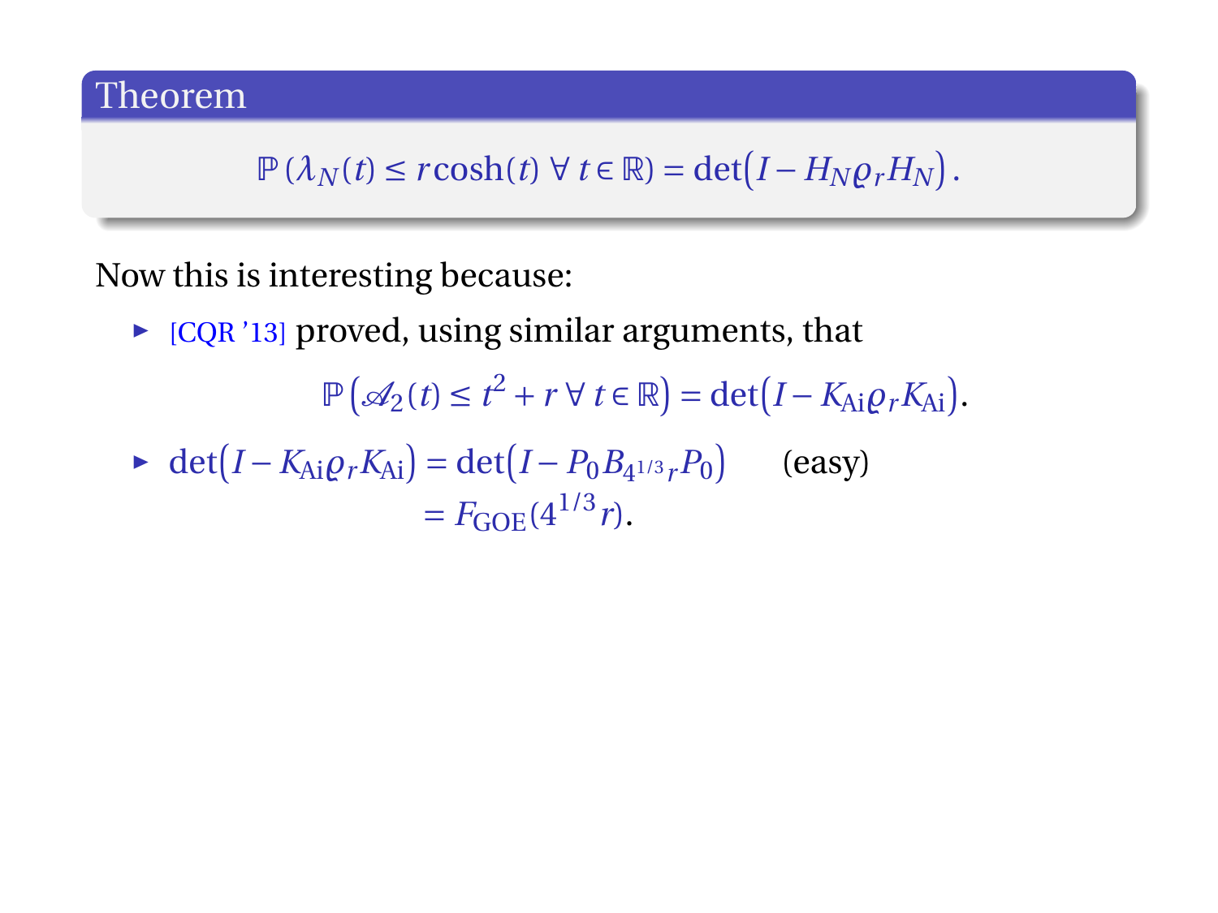**Theorem**

$$\mathbb{P}\left(\lambda_N(t) \le r\cosh(t)\ \forall\, t \in \mathbb{R}\right) = \det\bigl(I - H_N \varrho_r H_N\bigr).$$

Now this is interesting because:

- [CQR '13] proved, using similar arguments, that

$$\mathbb{P}\left(\mathscr{A}_2(t) \le t^2 + r\ \forall\, t \in \mathbb{R}\right) = \det\bigl(I - K_{\mathrm{Ai}} \varrho_r K_{\mathrm{Ai}}\bigr).$$

- $\det\bigl(I - K_{\mathrm{Ai}} \varrho_r K_{\mathrm{Ai}}\bigr) = \det\bigl(I - P_0 B_{4^{1/3} r} P_0\bigr)$ (easy)
  $= F_{\mathrm{GOE}}(4^{1/3} r).$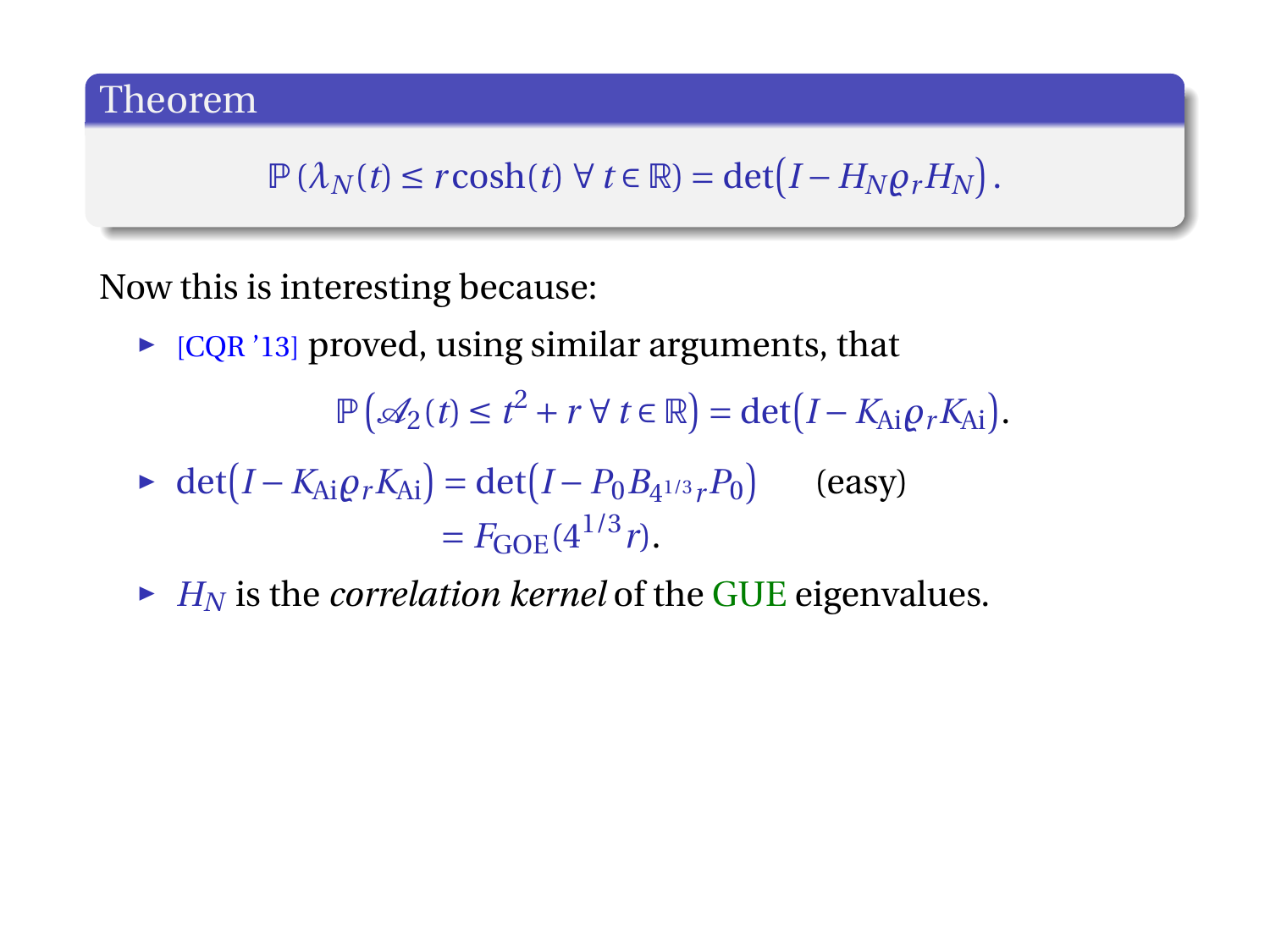**Theorem**

$$\mathbb{P}\left(\lambda_N(t) \leq r\cosh(t)\ \forall\, t \in \mathbb{R}\right) = \det\!\big(I - H_N \varrho_r H_N\big)\,.$$

Now this is interesting because:

- [CQR '13] proved, using similar arguments, that

$$\mathbb{P}\left(\mathscr{A}_2(t) \leq t^2 + r\ \forall\, t \in \mathbb{R}\right) = \det\!\big(I - K_{\mathrm{Ai}} \varrho_r K_{\mathrm{Ai}}\big).$$

- $\det\!\big(I - K_{\mathrm{Ai}} \varrho_r K_{\mathrm{Ai}}\big) = \det\!\big(I - P_0 B_{4^{1/3} r} P_0\big)$ (easy)
  $= F_{\mathrm{GOE}}(4^{1/3} r)$.

- $H_N$ is the *correlation kernel* of the GUE eigenvalues.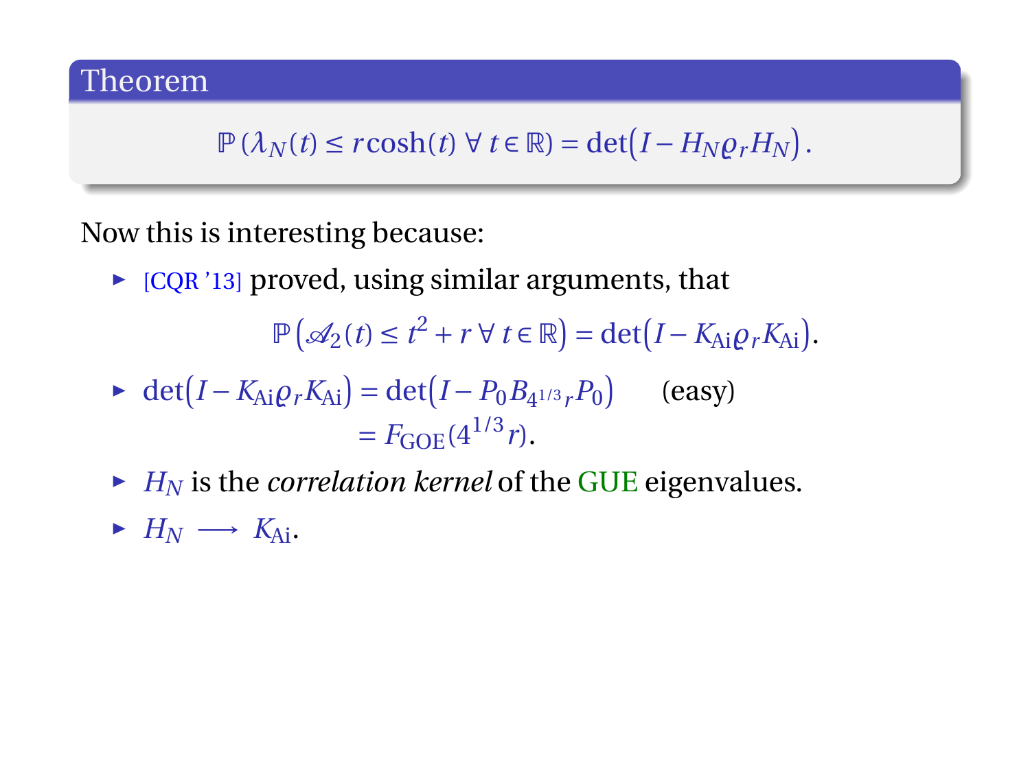**Theorem**

$$\mathbb{P}\left(\lambda_N(t) \leq r\cosh(t)\ \forall\, t \in \mathbb{R}\right) = \det\big(I - H_N \varrho_r H_N\big).$$

Now this is interesting because:

- [CQR '13] proved, using similar arguments, that

$$\mathbb{P}\left(\mathscr{A}_2(t) \leq t^2 + r\ \forall\, t \in \mathbb{R}\right) = \det\big(I - K_{\mathrm{Ai}} \varrho_r K_{\mathrm{Ai}}\big).$$

- $\det\big(I - K_{\mathrm{Ai}} \varrho_r K_{\mathrm{Ai}}\big) = \det\big(I - P_0 B_{4^{1/3} r} P_0\big)$ (easy)
  $= F_{\mathrm{GOE}}(4^{1/3} r).$
- $H_N$ is the *correlation kernel* of the GUE eigenvalues.
- $H_N \longrightarrow K_{\mathrm{Ai}}$.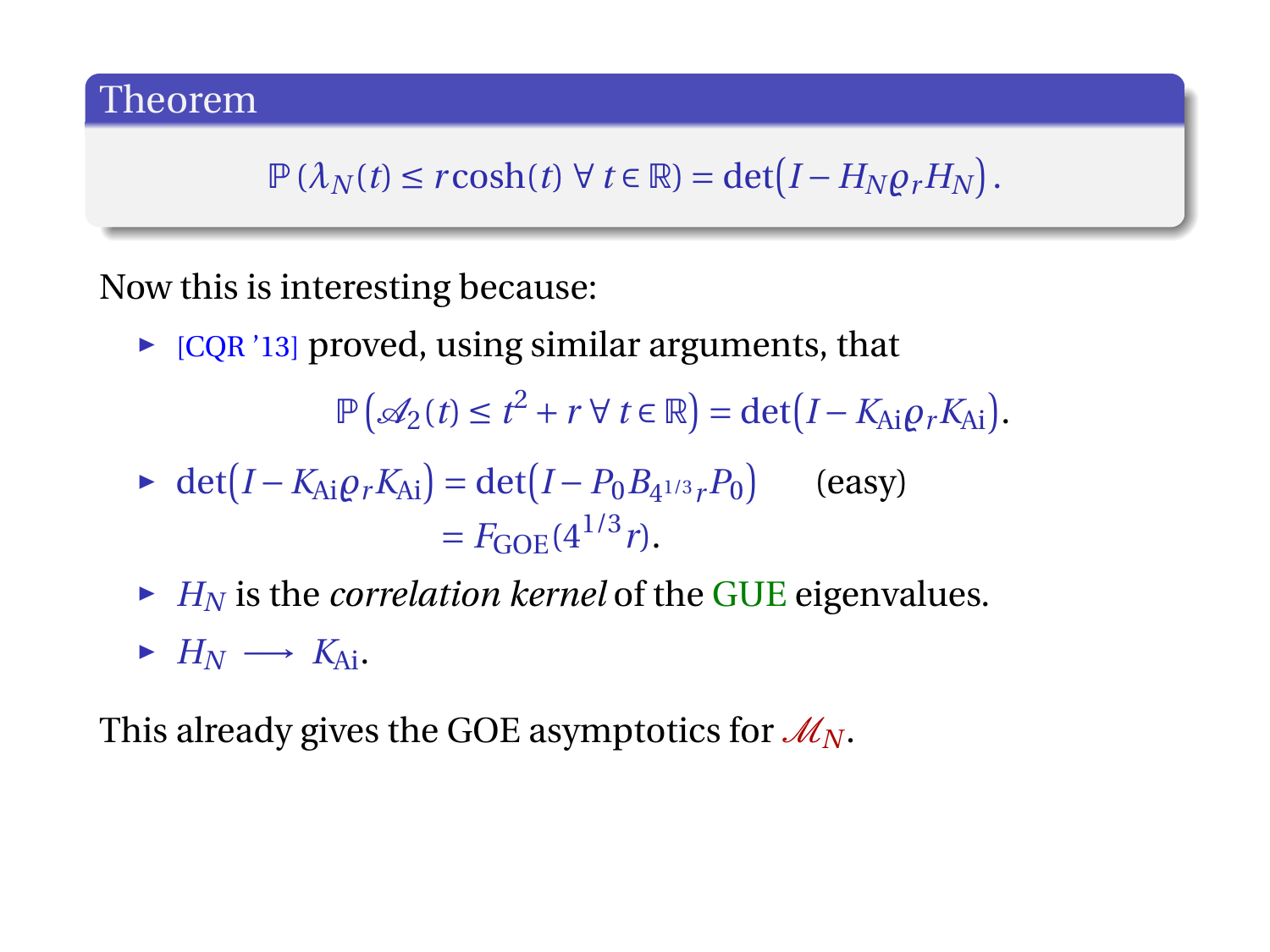**Theorem**

$$\mathbb{P}\left(\lambda_N(t) \le r\cosh(t)\ \forall\, t \in \mathbb{R}\right) = \det\bigl(I - H_N \varrho_r H_N\bigr).$$

Now this is interesting because:

- [CQR '13] proved, using similar arguments, that

$$\mathbb{P}\left(\mathscr{A}_2(t) \le t^2 + r\ \forall\, t \in \mathbb{R}\right) = \det\bigl(I - K_{\mathrm{Ai}} \varrho_r K_{\mathrm{Ai}}\bigr).$$

- $\det\bigl(I - K_{\mathrm{Ai}} \varrho_r K_{\mathrm{Ai}}\bigr) = \det\bigl(I - P_0 B_{4^{1/3} r} P_0\bigr)$ (easy)

  $= F_{\mathrm{GOE}}(4^{1/3} r).$

- $H_N$ is the *correlation kernel* of the GUE eigenvalues.
- $H_N \longrightarrow K_{\mathrm{Ai}}$.

This already gives the GOE asymptotics for $\mathscr{M}_N$.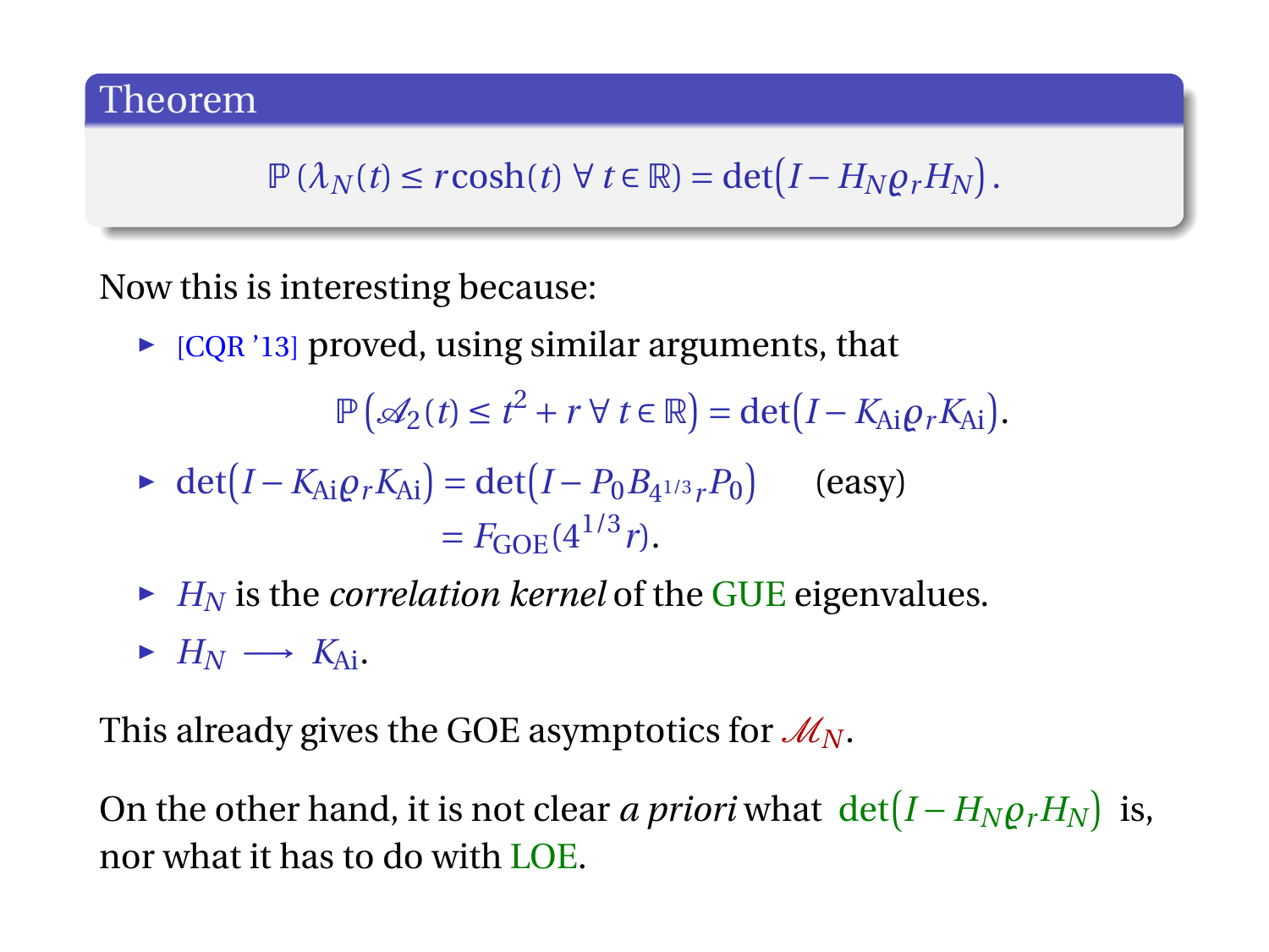**Theorem**

$$\mathbb{P}\left(\lambda_N(t) \le r\cosh(t)\ \forall\, t \in \mathbb{R}\right) = \det\!\big(I - H_N \varrho_r H_N\big).$$

Now this is interesting because:

- [CQR '13] proved, using similar arguments, that
$$\mathbb{P}\left(\mathcal{A}_2(t) \le t^2 + r\ \forall\, t \in \mathbb{R}\right) = \det\!\big(I - K_{\mathrm{Ai}} \varrho_r K_{\mathrm{Ai}}\big).$$
- $\det\!\big(I - K_{\mathrm{Ai}} \varrho_r K_{\mathrm{Ai}}\big) = \det\!\big(I - P_0 B_{4^{1/3} r} P_0\big)$ (easy)
$$= F_{\mathrm{GOE}}(4^{1/3} r).$$
- $H_N$ is the *correlation kernel* of the GUE eigenvalues.
- $H_N \longrightarrow K_{\mathrm{Ai}}$.

This already gives the GOE asymptotics for $\mathcal{M}_N$.

On the other hand, it is not clear *a priori* what $\det\!\big(I - H_N \varrho_r H_N\big)$ is, nor what it has to do with LOE.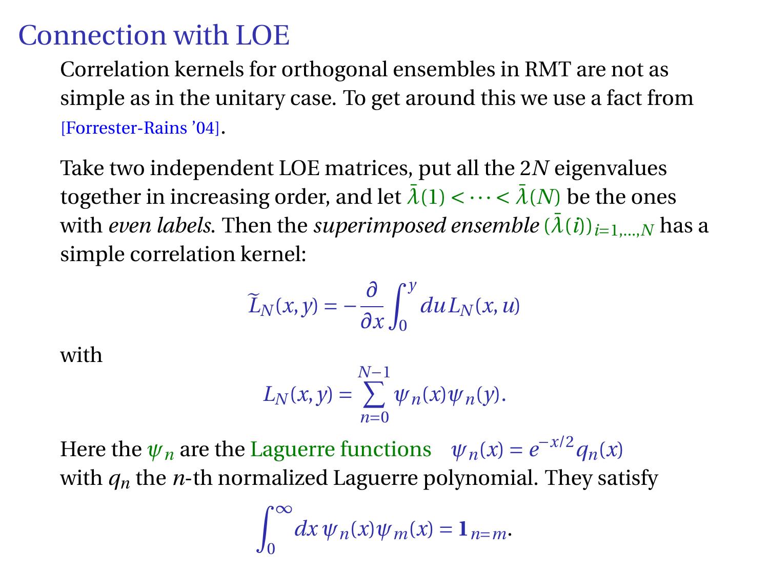# Connection with LOE

Correlation kernels for orthogonal ensembles in RMT are not as simple as in the unitary case. To get around this we use a fact from [Forrester-Rains '04].

Take two independent LOE matrices, put all the $2N$ eigenvalues together in increasing order, and let $\bar{\lambda}(1) < \cdots < \bar{\lambda}(N)$ be the ones with *even labels*. Then the *superimposed ensemble* $(\bar{\lambda}(i))_{i=1,\dots,N}$ has a simple correlation kernel:

$$\widetilde{L}_N(x,y) = -\frac{\partial}{\partial x}\int_0^y du\, L_N(x,u)$$

with

$$L_N(x,y) = \sum_{n=0}^{N-1} \psi_n(x)\psi_n(y).$$

Here the $\psi_n$ are the Laguerre functions $\quad \psi_n(x) = e^{-x/2} q_n(x)$ with $q_n$ the $n$-th normalized Laguerre polynomial. They satisfy

$$\int_0^\infty dx\, \psi_n(x)\psi_m(x) = \mathbf{1}_{n=m}.$$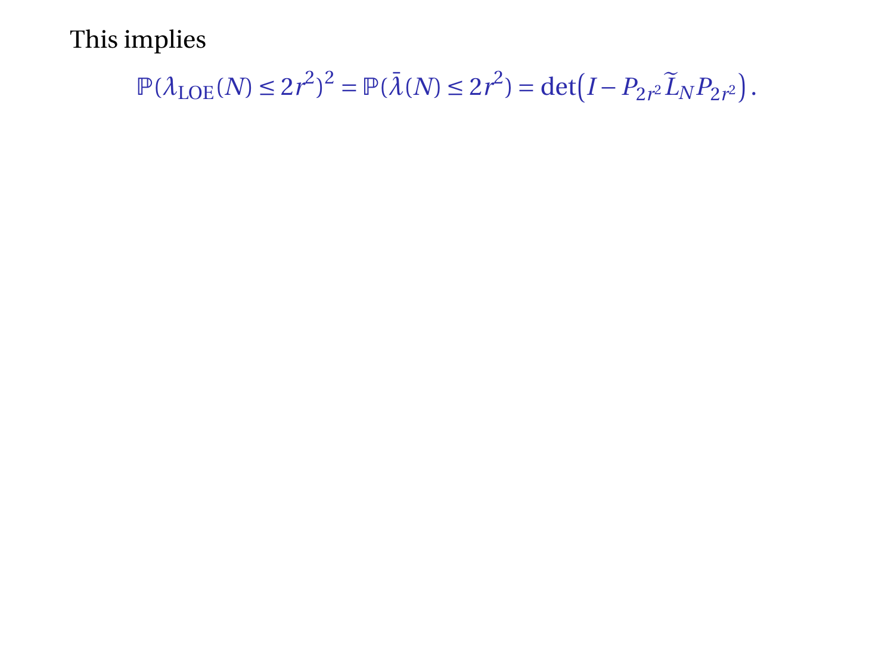This implies

$$\mathbb{P}(\lambda_{\text{LOE}}(N) \leq 2r^2)^2 = \mathbb{P}(\bar{\lambda}(N) \leq 2r^2) = \det\big(I - P_{2r^2}\widetilde{L}_N P_{2r^2}\big)\,.$$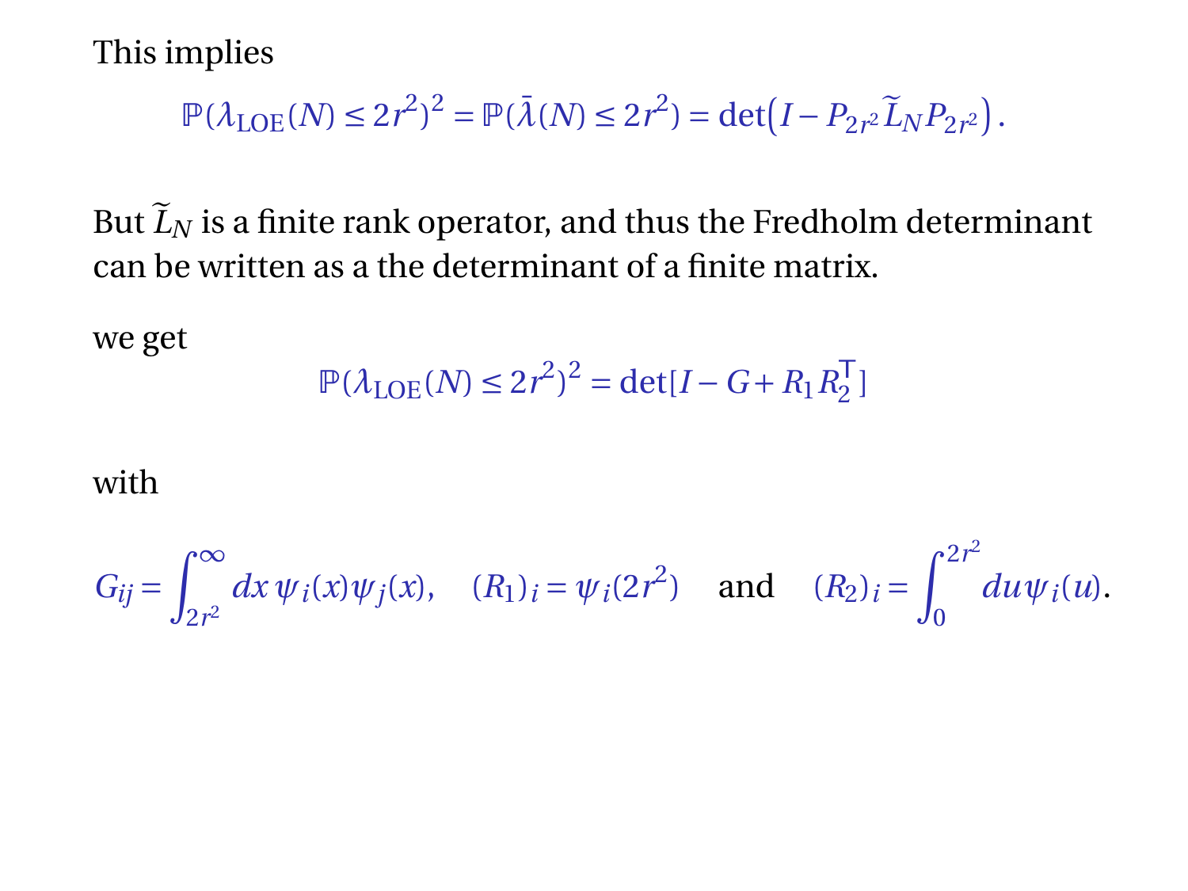This implies

$$\mathbb{P}(\lambda_{\mathrm{LOE}}(N) \leq 2r^2)^2 = \mathbb{P}(\bar{\lambda}(N) \leq 2r^2) = \det\left(I - P_{2r^2}\widetilde{L}_N P_{2r^2}\right).$$

But $\widetilde{L}_N$ is a finite rank operator, and thus the Fredholm determinant can be written as a the determinant of a finite matrix.

we get

$$\mathbb{P}(\lambda_{\mathrm{LOE}}(N) \leq 2r^2)^2 = \det[I - G + R_1 R_2^{\mathsf{T}}]$$

with

$$G_{ij} = \int_{2r^2}^{\infty} dx\, \psi_i(x)\psi_j(x), \quad (R_1)_i = \psi_i(2r^2) \quad \text{and} \quad (R_2)_i = \int_0^{2r^2} du\, \psi_i(u).$$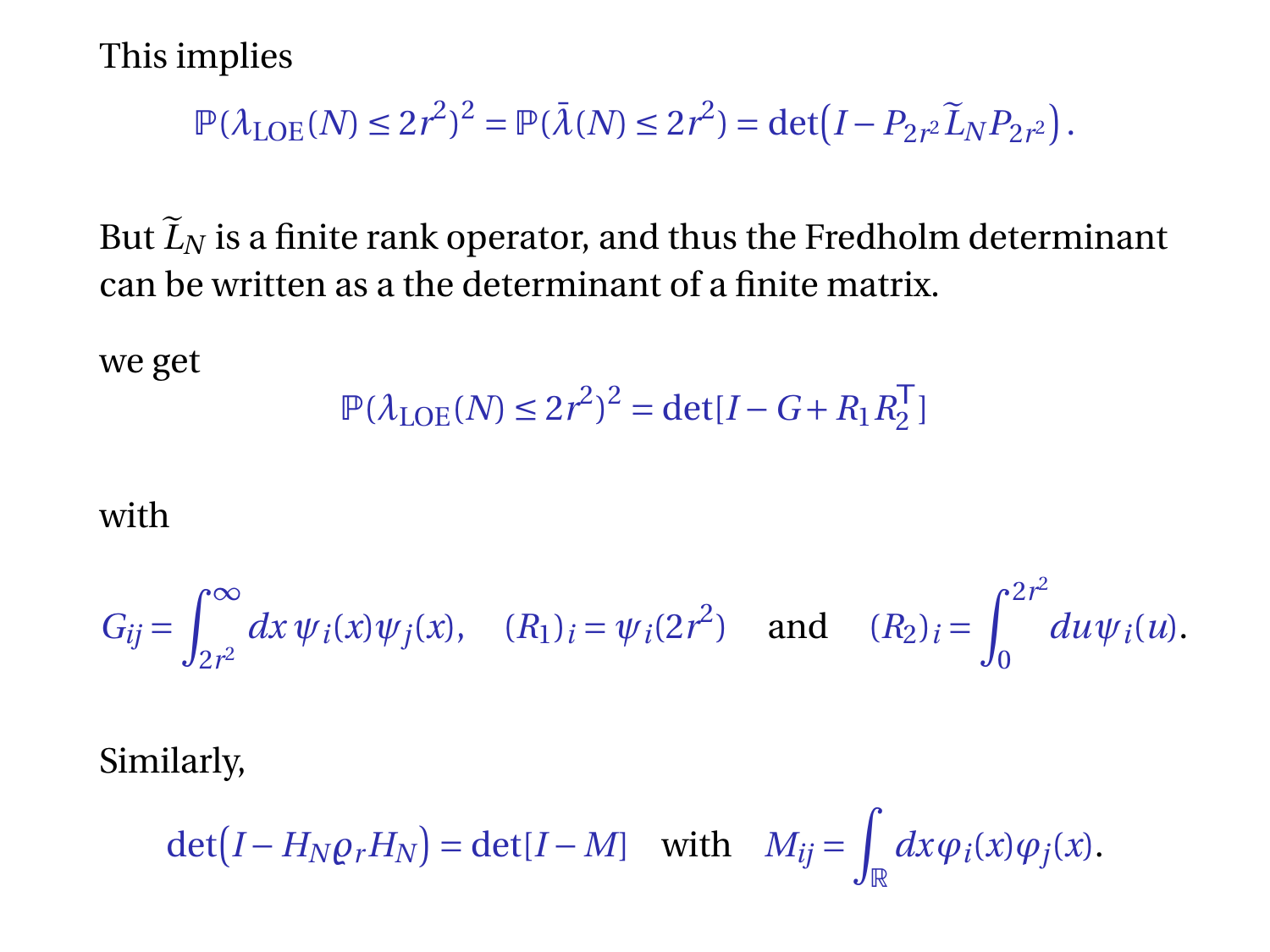This implies

$$\mathbb{P}(\lambda_{\mathrm{LOE}}(N) \le 2r^2)^2 = \mathbb{P}(\bar{\lambda}(N) \le 2r^2) = \det\big(I - P_{2r^2}\widetilde{L}_N P_{2r^2}\big)\,.$$

But $\widetilde{L}_N$ is a finite rank operator, and thus the Fredholm determinant can be written as a the determinant of a finite matrix.

we get

$$\mathbb{P}(\lambda_{\mathrm{LOE}}(N) \le 2r^2)^2 = \det[I - G + R_1 R_2^\mathsf{T}]$$

with

$$G_{ij} = \int_{2r^2}^{\infty} dx\, \psi_i(x)\psi_j(x), \quad (R_1)_i = \psi_i(2r^2) \quad \text{and} \quad (R_2)_i = \int_0^{2r^2} du\, \psi_i(u).$$

Similarly,

$$\det\big(I - H_N \varrho_r H_N\big) = \det[I - M] \quad \text{with} \quad M_{ij} = \int_{\mathbb{R}} dx\, \varphi_i(x)\varphi_j(x).$$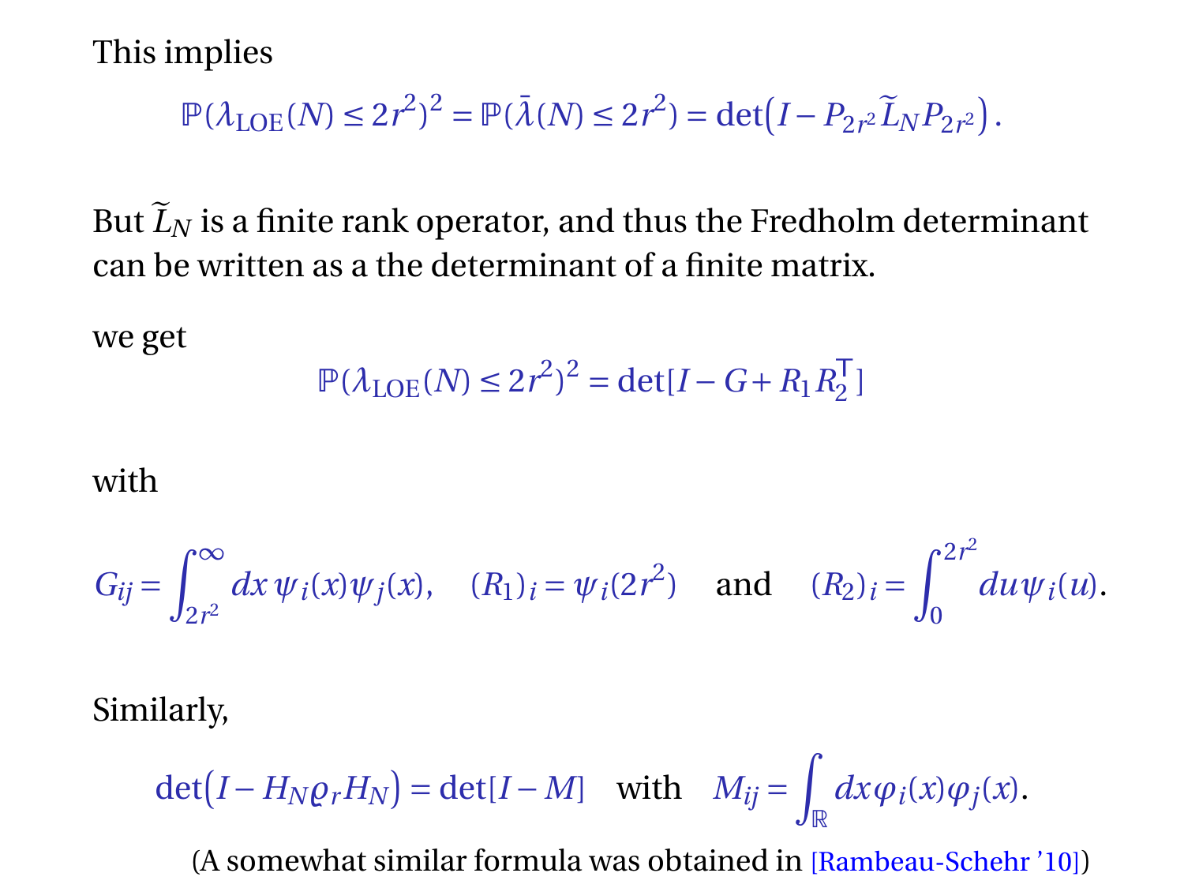This implies

$$\mathbb{P}(\lambda_{\text{LOE}}(N) \le 2r^2)^2 = \mathbb{P}(\bar{\lambda}(N) \le 2r^2) = \det\big(I - P_{2r^2}\widetilde{L}_N P_{2r^2}\big)\,.$$

But $\widetilde{L}_N$ is a finite rank operator, and thus the Fredholm determinant can be written as a the determinant of a finite matrix.

we get

$$\mathbb{P}(\lambda_{\text{LOE}}(N) \le 2r^2)^2 = \det[I - G + R_1 R_2^{\mathsf{T}}]$$

with

$$G_{ij} = \int_{2r^2}^{\infty} dx\, \psi_i(x)\psi_j(x), \quad (R_1)_i = \psi_i(2r^2) \quad \text{and} \quad (R_2)_i = \int_0^{2r^2} du\, \psi_i(u).$$

Similarly,

$$\det\big(I - H_N \varrho_r H_N\big) = \det[I - M] \quad \text{with} \quad M_{ij} = \int_{\mathbb{R}} dx\, \varphi_i(x)\varphi_j(x).$$

(A somewhat similar formula was obtained in [Rambeau-Schehr '10])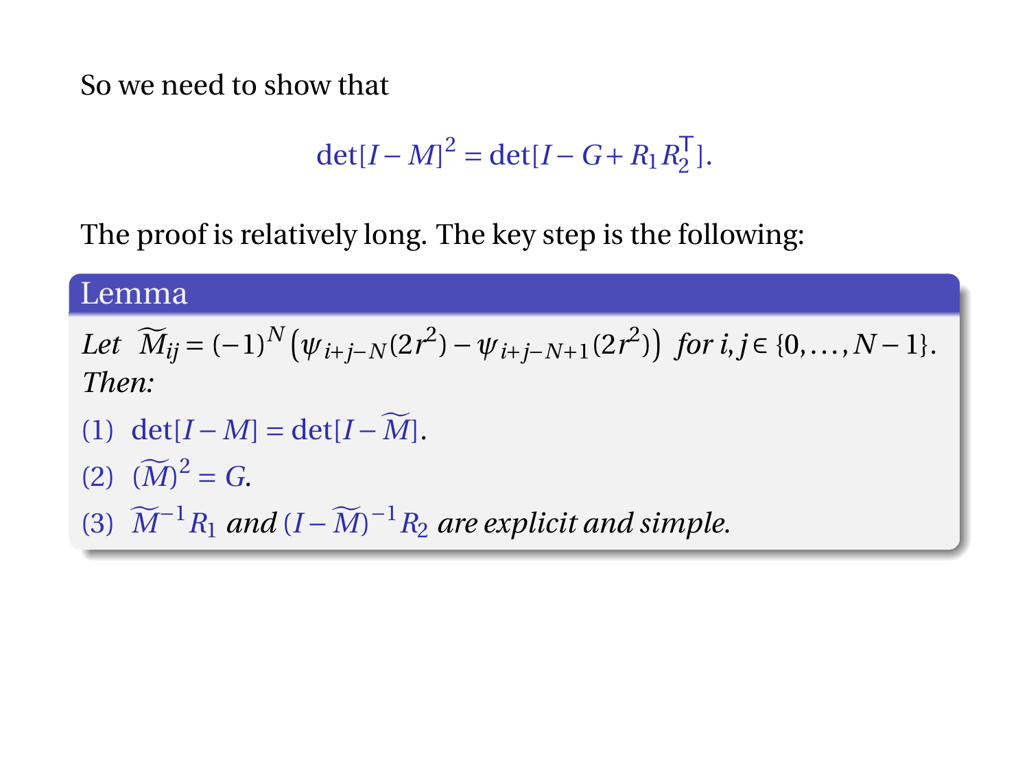So we need to show that

$$\det[I - M]^2 = \det[I - G + R_1 R_2^{\mathsf{T}}].$$

The proof is relatively long. The key step is the following:

**Lemma**

*Let* $\widetilde{M}_{ij} = (-1)^N \left(\psi_{i+j-N}(2r^2) - \psi_{i+j-N+1}(2r^2)\right)$ *for* $i, j \in \{0, \ldots, N-1\}$. *Then:*

(1) $\det[I - M] = \det[I - \widetilde{M}]$.

(2) $(\widetilde{M})^2 = G$.

(3) $\widetilde{M}^{-1} R_1$ *and* $(I - \widetilde{M})^{-1} R_2$ *are explicit and simple.*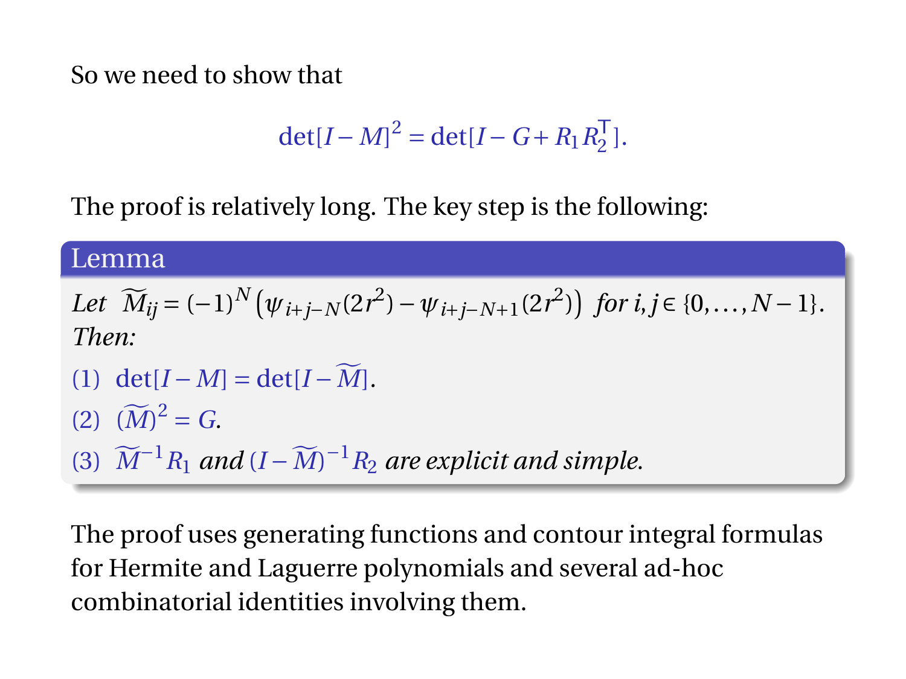So we need to show that

$$\det[I - M]^2 = \det[I - G + R_1 R_2^{\mathsf{T}}].$$

The proof is relatively long. The key step is the following:

**Lemma**

*Let* $\widetilde{M}_{ij} = (-1)^N \left(\psi_{i+j-N}(2r^2) - \psi_{i+j-N+1}(2r^2)\right)$ *for* $i, j \in \{0, \ldots, N-1\}$. *Then:*

(1) $\det[I - M] = \det[I - \widetilde{M}]$.

(2) $(\widetilde{M})^2 = G$.

(3) $\widetilde{M}^{-1} R_1$ *and* $(I - \widetilde{M})^{-1} R_2$ *are explicit and simple.*

The proof uses generating functions and contour integral formulas for Hermite and Laguerre polynomials and several ad-hoc combinatorial identities involving them.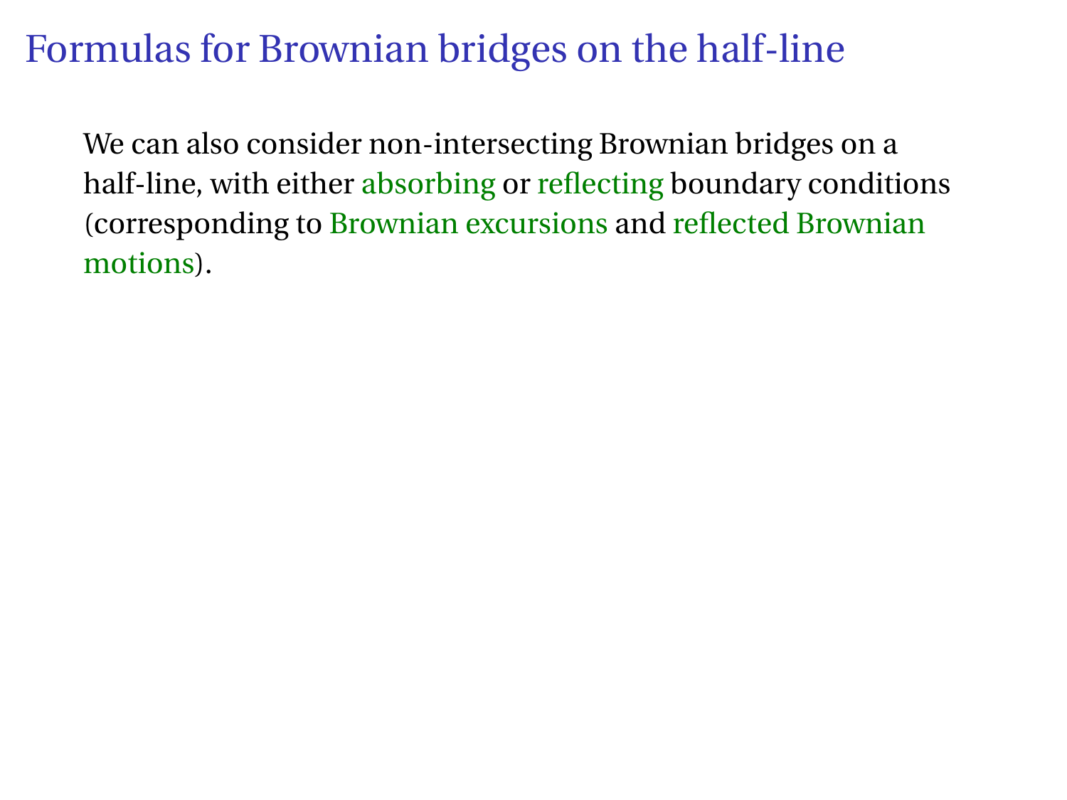# Formulas for Brownian bridges on the half-line

We can also consider non-intersecting Brownian bridges on a half-line, with either absorbing or reflecting boundary conditions (corresponding to Brownian excursions and reflected Brownian motions).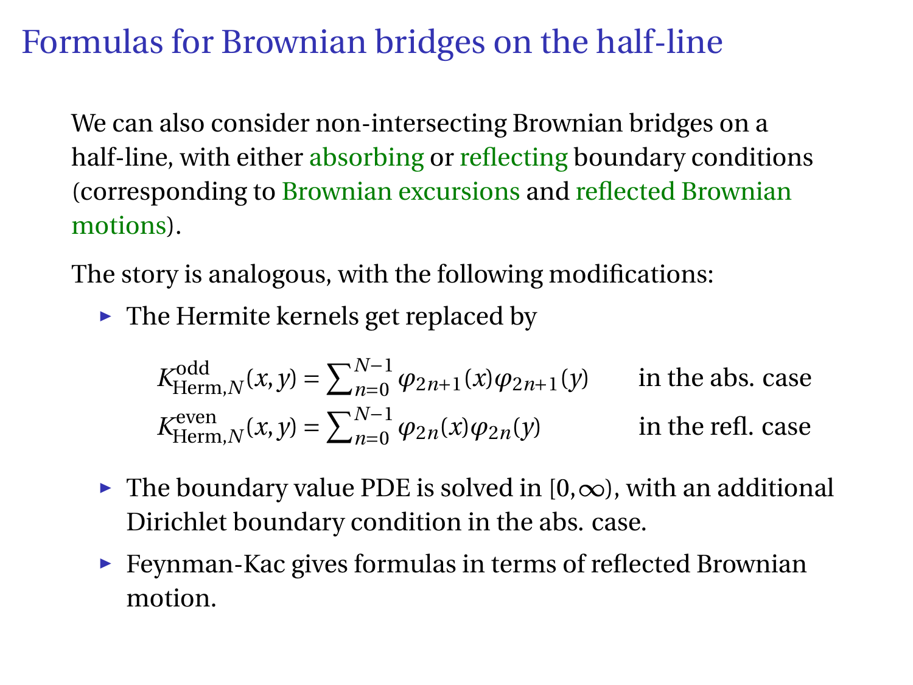# Formulas for Brownian bridges on the half-line

We can also consider non-intersecting Brownian bridges on a half-line, with either absorbing or reflecting boundary conditions (corresponding to Brownian excursions and reflected Brownian motions).

The story is analogous, with the following modifications:

- The Hermite kernels get replaced by

$$K^{\text{odd}}_{\text{Herm},N}(x,y) = \sum_{n=0}^{N-1} \varphi_{2n+1}(x)\varphi_{2n+1}(y) \qquad \text{in the abs. case}$$

$$K^{\text{even}}_{\text{Herm},N}(x,y) = \sum_{n=0}^{N-1} \varphi_{2n}(x)\varphi_{2n}(y) \qquad \text{in the refl. case}$$

- The boundary value PDE is solved in $[0,\infty)$, with an additional Dirichlet boundary condition in the abs. case.
- Feynman-Kac gives formulas in terms of reflected Brownian motion.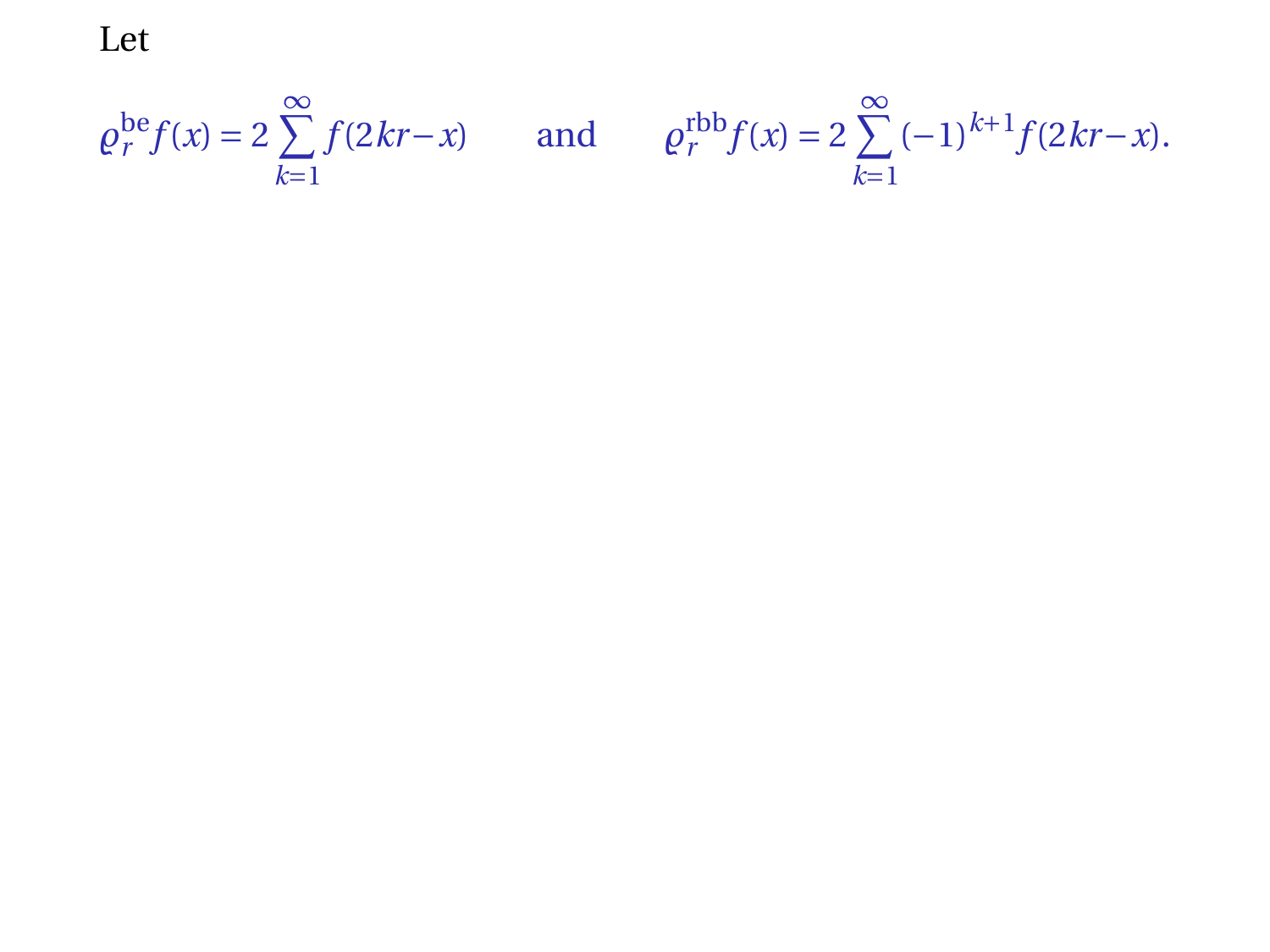Let

$$\varrho_r^{\mathrm{be}} f(x) = 2\sum_{k=1}^{\infty} f(2kr - x) \qquad \text{and} \qquad \varrho_r^{\mathrm{rbb}} f(x) = 2\sum_{k=1}^{\infty} (-1)^{k+1} f(2kr - x).$$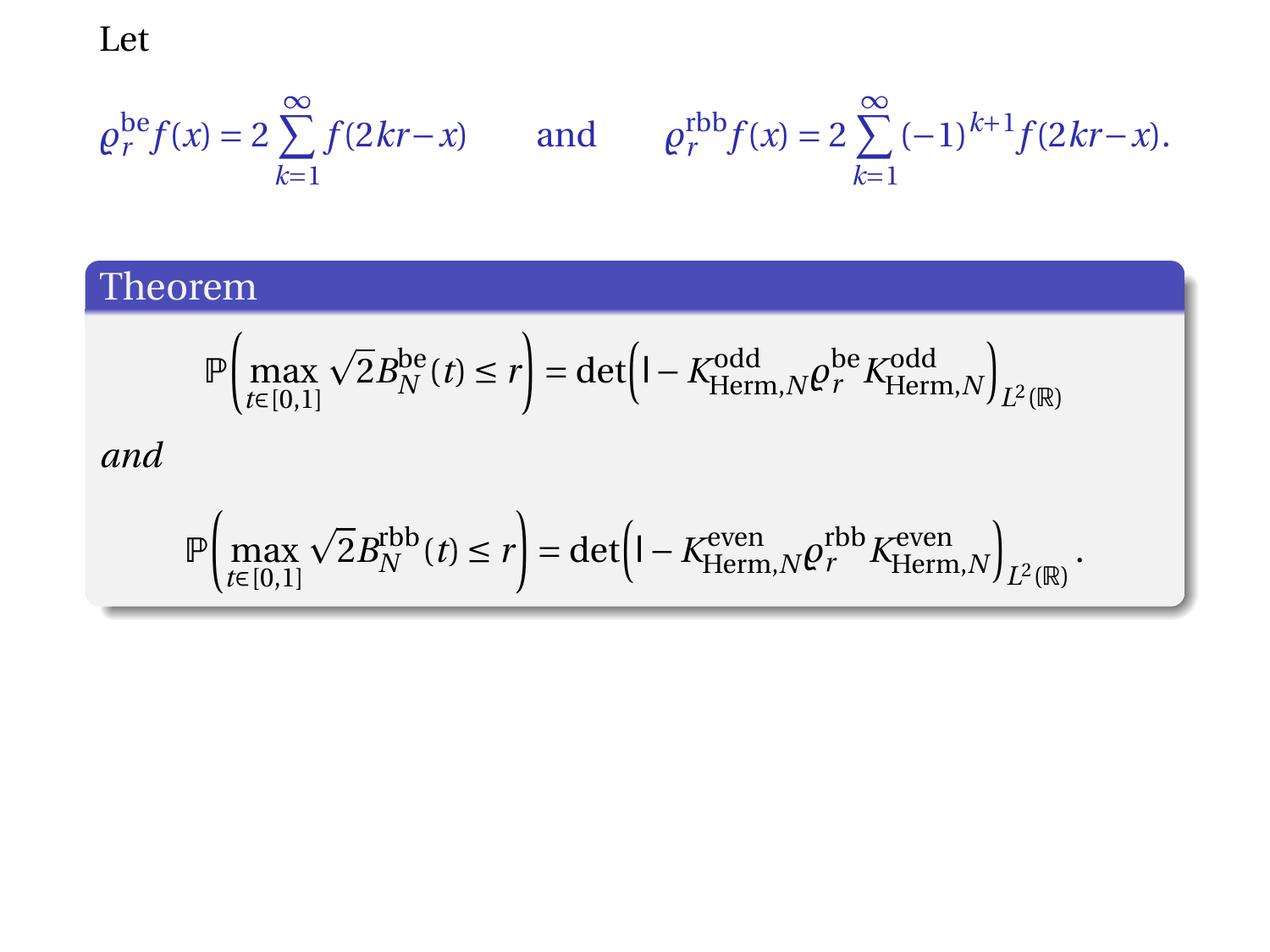Let

$$\varrho_r^{\text{be}} f(x) = 2\sum_{k=1}^{\infty} f(2kr - x) \qquad \text{and} \qquad \varrho_r^{\text{rbb}} f(x) = 2\sum_{k=1}^{\infty} (-1)^{k+1} f(2kr - x).$$

**Theorem**

$$\mathbb{P}\left(\max_{t\in[0,1]} \sqrt{2}B_N^{\text{be}}(t) \leq r\right) = \det\left(\mathsf{I} - K_{\text{Herm},N}^{\text{odd}} \varrho_r^{\text{be}} K_{\text{Herm},N}^{\text{odd}}\right)_{L^2(\mathbb{R})}$$

*and*

$$\mathbb{P}\left(\max_{t\in[0,1]} \sqrt{2}B_N^{\text{rbb}}(t) \leq r\right) = \det\left(\mathsf{I} - K_{\text{Herm},N}^{\text{even}} \varrho_r^{\text{rbb}} K_{\text{Herm},N}^{\text{even}}\right)_{L^2(\mathbb{R})}.$$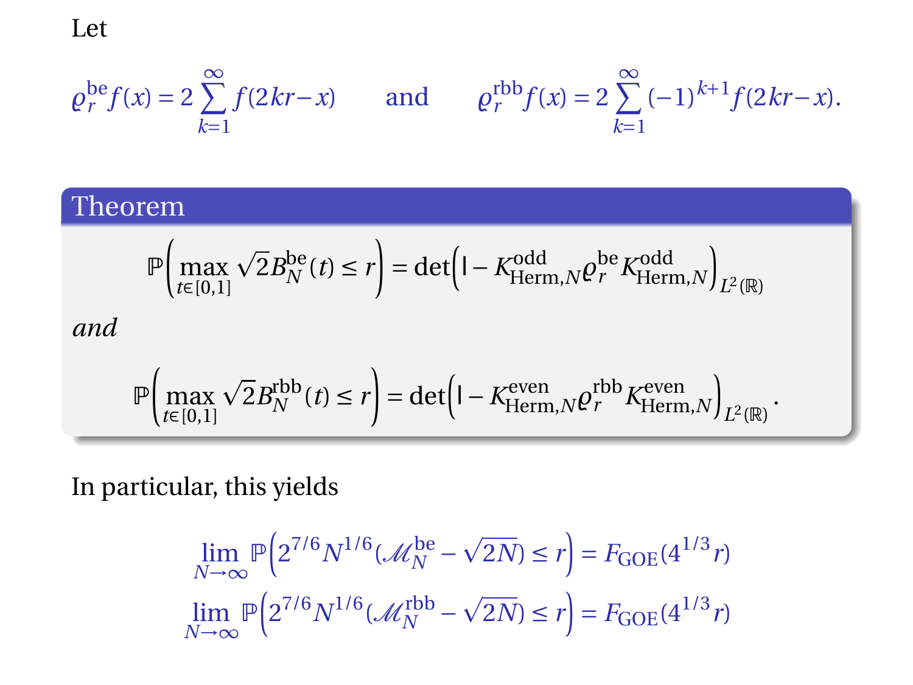Let

$$\varrho_r^{\mathrm{be}} f(x) = 2\sum_{k=1}^{\infty} f(2kr - x) \qquad \text{and} \qquad \varrho_r^{\mathrm{rbb}} f(x) = 2\sum_{k=1}^{\infty} (-1)^{k+1} f(2kr - x).$$

## Theorem

$$\mathbb{P}\left(\max_{t\in[0,1]} \sqrt{2} B_N^{\mathrm{be}}(t) \leq r\right) = \det\left(\mathsf{I} - K_{\mathrm{Herm},N}^{\mathrm{odd}} \varrho_r^{\mathrm{be}} K_{\mathrm{Herm},N}^{\mathrm{odd}}\right)_{L^2(\mathbb{R})}$$

*and*

$$\mathbb{P}\left(\max_{t\in[0,1]} \sqrt{2} B_N^{\mathrm{rbb}}(t) \leq r\right) = \det\left(\mathsf{I} - K_{\mathrm{Herm},N}^{\mathrm{even}} \varrho_r^{\mathrm{rbb}} K_{\mathrm{Herm},N}^{\mathrm{even}}\right)_{L^2(\mathbb{R})}.$$

In particular, this yields

$$\lim_{N\to\infty} \mathbb{P}\left(2^{7/6} N^{1/6} (\mathscr{M}_N^{\mathrm{be}} - \sqrt{2N}) \leq r\right) = F_{\mathrm{GOE}}(4^{1/3} r)$$

$$\lim_{N\to\infty} \mathbb{P}\left(2^{7/6} N^{1/6} (\mathscr{M}_N^{\mathrm{rbb}} - \sqrt{2N}) \leq r\right) = F_{\mathrm{GOE}}(4^{1/3} r)$$